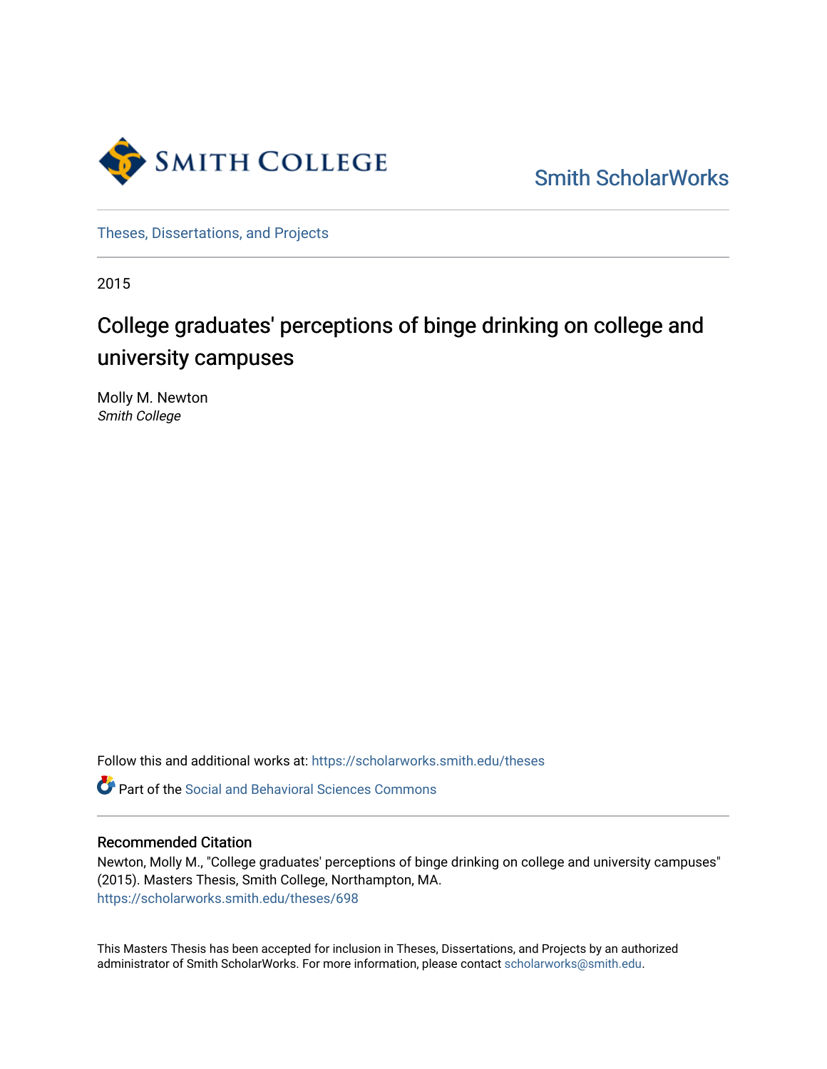Smith College

Smith ScholarWorks

Theses, Dissertations, and Projects

2015

# College graduates' perceptions of binge drinking on college and university campuses

Molly M. Newton
*Smith College*

Follow this and additional works at: https://scholarworks.smith.edu/theses

Part of the Social and Behavioral Sciences Commons

## Recommended Citation

Newton, Molly M., "College graduates' perceptions of binge drinking on college and university campuses" (2015). Masters Thesis, Smith College, Northampton, MA.
https://scholarworks.smith.edu/theses/698

This Masters Thesis has been accepted for inclusion in Theses, Dissertations, and Projects by an authorized administrator of Smith ScholarWorks. For more information, please contact scholarworks@smith.edu.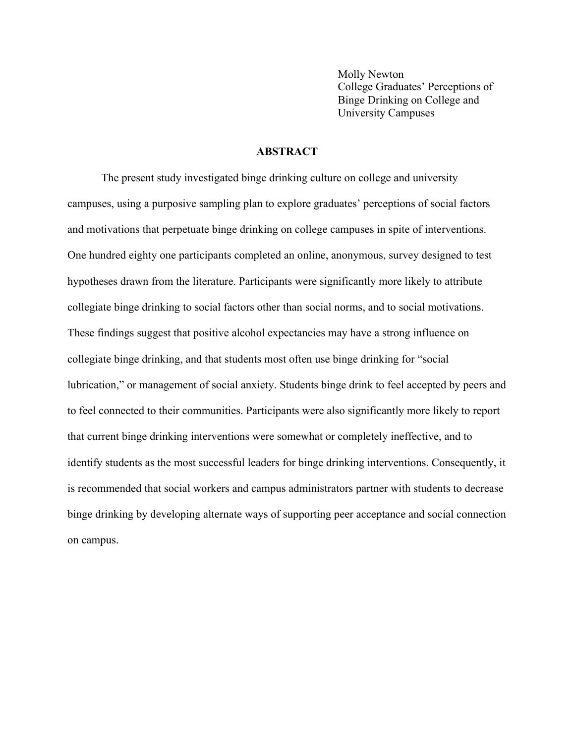Molly Newton
College Graduates' Perceptions of
Binge Drinking on College and
University Campuses

## ABSTRACT

The present study investigated binge drinking culture on college and university campuses, using a purposive sampling plan to explore graduates' perceptions of social factors and motivations that perpetuate binge drinking on college campuses in spite of interventions. One hundred eighty one participants completed an online, anonymous, survey designed to test hypotheses drawn from the literature. Participants were significantly more likely to attribute collegiate binge drinking to social factors other than social norms, and to social motivations. These findings suggest that positive alcohol expectancies may have a strong influence on collegiate binge drinking, and that students most often use binge drinking for "social lubrication," or management of social anxiety. Students binge drink to feel accepted by peers and to feel connected to their communities. Participants were also significantly more likely to report that current binge drinking interventions were somewhat or completely ineffective, and to identify students as the most successful leaders for binge drinking interventions. Consequently, it is recommended that social workers and campus administrators partner with students to decrease binge drinking by developing alternate ways of supporting peer acceptance and social connection on campus.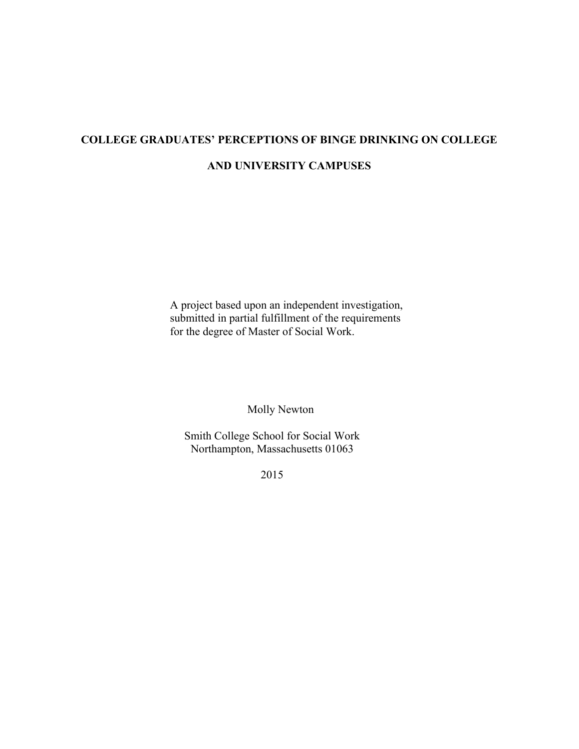# COLLEGE GRADUATES' PERCEPTIONS OF BINGE DRINKING ON COLLEGE AND UNIVERSITY CAMPUSES

A project based upon an independent investigation, submitted in partial fulfillment of the requirements for the degree of Master of Social Work.

Molly Newton

Smith College School for Social Work
Northampton, Massachusetts 01063

2015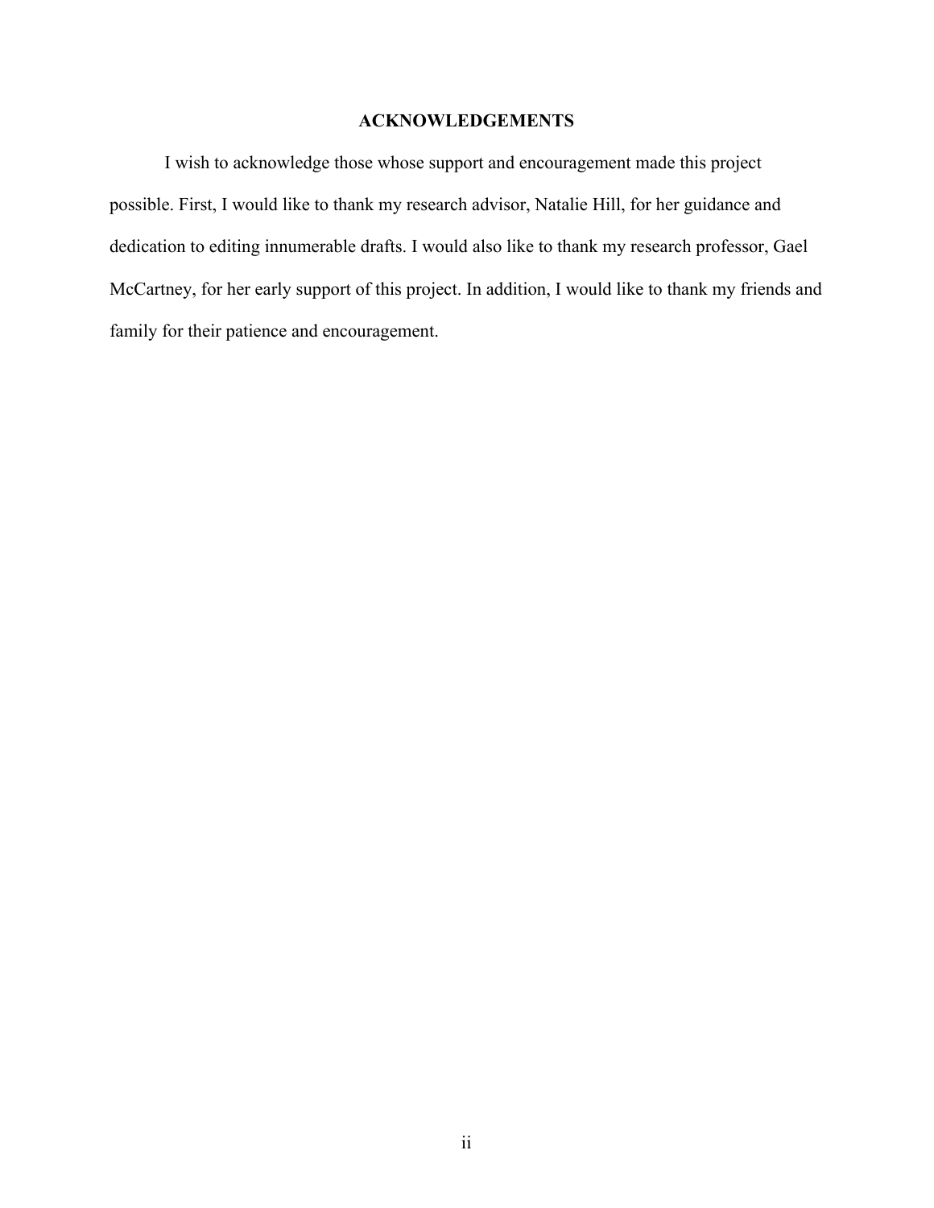## ACKNOWLEDGEMENTS

I wish to acknowledge those whose support and encouragement made this project possible. First, I would like to thank my research advisor, Natalie Hill, for her guidance and dedication to editing innumerable drafts. I would also like to thank my research professor, Gael McCartney, for her early support of this project. In addition, I would like to thank my friends and family for their patience and encouragement.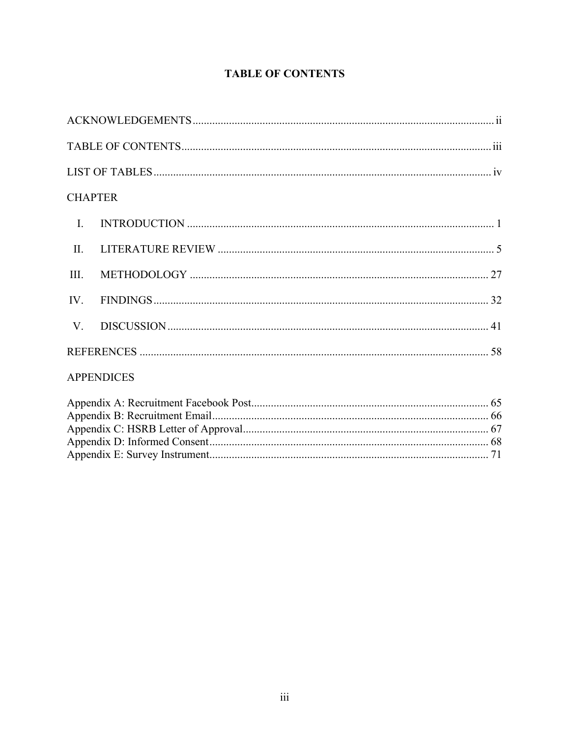# TABLE OF CONTENTS

ACKNOWLEDGEMENTS ii

TABLE OF CONTENTS iii

LIST OF TABLES iv

CHAPTER

I. INTRODUCTION 1

II. LITERATURE REVIEW 5

III. METHODOLOGY 27

IV. FINDINGS 32

V. DISCUSSION 41

REFERENCES 58

APPENDICES

Appendix A: Recruitment Facebook Post 65
Appendix B: Recruitment Email 66
Appendix C: HSRB Letter of Approval 67
Appendix D: Informed Consent 68
Appendix E: Survey Instrument 71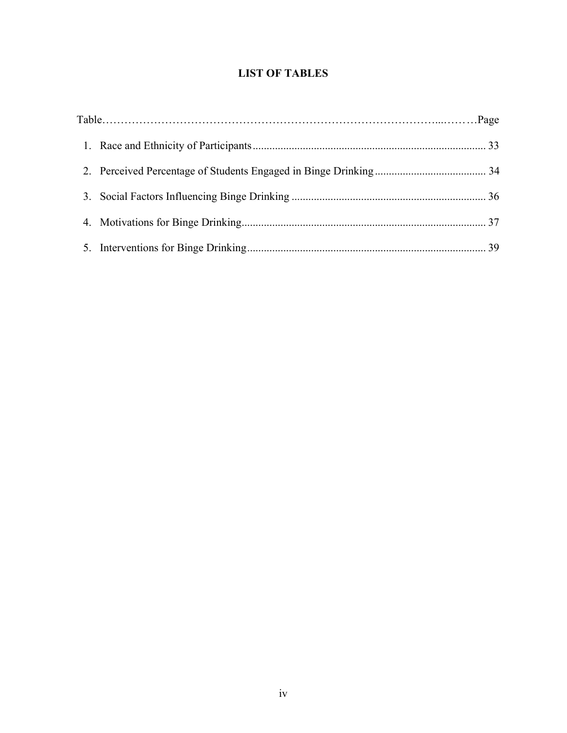# LIST OF TABLES

Table……………………………………………………………………………………...………Page

1. Race and Ethnicity of Participants ................................................................................... 33
2. Perceived Percentage of Students Engaged in Binge Drinking ........................................ 34
3. Social Factors Influencing Binge Drinking ..................................................................... 36
4. Motivations for Binge Drinking ....................................................................................... 37
5. Interventions for Binge Drinking ..................................................................................... 39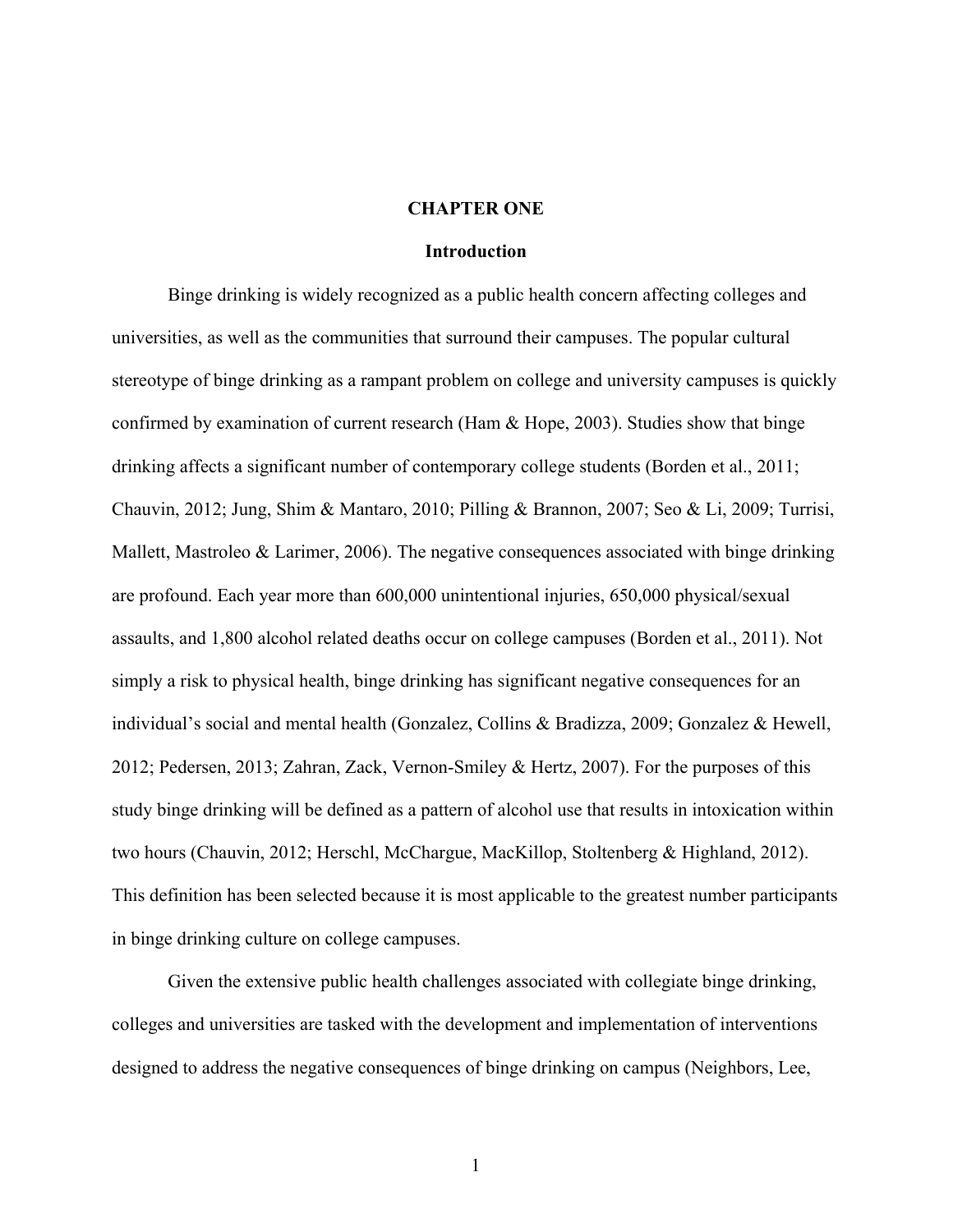# CHAPTER ONE

## Introduction

Binge drinking is widely recognized as a public health concern affecting colleges and universities, as well as the communities that surround their campuses. The popular cultural stereotype of binge drinking as a rampant problem on college and university campuses is quickly confirmed by examination of current research (Ham & Hope, 2003). Studies show that binge drinking affects a significant number of contemporary college students (Borden et al., 2011; Chauvin, 2012; Jung, Shim & Mantaro, 2010; Pilling & Brannon, 2007; Seo & Li, 2009; Turrisi, Mallett, Mastroleo & Larimer, 2006). The negative consequences associated with binge drinking are profound. Each year more than 600,000 unintentional injuries, 650,000 physical/sexual assaults, and 1,800 alcohol related deaths occur on college campuses (Borden et al., 2011). Not simply a risk to physical health, binge drinking has significant negative consequences for an individual's social and mental health (Gonzalez, Collins & Bradizza, 2009; Gonzalez & Hewell, 2012; Pedersen, 2013; Zahran, Zack, Vernon-Smiley & Hertz, 2007). For the purposes of this study binge drinking will be defined as a pattern of alcohol use that results in intoxication within two hours (Chauvin, 2012; Herschl, McChargue, MacKillop, Stoltenberg & Highland, 2012). This definition has been selected because it is most applicable to the greatest number participants in binge drinking culture on college campuses.

Given the extensive public health challenges associated with collegiate binge drinking, colleges and universities are tasked with the development and implementation of interventions designed to address the negative consequences of binge drinking on campus (Neighbors, Lee,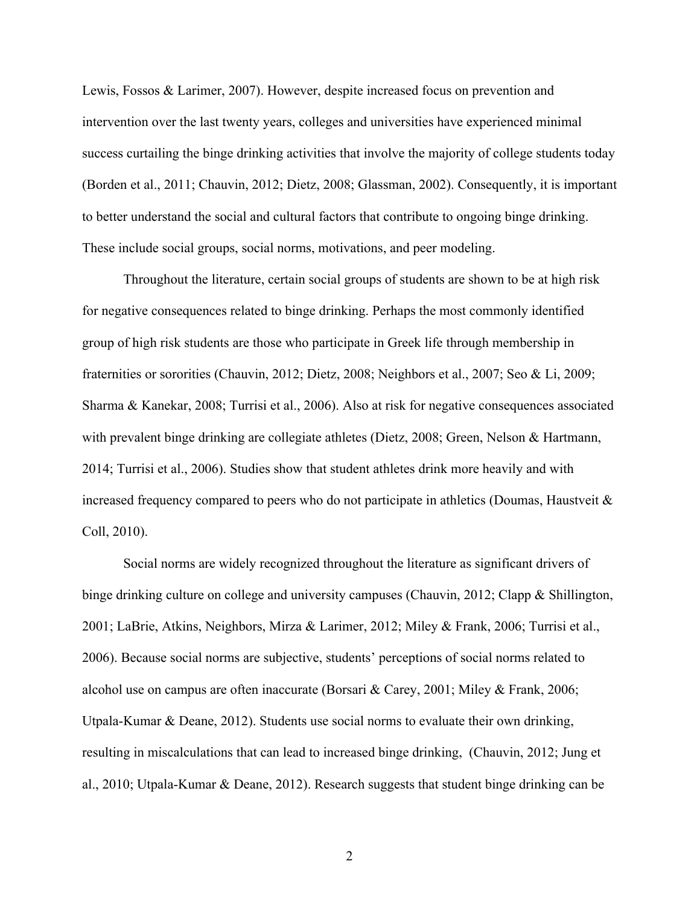Lewis, Fossos & Larimer, 2007). However, despite increased focus on prevention and intervention over the last twenty years, colleges and universities have experienced minimal success curtailing the binge drinking activities that involve the majority of college students today (Borden et al., 2011; Chauvin, 2012; Dietz, 2008; Glassman, 2002). Consequently, it is important to better understand the social and cultural factors that contribute to ongoing binge drinking. These include social groups, social norms, motivations, and peer modeling.

Throughout the literature, certain social groups of students are shown to be at high risk for negative consequences related to binge drinking. Perhaps the most commonly identified group of high risk students are those who participate in Greek life through membership in fraternities or sororities (Chauvin, 2012; Dietz, 2008; Neighbors et al., 2007; Seo & Li, 2009; Sharma & Kanekar, 2008; Turrisi et al., 2006). Also at risk for negative consequences associated with prevalent binge drinking are collegiate athletes (Dietz, 2008; Green, Nelson & Hartmann, 2014; Turrisi et al., 2006). Studies show that student athletes drink more heavily and with increased frequency compared to peers who do not participate in athletics (Doumas, Haustveit & Coll, 2010).

Social norms are widely recognized throughout the literature as significant drivers of binge drinking culture on college and university campuses (Chauvin, 2012; Clapp & Shillington, 2001; LaBrie, Atkins, Neighbors, Mirza & Larimer, 2012; Miley & Frank, 2006; Turrisi et al., 2006). Because social norms are subjective, students' perceptions of social norms related to alcohol use on campus are often inaccurate (Borsari & Carey, 2001; Miley & Frank, 2006; Utpala-Kumar & Deane, 2012). Students use social norms to evaluate their own drinking, resulting in miscalculations that can lead to increased binge drinking,  (Chauvin, 2012; Jung et al., 2010; Utpala-Kumar & Deane, 2012). Research suggests that student binge drinking can be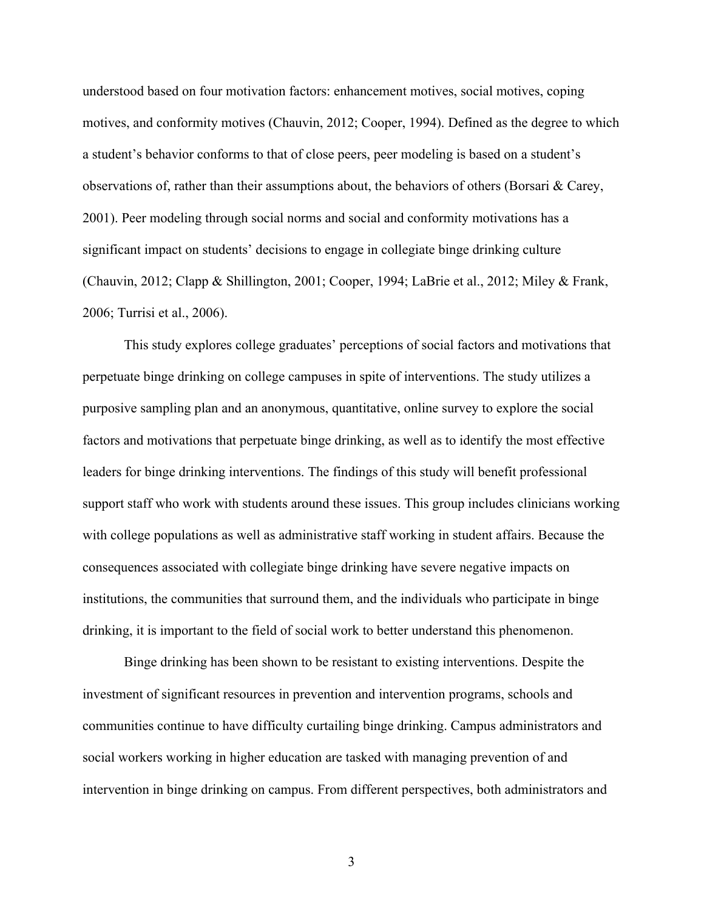understood based on four motivation factors: enhancement motives, social motives, coping motives, and conformity motives (Chauvin, 2012; Cooper, 1994). Defined as the degree to which a student's behavior conforms to that of close peers, peer modeling is based on a student's observations of, rather than their assumptions about, the behaviors of others (Borsari & Carey, 2001). Peer modeling through social norms and social and conformity motivations has a significant impact on students' decisions to engage in collegiate binge drinking culture (Chauvin, 2012; Clapp & Shillington, 2001; Cooper, 1994; LaBrie et al., 2012; Miley & Frank, 2006; Turrisi et al., 2006).

This study explores college graduates' perceptions of social factors and motivations that perpetuate binge drinking on college campuses in spite of interventions. The study utilizes a purposive sampling plan and an anonymous, quantitative, online survey to explore the social factors and motivations that perpetuate binge drinking, as well as to identify the most effective leaders for binge drinking interventions. The findings of this study will benefit professional support staff who work with students around these issues. This group includes clinicians working with college populations as well as administrative staff working in student affairs. Because the consequences associated with collegiate binge drinking have severe negative impacts on institutions, the communities that surround them, and the individuals who participate in binge drinking, it is important to the field of social work to better understand this phenomenon.

Binge drinking has been shown to be resistant to existing interventions. Despite the investment of significant resources in prevention and intervention programs, schools and communities continue to have difficulty curtailing binge drinking. Campus administrators and social workers working in higher education are tasked with managing prevention of and intervention in binge drinking on campus. From different perspectives, both administrators and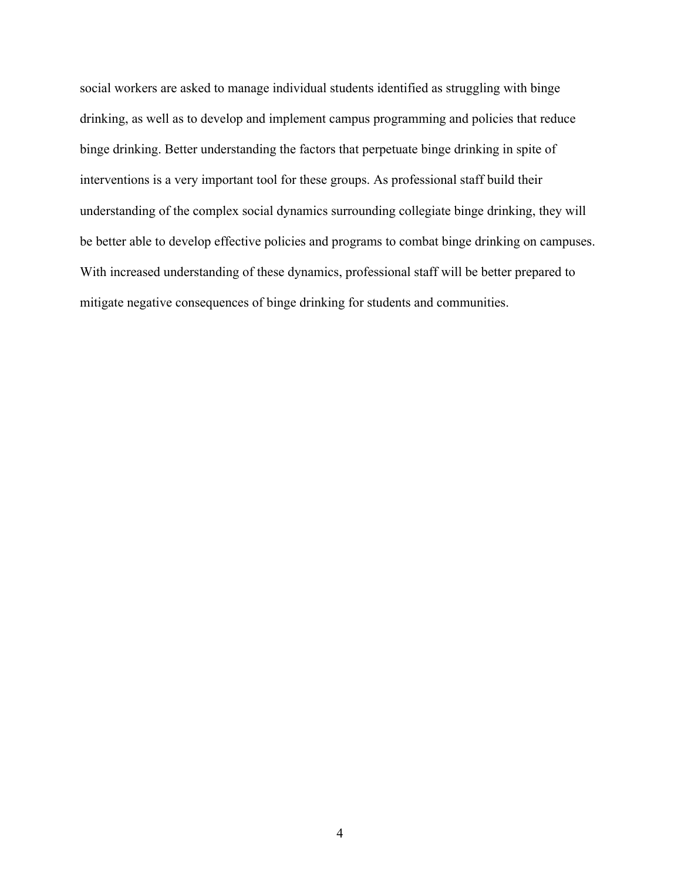social workers are asked to manage individual students identified as struggling with binge drinking, as well as to develop and implement campus programming and policies that reduce binge drinking. Better understanding the factors that perpetuate binge drinking in spite of interventions is a very important tool for these groups. As professional staff build their understanding of the complex social dynamics surrounding collegiate binge drinking, they will be better able to develop effective policies and programs to combat binge drinking on campuses. With increased understanding of these dynamics, professional staff will be better prepared to mitigate negative consequences of binge drinking for students and communities.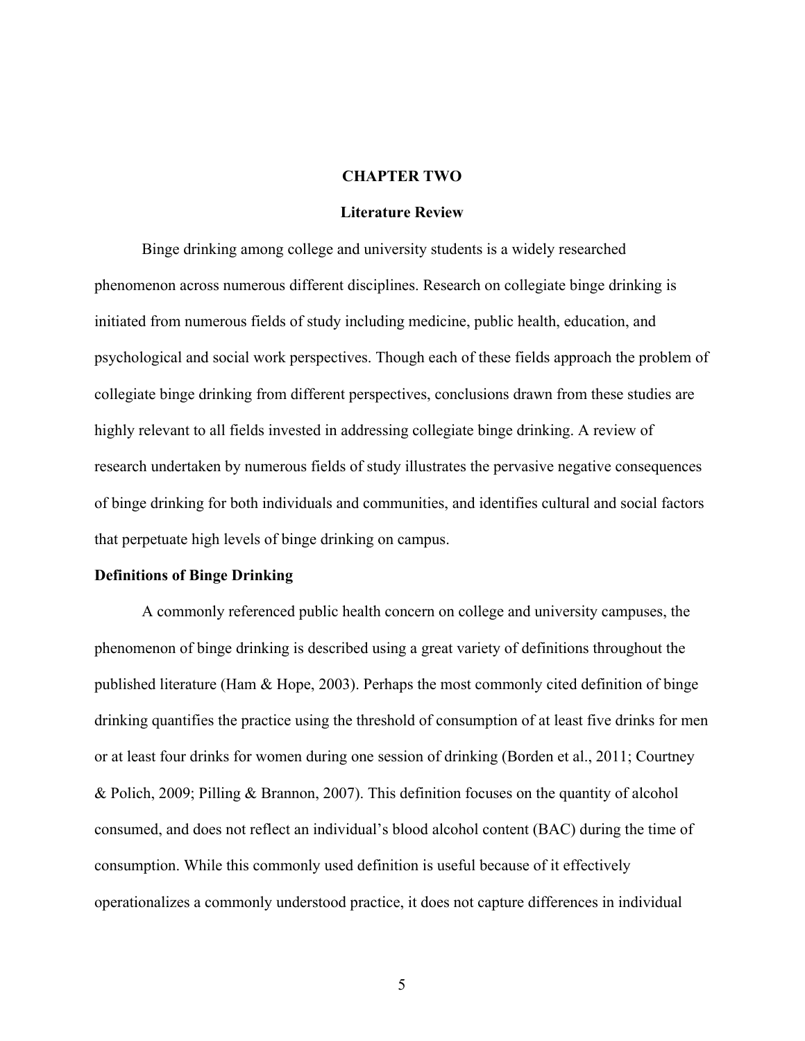# CHAPTER TWO

## Literature Review

Binge drinking among college and university students is a widely researched phenomenon across numerous different disciplines. Research on collegiate binge drinking is initiated from numerous fields of study including medicine, public health, education, and psychological and social work perspectives. Though each of these fields approach the problem of collegiate binge drinking from different perspectives, conclusions drawn from these studies are highly relevant to all fields invested in addressing collegiate binge drinking. A review of research undertaken by numerous fields of study illustrates the pervasive negative consequences of binge drinking for both individuals and communities, and identifies cultural and social factors that perpetuate high levels of binge drinking on campus.

### Definitions of Binge Drinking

A commonly referenced public health concern on college and university campuses, the phenomenon of binge drinking is described using a great variety of definitions throughout the published literature (Ham & Hope, 2003). Perhaps the most commonly cited definition of binge drinking quantifies the practice using the threshold of consumption of at least five drinks for men or at least four drinks for women during one session of drinking (Borden et al., 2011; Courtney & Polich, 2009; Pilling & Brannon, 2007). This definition focuses on the quantity of alcohol consumed, and does not reflect an individual's blood alcohol content (BAC) during the time of consumption. While this commonly used definition is useful because of it effectively operationalizes a commonly understood practice, it does not capture differences in individual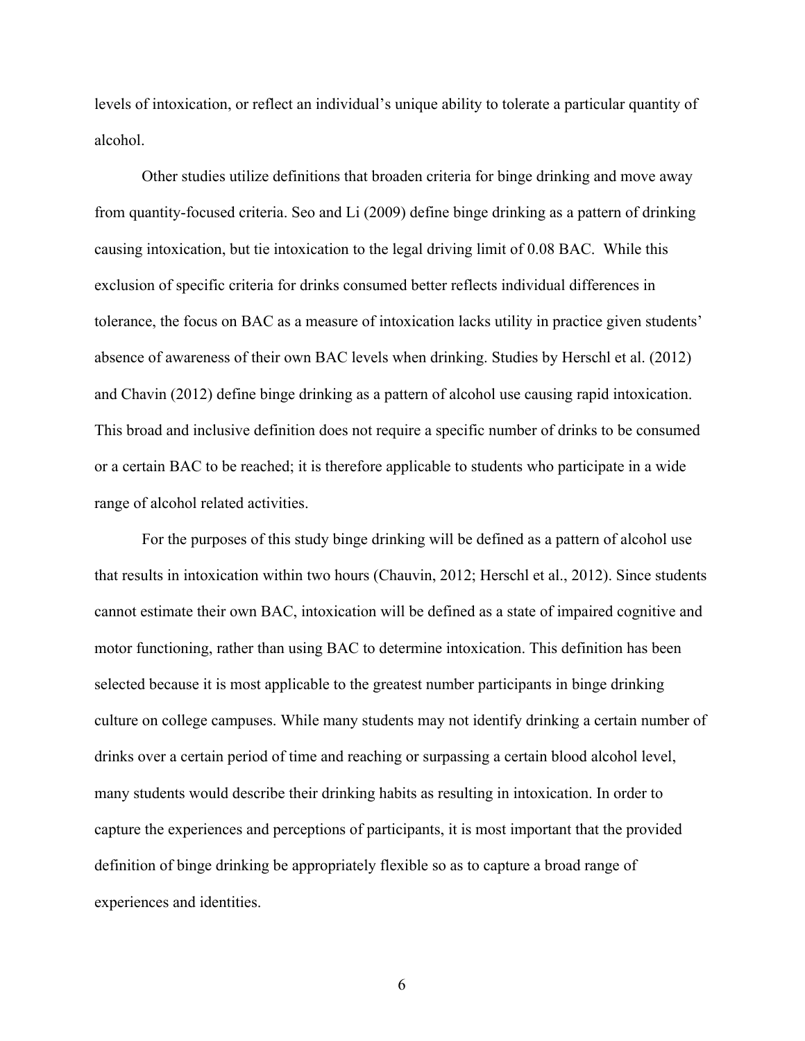levels of intoxication, or reflect an individual's unique ability to tolerate a particular quantity of alcohol.

Other studies utilize definitions that broaden criteria for binge drinking and move away from quantity-focused criteria. Seo and Li (2009) define binge drinking as a pattern of drinking causing intoxication, but tie intoxication to the legal driving limit of 0.08 BAC. While this exclusion of specific criteria for drinks consumed better reflects individual differences in tolerance, the focus on BAC as a measure of intoxication lacks utility in practice given students' absence of awareness of their own BAC levels when drinking. Studies by Herschl et al. (2012) and Chavin (2012) define binge drinking as a pattern of alcohol use causing rapid intoxication. This broad and inclusive definition does not require a specific number of drinks to be consumed or a certain BAC to be reached; it is therefore applicable to students who participate in a wide range of alcohol related activities.

For the purposes of this study binge drinking will be defined as a pattern of alcohol use that results in intoxication within two hours (Chauvin, 2012; Herschl et al., 2012). Since students cannot estimate their own BAC, intoxication will be defined as a state of impaired cognitive and motor functioning, rather than using BAC to determine intoxication. This definition has been selected because it is most applicable to the greatest number participants in binge drinking culture on college campuses. While many students may not identify drinking a certain number of drinks over a certain period of time and reaching or surpassing a certain blood alcohol level, many students would describe their drinking habits as resulting in intoxication. In order to capture the experiences and perceptions of participants, it is most important that the provided definition of binge drinking be appropriately flexible so as to capture a broad range of experiences and identities.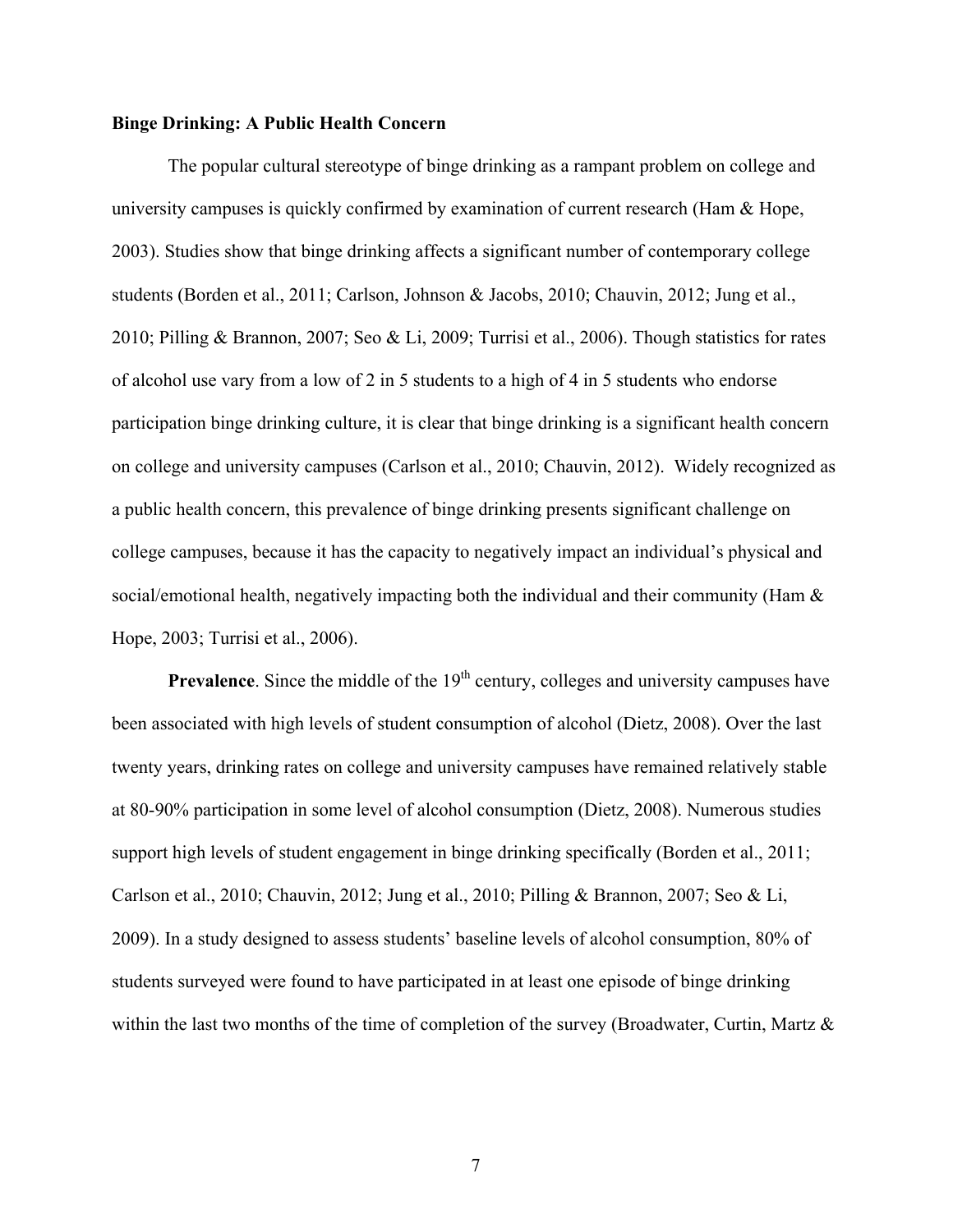**Binge Drinking: A Public Health Concern**

The popular cultural stereotype of binge drinking as a rampant problem on college and university campuses is quickly confirmed by examination of current research (Ham & Hope, 2003). Studies show that binge drinking affects a significant number of contemporary college students (Borden et al., 2011; Carlson, Johnson & Jacobs, 2010; Chauvin, 2012; Jung et al., 2010; Pilling & Brannon, 2007; Seo & Li, 2009; Turrisi et al., 2006). Though statistics for rates of alcohol use vary from a low of 2 in 5 students to a high of 4 in 5 students who endorse participation binge drinking culture, it is clear that binge drinking is a significant health concern on college and university campuses (Carlson et al., 2010; Chauvin, 2012). Widely recognized as a public health concern, this prevalence of binge drinking presents significant challenge on college campuses, because it has the capacity to negatively impact an individual's physical and social/emotional health, negatively impacting both the individual and their community (Ham & Hope, 2003; Turrisi et al., 2006).

**Prevalence**. Since the middle of the 19th century, colleges and university campuses have been associated with high levels of student consumption of alcohol (Dietz, 2008). Over the last twenty years, drinking rates on college and university campuses have remained relatively stable at 80-90% participation in some level of alcohol consumption (Dietz, 2008). Numerous studies support high levels of student engagement in binge drinking specifically (Borden et al., 2011; Carlson et al., 2010; Chauvin, 2012; Jung et al., 2010; Pilling & Brannon, 2007; Seo & Li, 2009). In a study designed to assess students' baseline levels of alcohol consumption, 80% of students surveyed were found to have participated in at least one episode of binge drinking within the last two months of the time of completion of the survey (Broadwater, Curtin, Martz &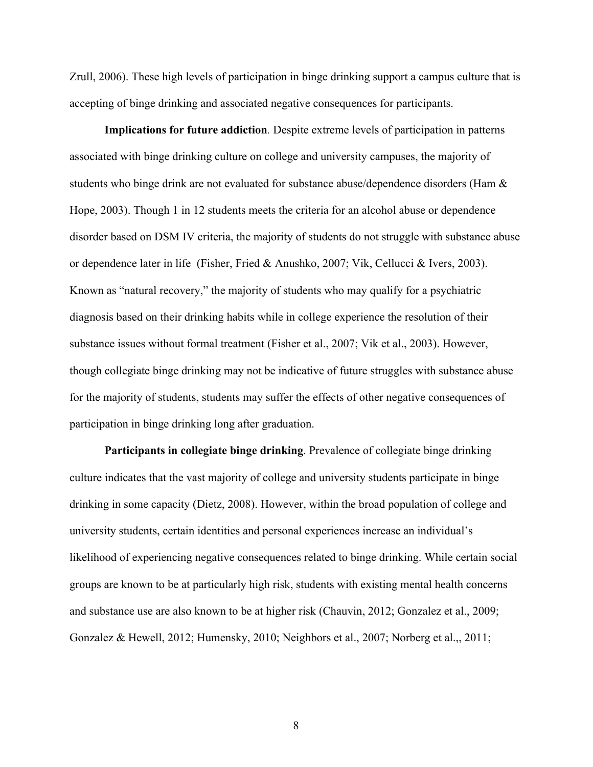Zrull, 2006). These high levels of participation in binge drinking support a campus culture that is accepting of binge drinking and associated negative consequences for participants.

**Implications for future addiction**. Despite extreme levels of participation in patterns associated with binge drinking culture on college and university campuses, the majority of students who binge drink are not evaluated for substance abuse/dependence disorders (Ham & Hope, 2003). Though 1 in 12 students meets the criteria for an alcohol abuse or dependence disorder based on DSM IV criteria, the majority of students do not struggle with substance abuse or dependence later in life (Fisher, Fried & Anushko, 2007; Vik, Cellucci & Ivers, 2003). Known as "natural recovery," the majority of students who may qualify for a psychiatric diagnosis based on their drinking habits while in college experience the resolution of their substance issues without formal treatment (Fisher et al., 2007; Vik et al., 2003). However, though collegiate binge drinking may not be indicative of future struggles with substance abuse for the majority of students, students may suffer the effects of other negative consequences of participation in binge drinking long after graduation.

**Participants in collegiate binge drinking**. Prevalence of collegiate binge drinking culture indicates that the vast majority of college and university students participate in binge drinking in some capacity (Dietz, 2008). However, within the broad population of college and university students, certain identities and personal experiences increase an individual's likelihood of experiencing negative consequences related to binge drinking. While certain social groups are known to be at particularly high risk, students with existing mental health concerns and substance use are also known to be at higher risk (Chauvin, 2012; Gonzalez et al., 2009; Gonzalez & Hewell, 2012; Humensky, 2010; Neighbors et al., 2007; Norberg et al.,, 2011;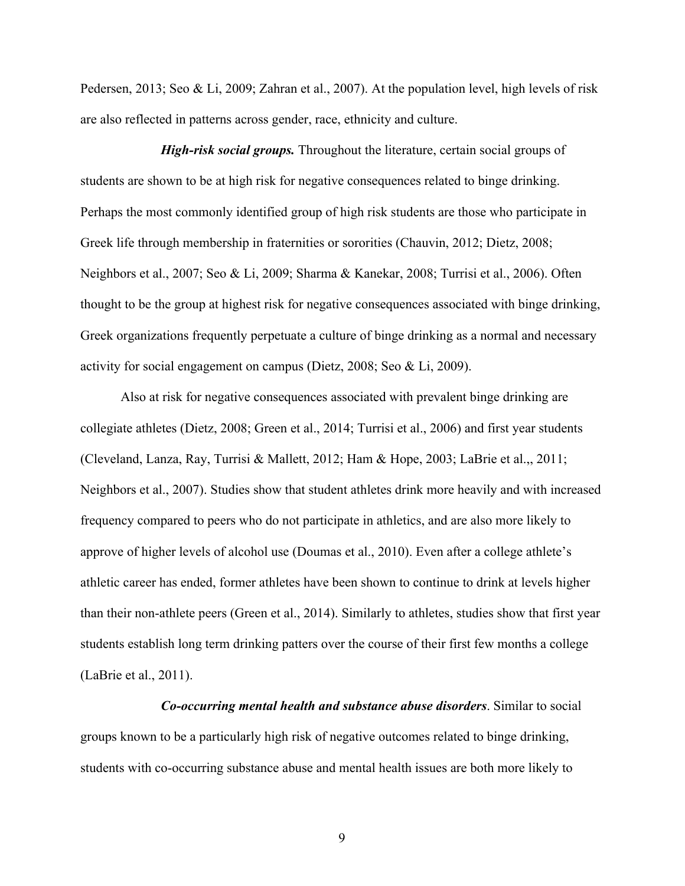Pedersen, 2013; Seo & Li, 2009; Zahran et al., 2007). At the population level, high levels of risk are also reflected in patterns across gender, race, ethnicity and culture.

***High-risk social groups.*** Throughout the literature, certain social groups of students are shown to be at high risk for negative consequences related to binge drinking. Perhaps the most commonly identified group of high risk students are those who participate in Greek life through membership in fraternities or sororities (Chauvin, 2012; Dietz, 2008; Neighbors et al., 2007; Seo & Li, 2009; Sharma & Kanekar, 2008; Turrisi et al., 2006). Often thought to be the group at highest risk for negative consequences associated with binge drinking, Greek organizations frequently perpetuate a culture of binge drinking as a normal and necessary activity for social engagement on campus (Dietz, 2008; Seo & Li, 2009).

Also at risk for negative consequences associated with prevalent binge drinking are collegiate athletes (Dietz, 2008; Green et al., 2014; Turrisi et al., 2006) and first year students (Cleveland, Lanza, Ray, Turrisi & Mallett, 2012; Ham & Hope, 2003; LaBrie et al.,, 2011; Neighbors et al., 2007). Studies show that student athletes drink more heavily and with increased frequency compared to peers who do not participate in athletics, and are also more likely to approve of higher levels of alcohol use (Doumas et al., 2010). Even after a college athlete's athletic career has ended, former athletes have been shown to continue to drink at levels higher than their non-athlete peers (Green et al., 2014). Similarly to athletes, studies show that first year students establish long term drinking patters over the course of their first few months a college (LaBrie et al., 2011).

***Co-occurring mental health and substance abuse disorders***. Similar to social groups known to be a particularly high risk of negative outcomes related to binge drinking, students with co-occurring substance abuse and mental health issues are both more likely to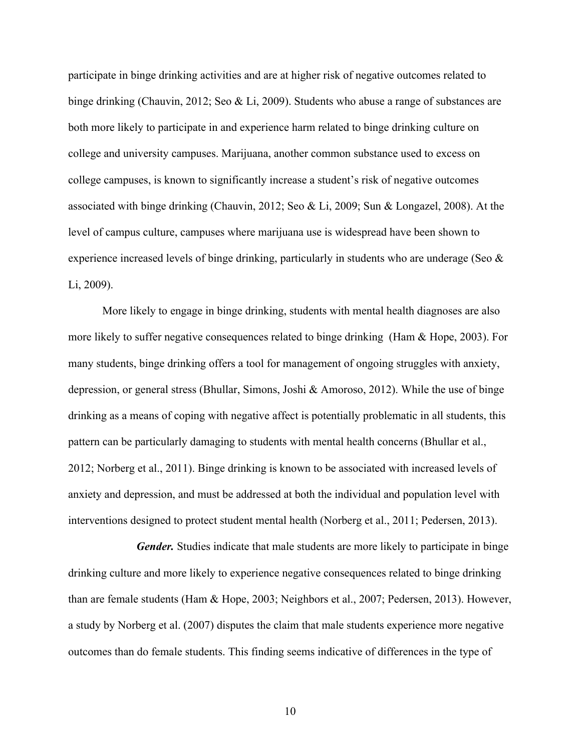participate in binge drinking activities and are at higher risk of negative outcomes related to binge drinking (Chauvin, 2012; Seo & Li, 2009). Students who abuse a range of substances are both more likely to participate in and experience harm related to binge drinking culture on college and university campuses. Marijuana, another common substance used to excess on college campuses, is known to significantly increase a student's risk of negative outcomes associated with binge drinking (Chauvin, 2012; Seo & Li, 2009; Sun & Longazel, 2008). At the level of campus culture, campuses where marijuana use is widespread have been shown to experience increased levels of binge drinking, particularly in students who are underage (Seo & Li, 2009).

More likely to engage in binge drinking, students with mental health diagnoses are also more likely to suffer negative consequences related to binge drinking (Ham & Hope, 2003). For many students, binge drinking offers a tool for management of ongoing struggles with anxiety, depression, or general stress (Bhullar, Simons, Joshi & Amoroso, 2012). While the use of binge drinking as a means of coping with negative affect is potentially problematic in all students, this pattern can be particularly damaging to students with mental health concerns (Bhullar et al., 2012; Norberg et al., 2011). Binge drinking is known to be associated with increased levels of anxiety and depression, and must be addressed at both the individual and population level with interventions designed to protect student mental health (Norberg et al., 2011; Pedersen, 2013).

***Gender.*** Studies indicate that male students are more likely to participate in binge drinking culture and more likely to experience negative consequences related to binge drinking than are female students (Ham & Hope, 2003; Neighbors et al., 2007; Pedersen, 2013). However, a study by Norberg et al. (2007) disputes the claim that male students experience more negative outcomes than do female students. This finding seems indicative of differences in the type of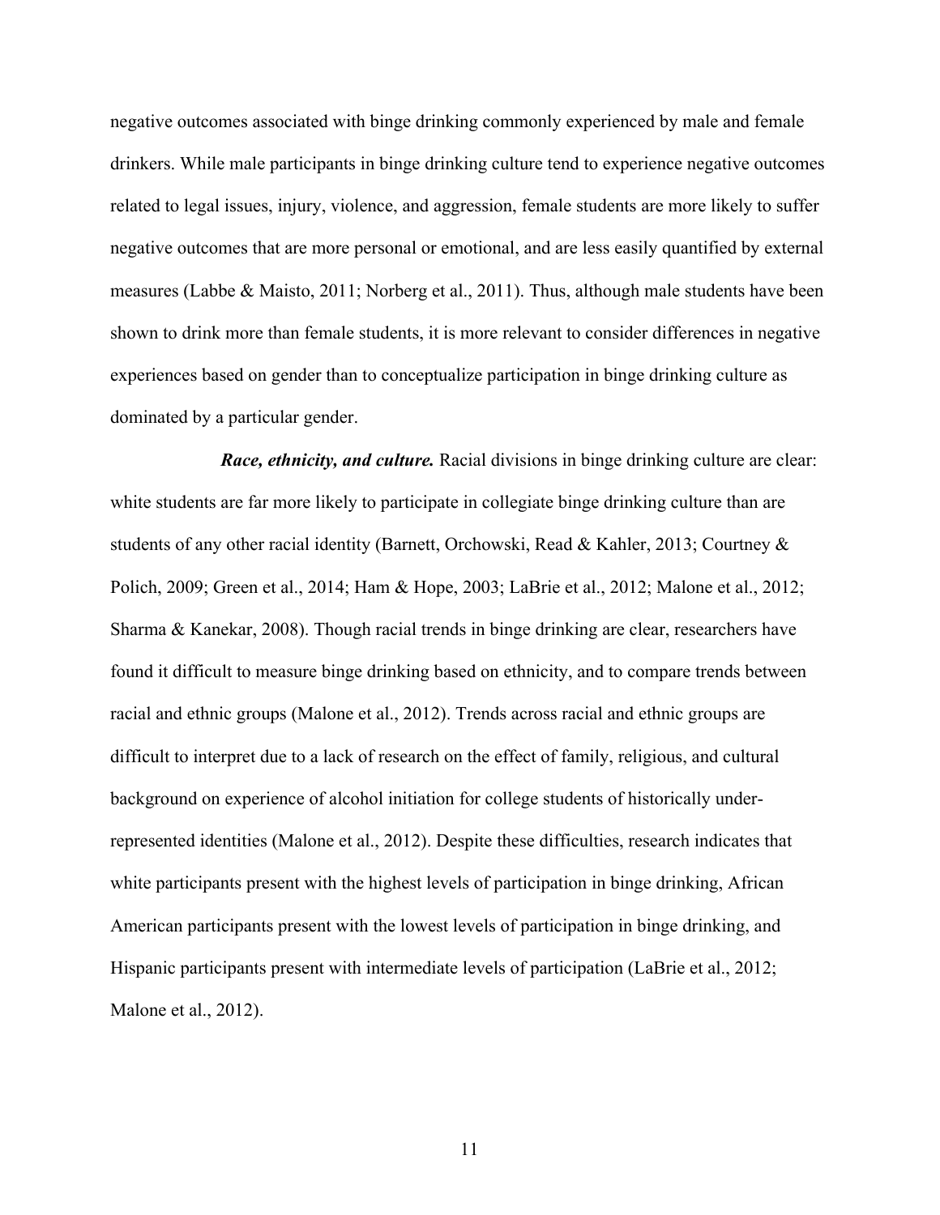negative outcomes associated with binge drinking commonly experienced by male and female drinkers. While male participants in binge drinking culture tend to experience negative outcomes related to legal issues, injury, violence, and aggression, female students are more likely to suffer negative outcomes that are more personal or emotional, and are less easily quantified by external measures (Labbe & Maisto, 2011; Norberg et al., 2011). Thus, although male students have been shown to drink more than female students, it is more relevant to consider differences in negative experiences based on gender than to conceptualize participation in binge drinking culture as dominated by a particular gender.

***Race, ethnicity, and culture.*** Racial divisions in binge drinking culture are clear: white students are far more likely to participate in collegiate binge drinking culture than are students of any other racial identity (Barnett, Orchowski, Read & Kahler, 2013; Courtney & Polich, 2009; Green et al., 2014; Ham & Hope, 2003; LaBrie et al., 2012; Malone et al., 2012; Sharma & Kanekar, 2008). Though racial trends in binge drinking are clear, researchers have found it difficult to measure binge drinking based on ethnicity, and to compare trends between racial and ethnic groups (Malone et al., 2012). Trends across racial and ethnic groups are difficult to interpret due to a lack of research on the effect of family, religious, and cultural background on experience of alcohol initiation for college students of historically under-represented identities (Malone et al., 2012). Despite these difficulties, research indicates that white participants present with the highest levels of participation in binge drinking, African American participants present with the lowest levels of participation in binge drinking, and Hispanic participants present with intermediate levels of participation (LaBrie et al., 2012; Malone et al., 2012).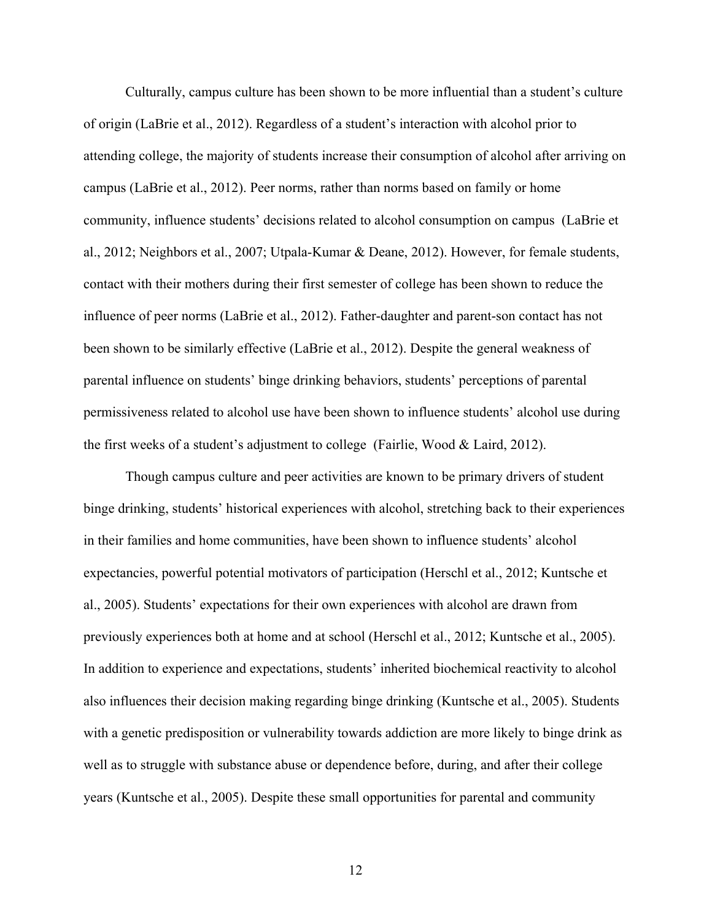Culturally, campus culture has been shown to be more influential than a student's culture of origin (LaBrie et al., 2012). Regardless of a student's interaction with alcohol prior to attending college, the majority of students increase their consumption of alcohol after arriving on campus (LaBrie et al., 2012). Peer norms, rather than norms based on family or home community, influence students' decisions related to alcohol consumption on campus (LaBrie et al., 2012; Neighbors et al., 2007; Utpala-Kumar & Deane, 2012). However, for female students, contact with their mothers during their first semester of college has been shown to reduce the influence of peer norms (LaBrie et al., 2012). Father-daughter and parent-son contact has not been shown to be similarly effective (LaBrie et al., 2012). Despite the general weakness of parental influence on students' binge drinking behaviors, students' perceptions of parental permissiveness related to alcohol use have been shown to influence students' alcohol use during the first weeks of a student's adjustment to college (Fairlie, Wood & Laird, 2012).

Though campus culture and peer activities are known to be primary drivers of student binge drinking, students' historical experiences with alcohol, stretching back to their experiences in their families and home communities, have been shown to influence students' alcohol expectancies, powerful potential motivators of participation (Herschl et al., 2012; Kuntsche et al., 2005). Students' expectations for their own experiences with alcohol are drawn from previously experiences both at home and at school (Herschl et al., 2012; Kuntsche et al., 2005). In addition to experience and expectations, students' inherited biochemical reactivity to alcohol also influences their decision making regarding binge drinking (Kuntsche et al., 2005). Students with a genetic predisposition or vulnerability towards addiction are more likely to binge drink as well as to struggle with substance abuse or dependence before, during, and after their college years (Kuntsche et al., 2005). Despite these small opportunities for parental and community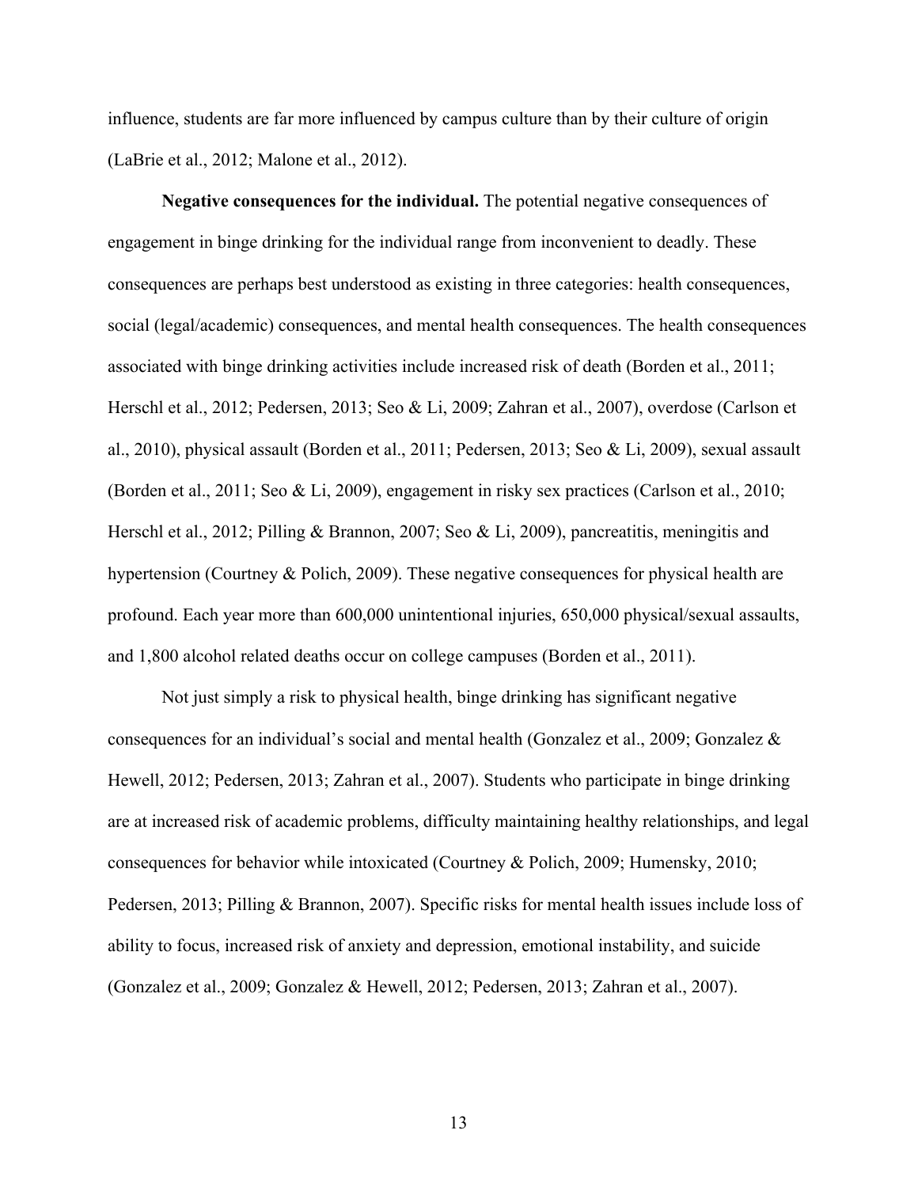influence, students are far more influenced by campus culture than by their culture of origin (LaBrie et al., 2012; Malone et al., 2012).

**Negative consequences for the individual.** The potential negative consequences of engagement in binge drinking for the individual range from inconvenient to deadly. These consequences are perhaps best understood as existing in three categories: health consequences, social (legal/academic) consequences, and mental health consequences. The health consequences associated with binge drinking activities include increased risk of death (Borden et al., 2011; Herschl et al., 2012; Pedersen, 2013; Seo & Li, 2009; Zahran et al., 2007), overdose (Carlson et al., 2010), physical assault (Borden et al., 2011; Pedersen, 2013; Seo & Li, 2009), sexual assault (Borden et al., 2011; Seo & Li, 2009), engagement in risky sex practices (Carlson et al., 2010; Herschl et al., 2012; Pilling & Brannon, 2007; Seo & Li, 2009), pancreatitis, meningitis and hypertension (Courtney & Polich, 2009). These negative consequences for physical health are profound. Each year more than 600,000 unintentional injuries, 650,000 physical/sexual assaults, and 1,800 alcohol related deaths occur on college campuses (Borden et al., 2011).

Not just simply a risk to physical health, binge drinking has significant negative consequences for an individual's social and mental health (Gonzalez et al., 2009; Gonzalez & Hewell, 2012; Pedersen, 2013; Zahran et al., 2007). Students who participate in binge drinking are at increased risk of academic problems, difficulty maintaining healthy relationships, and legal consequences for behavior while intoxicated (Courtney & Polich, 2009; Humensky, 2010; Pedersen, 2013; Pilling & Brannon, 2007). Specific risks for mental health issues include loss of ability to focus, increased risk of anxiety and depression, emotional instability, and suicide (Gonzalez et al., 2009; Gonzalez & Hewell, 2012; Pedersen, 2013; Zahran et al., 2007).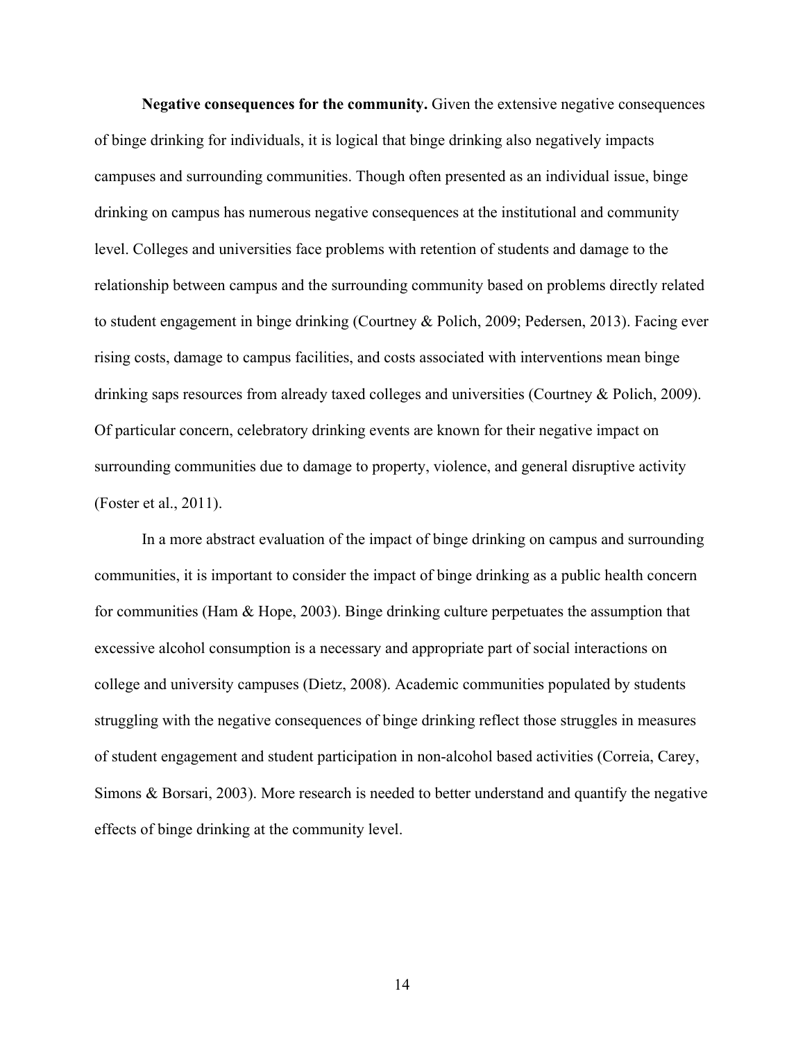**Negative consequences for the community.** Given the extensive negative consequences of binge drinking for individuals, it is logical that binge drinking also negatively impacts campuses and surrounding communities. Though often presented as an individual issue, binge drinking on campus has numerous negative consequences at the institutional and community level. Colleges and universities face problems with retention of students and damage to the relationship between campus and the surrounding community based on problems directly related to student engagement in binge drinking (Courtney & Polich, 2009; Pedersen, 2013). Facing ever rising costs, damage to campus facilities, and costs associated with interventions mean binge drinking saps resources from already taxed colleges and universities (Courtney & Polich, 2009). Of particular concern, celebratory drinking events are known for their negative impact on surrounding communities due to damage to property, violence, and general disruptive activity (Foster et al., 2011).

In a more abstract evaluation of the impact of binge drinking on campus and surrounding communities, it is important to consider the impact of binge drinking as a public health concern for communities (Ham & Hope, 2003). Binge drinking culture perpetuates the assumption that excessive alcohol consumption is a necessary and appropriate part of social interactions on college and university campuses (Dietz, 2008). Academic communities populated by students struggling with the negative consequences of binge drinking reflect those struggles in measures of student engagement and student participation in non-alcohol based activities (Correia, Carey, Simons & Borsari, 2003). More research is needed to better understand and quantify the negative effects of binge drinking at the community level.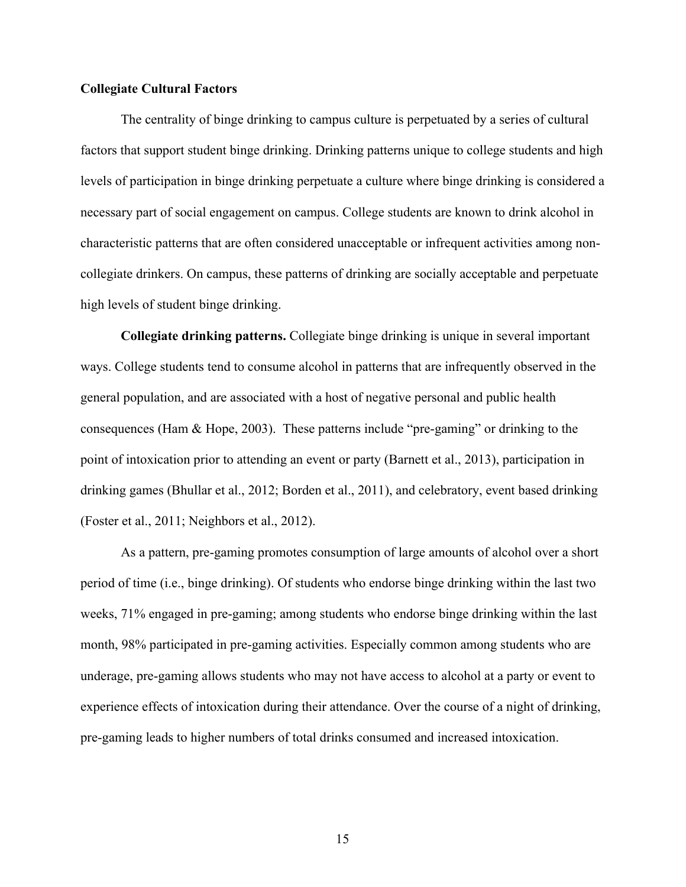## Collegiate Cultural Factors

The centrality of binge drinking to campus culture is perpetuated by a series of cultural factors that support student binge drinking. Drinking patterns unique to college students and high levels of participation in binge drinking perpetuate a culture where binge drinking is considered a necessary part of social engagement on campus. College students are known to drink alcohol in characteristic patterns that are often considered unacceptable or infrequent activities among non-collegiate drinkers. On campus, these patterns of drinking are socially acceptable and perpetuate high levels of student binge drinking.

**Collegiate drinking patterns.** Collegiate binge drinking is unique in several important ways. College students tend to consume alcohol in patterns that are infrequently observed in the general population, and are associated with a host of negative personal and public health consequences (Ham & Hope, 2003). These patterns include "pre-gaming" or drinking to the point of intoxication prior to attending an event or party (Barnett et al., 2013), participation in drinking games (Bhullar et al., 2012; Borden et al., 2011), and celebratory, event based drinking (Foster et al., 2011; Neighbors et al., 2012).

As a pattern, pre-gaming promotes consumption of large amounts of alcohol over a short period of time (i.e., binge drinking). Of students who endorse binge drinking within the last two weeks, 71% engaged in pre-gaming; among students who endorse binge drinking within the last month, 98% participated in pre-gaming activities. Especially common among students who are underage, pre-gaming allows students who may not have access to alcohol at a party or event to experience effects of intoxication during their attendance. Over the course of a night of drinking, pre-gaming leads to higher numbers of total drinks consumed and increased intoxication.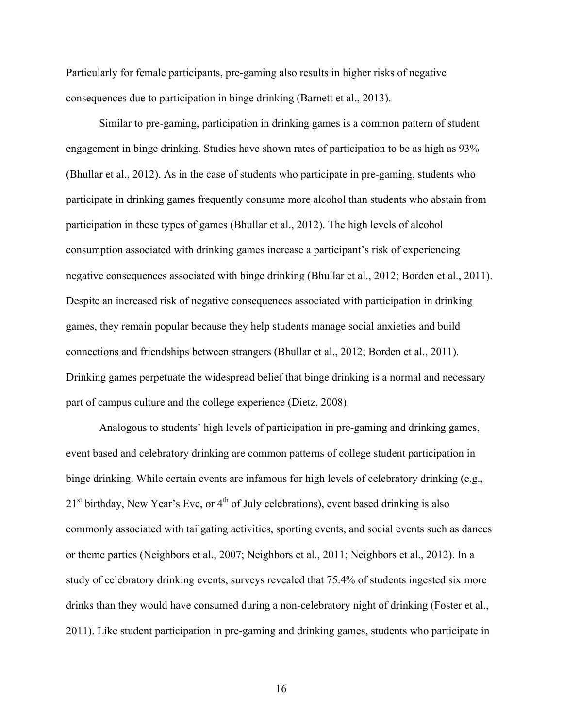Particularly for female participants, pre-gaming also results in higher risks of negative consequences due to participation in binge drinking (Barnett et al., 2013).

Similar to pre-gaming, participation in drinking games is a common pattern of student engagement in binge drinking. Studies have shown rates of participation to be as high as 93% (Bhullar et al., 2012). As in the case of students who participate in pre-gaming, students who participate in drinking games frequently consume more alcohol than students who abstain from participation in these types of games (Bhullar et al., 2012). The high levels of alcohol consumption associated with drinking games increase a participant's risk of experiencing negative consequences associated with binge drinking (Bhullar et al., 2012; Borden et al., 2011). Despite an increased risk of negative consequences associated with participation in drinking games, they remain popular because they help students manage social anxieties and build connections and friendships between strangers (Bhullar et al., 2012; Borden et al., 2011). Drinking games perpetuate the widespread belief that binge drinking is a normal and necessary part of campus culture and the college experience (Dietz, 2008).

Analogous to students' high levels of participation in pre-gaming and drinking games, event based and celebratory drinking are common patterns of college student participation in binge drinking. While certain events are infamous for high levels of celebratory drinking (e.g., 21st birthday, New Year's Eve, or 4th of July celebrations), event based drinking is also commonly associated with tailgating activities, sporting events, and social events such as dances or theme parties (Neighbors et al., 2007; Neighbors et al., 2011; Neighbors et al., 2012). In a study of celebratory drinking events, surveys revealed that 75.4% of students ingested six more drinks than they would have consumed during a non-celebratory night of drinking (Foster et al., 2011). Like student participation in pre-gaming and drinking games, students who participate in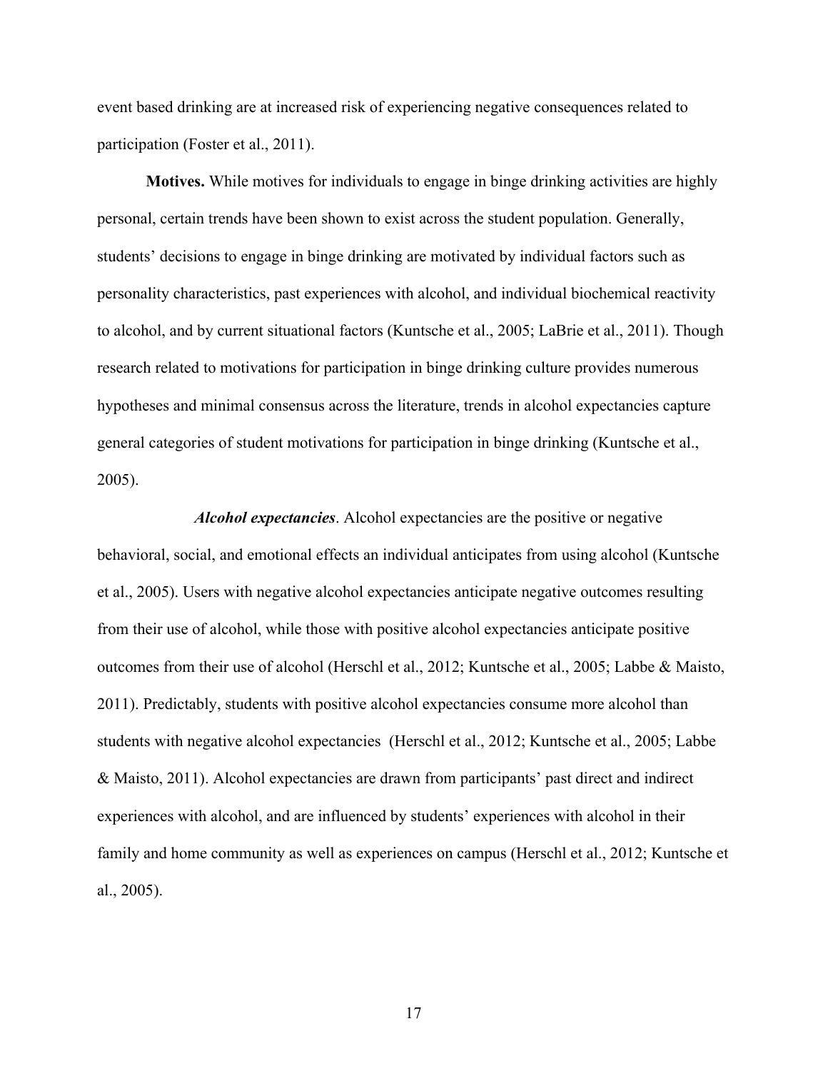event based drinking are at increased risk of experiencing negative consequences related to participation (Foster et al., 2011).

**Motives.** While motives for individuals to engage in binge drinking activities are highly personal, certain trends have been shown to exist across the student population. Generally, students' decisions to engage in binge drinking are motivated by individual factors such as personality characteristics, past experiences with alcohol, and individual biochemical reactivity to alcohol, and by current situational factors (Kuntsche et al., 2005; LaBrie et al., 2011). Though research related to motivations for participation in binge drinking culture provides numerous hypotheses and minimal consensus across the literature, trends in alcohol expectancies capture general categories of student motivations for participation in binge drinking (Kuntsche et al., 2005).

***Alcohol expectancies***. Alcohol expectancies are the positive or negative behavioral, social, and emotional effects an individual anticipates from using alcohol (Kuntsche et al., 2005). Users with negative alcohol expectancies anticipate negative outcomes resulting from their use of alcohol, while those with positive alcohol expectancies anticipate positive outcomes from their use of alcohol (Herschl et al., 2012; Kuntsche et al., 2005; Labbe & Maisto, 2011). Predictably, students with positive alcohol expectancies consume more alcohol than students with negative alcohol expectancies (Herschl et al., 2012; Kuntsche et al., 2005; Labbe & Maisto, 2011). Alcohol expectancies are drawn from participants' past direct and indirect experiences with alcohol, and are influenced by students' experiences with alcohol in their family and home community as well as experiences on campus (Herschl et al., 2012; Kuntsche et al., 2005).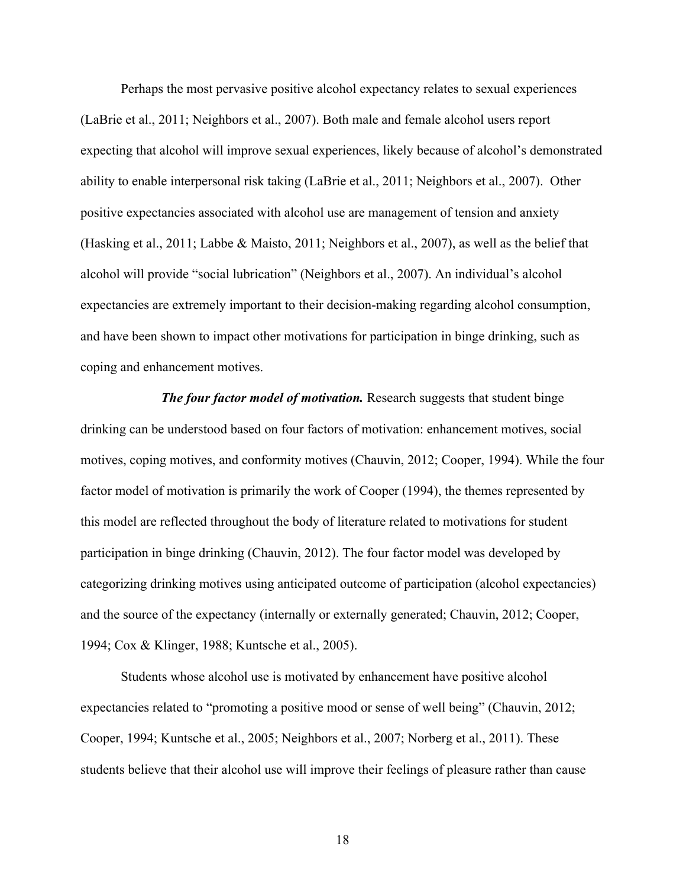Perhaps the most pervasive positive alcohol expectancy relates to sexual experiences (LaBrie et al., 2011; Neighbors et al., 2007). Both male and female alcohol users report expecting that alcohol will improve sexual experiences, likely because of alcohol's demonstrated ability to enable interpersonal risk taking (LaBrie et al., 2011; Neighbors et al., 2007). Other positive expectancies associated with alcohol use are management of tension and anxiety (Hasking et al., 2011; Labbe & Maisto, 2011; Neighbors et al., 2007), as well as the belief that alcohol will provide "social lubrication" (Neighbors et al., 2007). An individual's alcohol expectancies are extremely important to their decision-making regarding alcohol consumption, and have been shown to impact other motivations for participation in binge drinking, such as coping and enhancement motives.

***The four factor model of motivation.*** Research suggests that student binge drinking can be understood based on four factors of motivation: enhancement motives, social motives, coping motives, and conformity motives (Chauvin, 2012; Cooper, 1994). While the four factor model of motivation is primarily the work of Cooper (1994), the themes represented by this model are reflected throughout the body of literature related to motivations for student participation in binge drinking (Chauvin, 2012). The four factor model was developed by categorizing drinking motives using anticipated outcome of participation (alcohol expectancies) and the source of the expectancy (internally or externally generated; Chauvin, 2012; Cooper, 1994; Cox & Klinger, 1988; Kuntsche et al., 2005).

Students whose alcohol use is motivated by enhancement have positive alcohol expectancies related to "promoting a positive mood or sense of well being" (Chauvin, 2012; Cooper, 1994; Kuntsche et al., 2005; Neighbors et al., 2007; Norberg et al., 2011). These students believe that their alcohol use will improve their feelings of pleasure rather than cause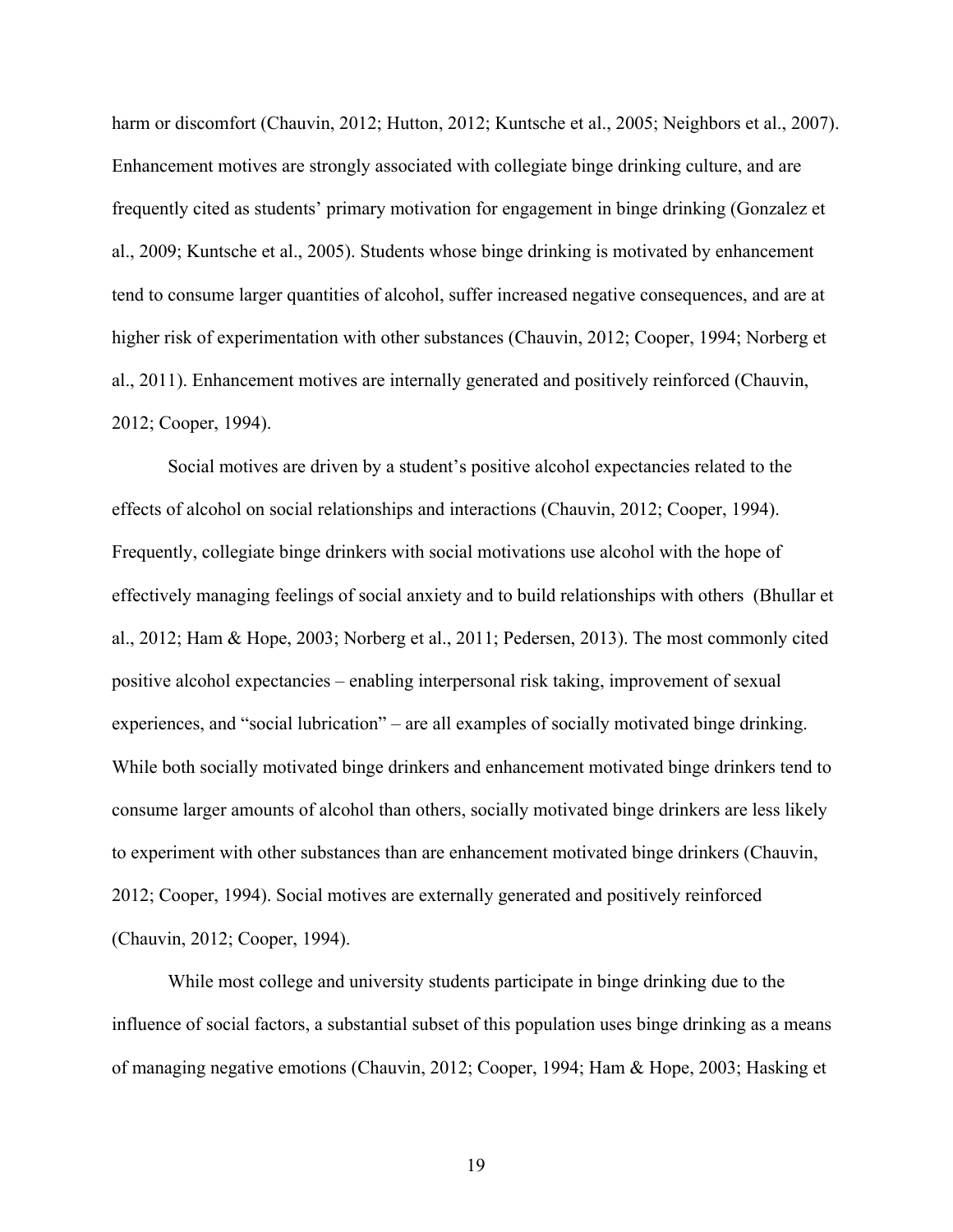harm or discomfort (Chauvin, 2012; Hutton, 2012; Kuntsche et al., 2005; Neighbors et al., 2007). Enhancement motives are strongly associated with collegiate binge drinking culture, and are frequently cited as students' primary motivation for engagement in binge drinking (Gonzalez et al., 2009; Kuntsche et al., 2005). Students whose binge drinking is motivated by enhancement tend to consume larger quantities of alcohol, suffer increased negative consequences, and are at higher risk of experimentation with other substances (Chauvin, 2012; Cooper, 1994; Norberg et al., 2011). Enhancement motives are internally generated and positively reinforced (Chauvin, 2012; Cooper, 1994).

Social motives are driven by a student's positive alcohol expectancies related to the effects of alcohol on social relationships and interactions (Chauvin, 2012; Cooper, 1994). Frequently, collegiate binge drinkers with social motivations use alcohol with the hope of effectively managing feelings of social anxiety and to build relationships with others (Bhullar et al., 2012; Ham & Hope, 2003; Norberg et al., 2011; Pedersen, 2013). The most commonly cited positive alcohol expectancies – enabling interpersonal risk taking, improvement of sexual experiences, and "social lubrication" – are all examples of socially motivated binge drinking. While both socially motivated binge drinkers and enhancement motivated binge drinkers tend to consume larger amounts of alcohol than others, socially motivated binge drinkers are less likely to experiment with other substances than are enhancement motivated binge drinkers (Chauvin, 2012; Cooper, 1994). Social motives are externally generated and positively reinforced (Chauvin, 2012; Cooper, 1994).

While most college and university students participate in binge drinking due to the influence of social factors, a substantial subset of this population uses binge drinking as a means of managing negative emotions (Chauvin, 2012; Cooper, 1994; Ham & Hope, 2003; Hasking et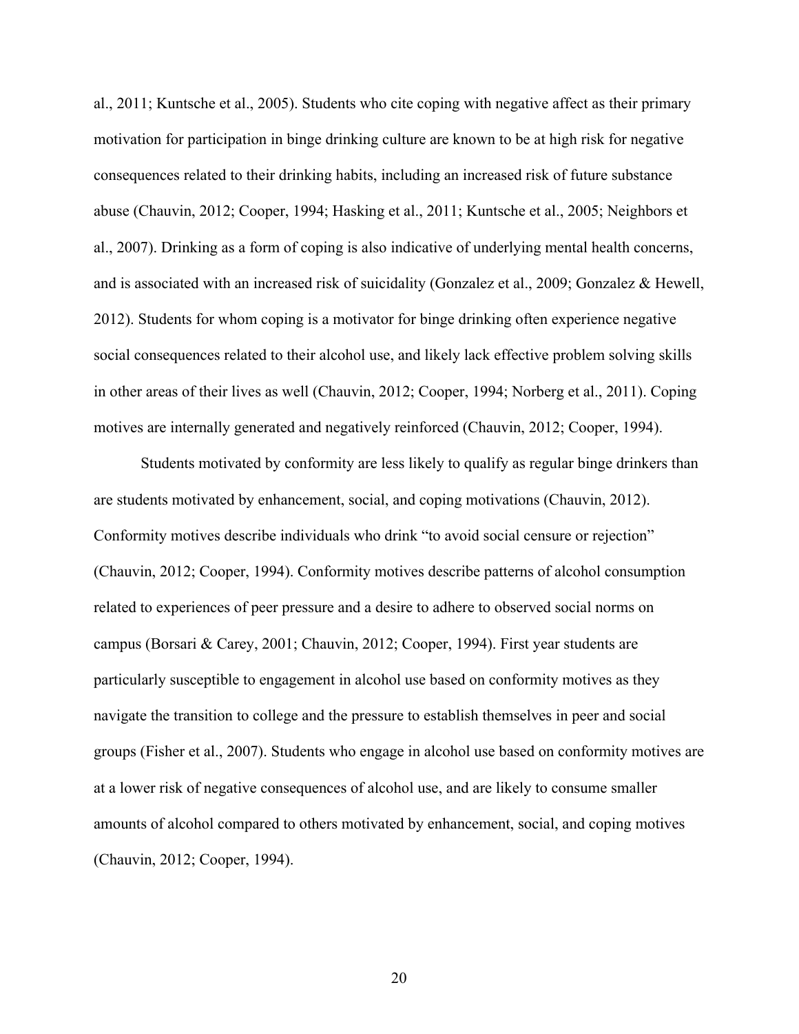al., 2011; Kuntsche et al., 2005). Students who cite coping with negative affect as their primary motivation for participation in binge drinking culture are known to be at high risk for negative consequences related to their drinking habits, including an increased risk of future substance abuse (Chauvin, 2012; Cooper, 1994; Hasking et al., 2011; Kuntsche et al., 2005; Neighbors et al., 2007). Drinking as a form of coping is also indicative of underlying mental health concerns, and is associated with an increased risk of suicidality (Gonzalez et al., 2009; Gonzalez & Hewell, 2012). Students for whom coping is a motivator for binge drinking often experience negative social consequences related to their alcohol use, and likely lack effective problem solving skills in other areas of their lives as well (Chauvin, 2012; Cooper, 1994; Norberg et al., 2011). Coping motives are internally generated and negatively reinforced (Chauvin, 2012; Cooper, 1994).

Students motivated by conformity are less likely to qualify as regular binge drinkers than are students motivated by enhancement, social, and coping motivations (Chauvin, 2012). Conformity motives describe individuals who drink "to avoid social censure or rejection" (Chauvin, 2012; Cooper, 1994). Conformity motives describe patterns of alcohol consumption related to experiences of peer pressure and a desire to adhere to observed social norms on campus (Borsari & Carey, 2001; Chauvin, 2012; Cooper, 1994). First year students are particularly susceptible to engagement in alcohol use based on conformity motives as they navigate the transition to college and the pressure to establish themselves in peer and social groups (Fisher et al., 2007). Students who engage in alcohol use based on conformity motives are at a lower risk of negative consequences of alcohol use, and are likely to consume smaller amounts of alcohol compared to others motivated by enhancement, social, and coping motives (Chauvin, 2012; Cooper, 1994).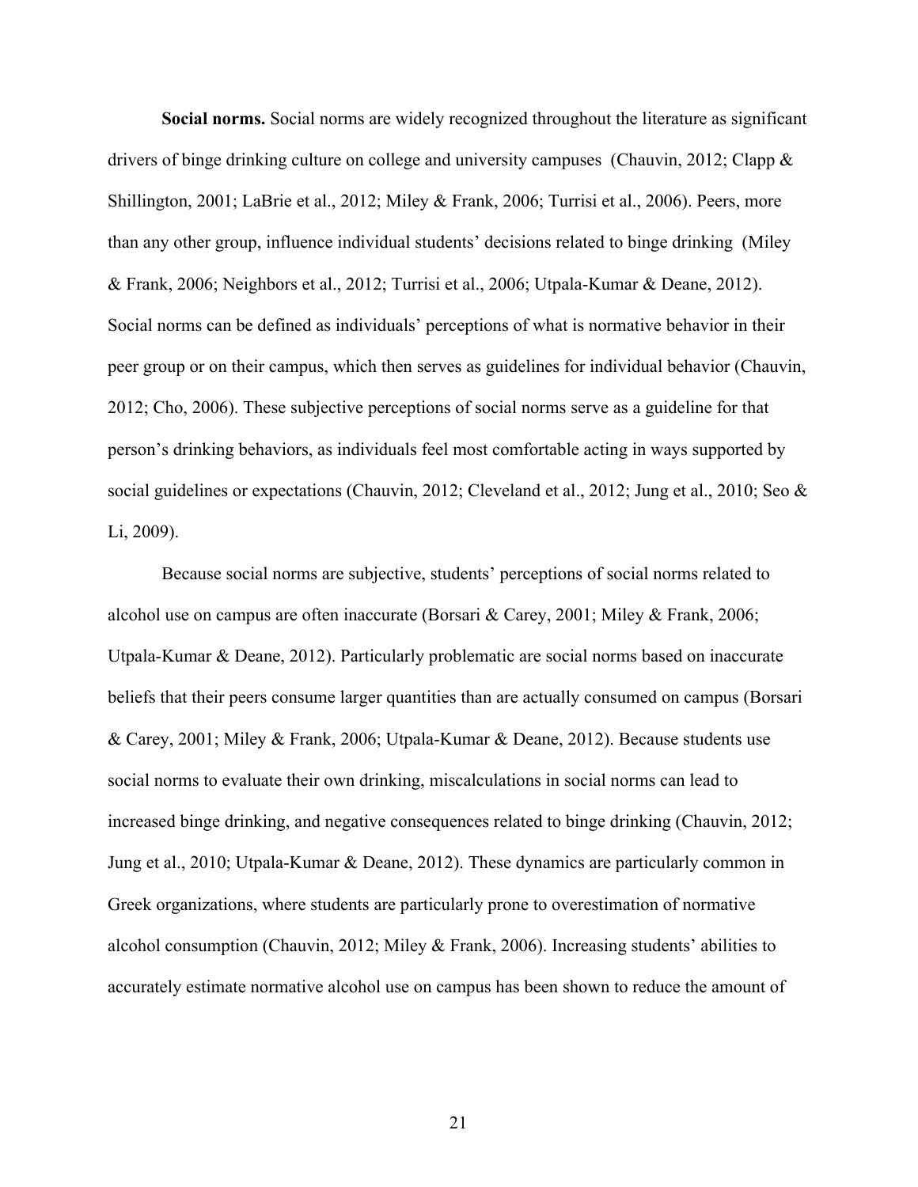**Social norms.** Social norms are widely recognized throughout the literature as significant drivers of binge drinking culture on college and university campuses (Chauvin, 2012; Clapp & Shillington, 2001; LaBrie et al., 2012; Miley & Frank, 2006; Turrisi et al., 2006). Peers, more than any other group, influence individual students' decisions related to binge drinking (Miley & Frank, 2006; Neighbors et al., 2012; Turrisi et al., 2006; Utpala-Kumar & Deane, 2012). Social norms can be defined as individuals' perceptions of what is normative behavior in their peer group or on their campus, which then serves as guidelines for individual behavior (Chauvin, 2012; Cho, 2006). These subjective perceptions of social norms serve as a guideline for that person's drinking behaviors, as individuals feel most comfortable acting in ways supported by social guidelines or expectations (Chauvin, 2012; Cleveland et al., 2012; Jung et al., 2010; Seo & Li, 2009).

Because social norms are subjective, students' perceptions of social norms related to alcohol use on campus are often inaccurate (Borsari & Carey, 2001; Miley & Frank, 2006; Utpala-Kumar & Deane, 2012). Particularly problematic are social norms based on inaccurate beliefs that their peers consume larger quantities than are actually consumed on campus (Borsari & Carey, 2001; Miley & Frank, 2006; Utpala-Kumar & Deane, 2012). Because students use social norms to evaluate their own drinking, miscalculations in social norms can lead to increased binge drinking, and negative consequences related to binge drinking (Chauvin, 2012; Jung et al., 2010; Utpala-Kumar & Deane, 2012). These dynamics are particularly common in Greek organizations, where students are particularly prone to overestimation of normative alcohol consumption (Chauvin, 2012; Miley & Frank, 2006). Increasing students' abilities to accurately estimate normative alcohol use on campus has been shown to reduce the amount of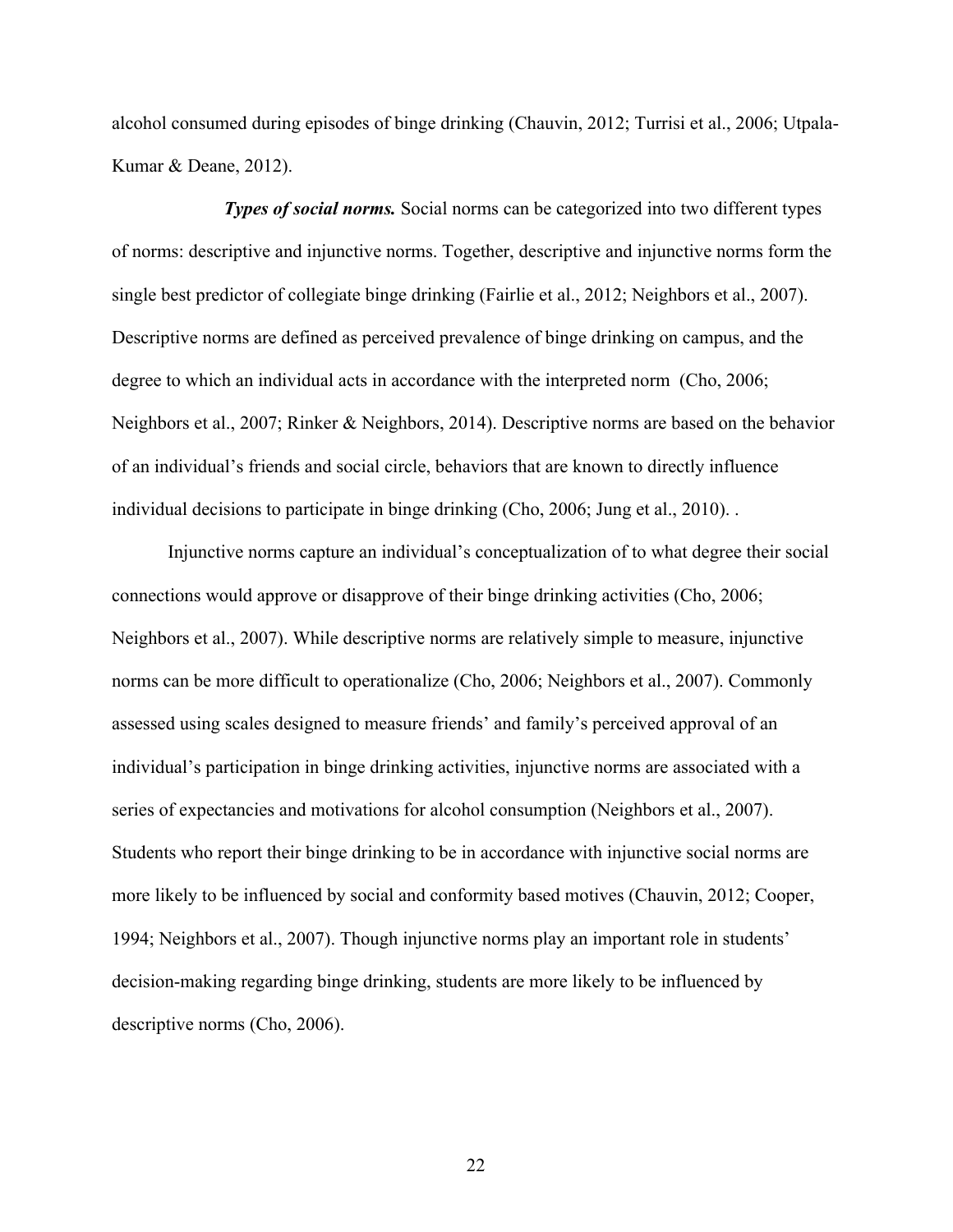alcohol consumed during episodes of binge drinking (Chauvin, 2012; Turrisi et al., 2006; Utpala-Kumar & Deane, 2012).

***Types of social norms.*** Social norms can be categorized into two different types of norms: descriptive and injunctive norms. Together, descriptive and injunctive norms form the single best predictor of collegiate binge drinking (Fairlie et al., 2012; Neighbors et al., 2007). Descriptive norms are defined as perceived prevalence of binge drinking on campus, and the degree to which an individual acts in accordance with the interpreted norm (Cho, 2006; Neighbors et al., 2007; Rinker & Neighbors, 2014). Descriptive norms are based on the behavior of an individual's friends and social circle, behaviors that are known to directly influence individual decisions to participate in binge drinking (Cho, 2006; Jung et al., 2010). .

Injunctive norms capture an individual's conceptualization of to what degree their social connections would approve or disapprove of their binge drinking activities (Cho, 2006; Neighbors et al., 2007). While descriptive norms are relatively simple to measure, injunctive norms can be more difficult to operationalize (Cho, 2006; Neighbors et al., 2007). Commonly assessed using scales designed to measure friends' and family's perceived approval of an individual's participation in binge drinking activities, injunctive norms are associated with a series of expectancies and motivations for alcohol consumption (Neighbors et al., 2007). Students who report their binge drinking to be in accordance with injunctive social norms are more likely to be influenced by social and conformity based motives (Chauvin, 2012; Cooper, 1994; Neighbors et al., 2007). Though injunctive norms play an important role in students' decision-making regarding binge drinking, students are more likely to be influenced by descriptive norms (Cho, 2006).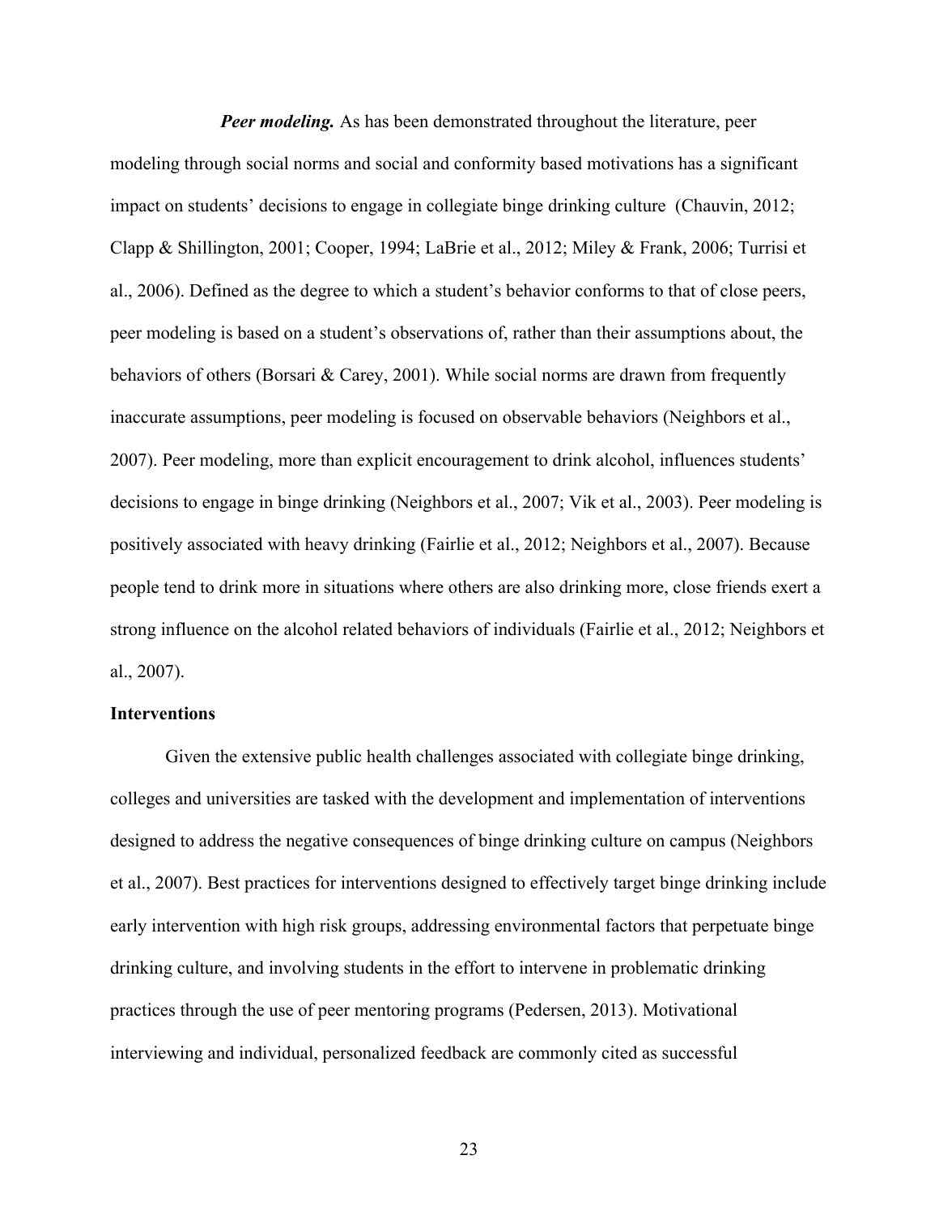***Peer modeling.*** As has been demonstrated throughout the literature, peer modeling through social norms and social and conformity based motivations has a significant impact on students' decisions to engage in collegiate binge drinking culture (Chauvin, 2012; Clapp & Shillington, 2001; Cooper, 1994; LaBrie et al., 2012; Miley & Frank, 2006; Turrisi et al., 2006). Defined as the degree to which a student's behavior conforms to that of close peers, peer modeling is based on a student's observations of, rather than their assumptions about, the behaviors of others (Borsari & Carey, 2001). While social norms are drawn from frequently inaccurate assumptions, peer modeling is focused on observable behaviors (Neighbors et al., 2007). Peer modeling, more than explicit encouragement to drink alcohol, influences students' decisions to engage in binge drinking (Neighbors et al., 2007; Vik et al., 2003). Peer modeling is positively associated with heavy drinking (Fairlie et al., 2012; Neighbors et al., 2007). Because people tend to drink more in situations where others are also drinking more, close friends exert a strong influence on the alcohol related behaviors of individuals (Fairlie et al., 2012; Neighbors et al., 2007).

**Interventions**

Given the extensive public health challenges associated with collegiate binge drinking, colleges and universities are tasked with the development and implementation of interventions designed to address the negative consequences of binge drinking culture on campus (Neighbors et al., 2007). Best practices for interventions designed to effectively target binge drinking include early intervention with high risk groups, addressing environmental factors that perpetuate binge drinking culture, and involving students in the effort to intervene in problematic drinking practices through the use of peer mentoring programs (Pedersen, 2013). Motivational interviewing and individual, personalized feedback are commonly cited as successful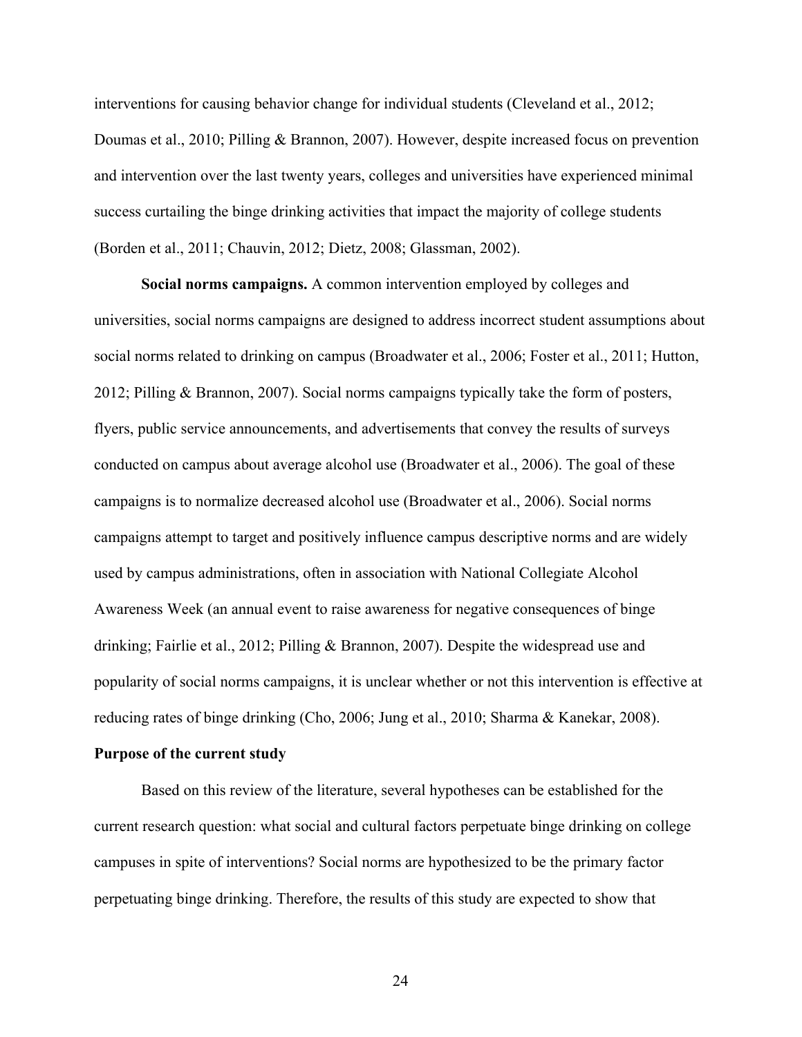interventions for causing behavior change for individual students (Cleveland et al., 2012; Doumas et al., 2010; Pilling & Brannon, 2007). However, despite increased focus on prevention and intervention over the last twenty years, colleges and universities have experienced minimal success curtailing the binge drinking activities that impact the majority of college students (Borden et al., 2011; Chauvin, 2012; Dietz, 2008; Glassman, 2002).

**Social norms campaigns.** A common intervention employed by colleges and universities, social norms campaigns are designed to address incorrect student assumptions about social norms related to drinking on campus (Broadwater et al., 2006; Foster et al., 2011; Hutton, 2012; Pilling & Brannon, 2007). Social norms campaigns typically take the form of posters, flyers, public service announcements, and advertisements that convey the results of surveys conducted on campus about average alcohol use (Broadwater et al., 2006). The goal of these campaigns is to normalize decreased alcohol use (Broadwater et al., 2006). Social norms campaigns attempt to target and positively influence campus descriptive norms and are widely used by campus administrations, often in association with National Collegiate Alcohol Awareness Week (an annual event to raise awareness for negative consequences of binge drinking; Fairlie et al., 2012; Pilling & Brannon, 2007). Despite the widespread use and popularity of social norms campaigns, it is unclear whether or not this intervention is effective at reducing rates of binge drinking (Cho, 2006; Jung et al., 2010; Sharma & Kanekar, 2008).

## Purpose of the current study

Based on this review of the literature, several hypotheses can be established for the current research question: what social and cultural factors perpetuate binge drinking on college campuses in spite of interventions? Social norms are hypothesized to be the primary factor perpetuating binge drinking. Therefore, the results of this study are expected to show that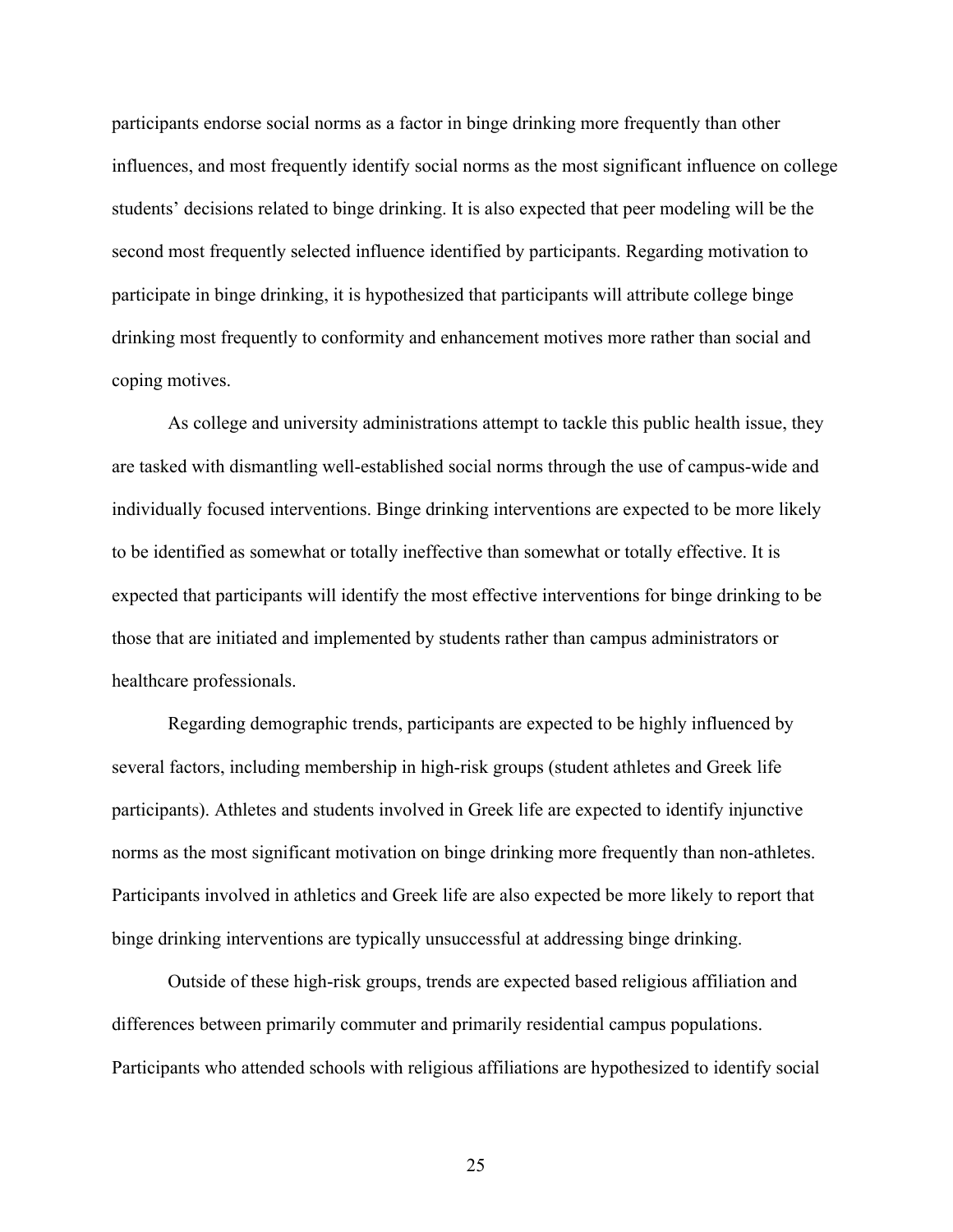participants endorse social norms as a factor in binge drinking more frequently than other influences, and most frequently identify social norms as the most significant influence on college students' decisions related to binge drinking. It is also expected that peer modeling will be the second most frequently selected influence identified by participants. Regarding motivation to participate in binge drinking, it is hypothesized that participants will attribute college binge drinking most frequently to conformity and enhancement motives more rather than social and coping motives.

As college and university administrations attempt to tackle this public health issue, they are tasked with dismantling well-established social norms through the use of campus-wide and individually focused interventions. Binge drinking interventions are expected to be more likely to be identified as somewhat or totally ineffective than somewhat or totally effective. It is expected that participants will identify the most effective interventions for binge drinking to be those that are initiated and implemented by students rather than campus administrators or healthcare professionals.

Regarding demographic trends, participants are expected to be highly influenced by several factors, including membership in high-risk groups (student athletes and Greek life participants). Athletes and students involved in Greek life are expected to identify injunctive norms as the most significant motivation on binge drinking more frequently than non-athletes. Participants involved in athletics and Greek life are also expected be more likely to report that binge drinking interventions are typically unsuccessful at addressing binge drinking.

Outside of these high-risk groups, trends are expected based religious affiliation and differences between primarily commuter and primarily residential campus populations. Participants who attended schools with religious affiliations are hypothesized to identify social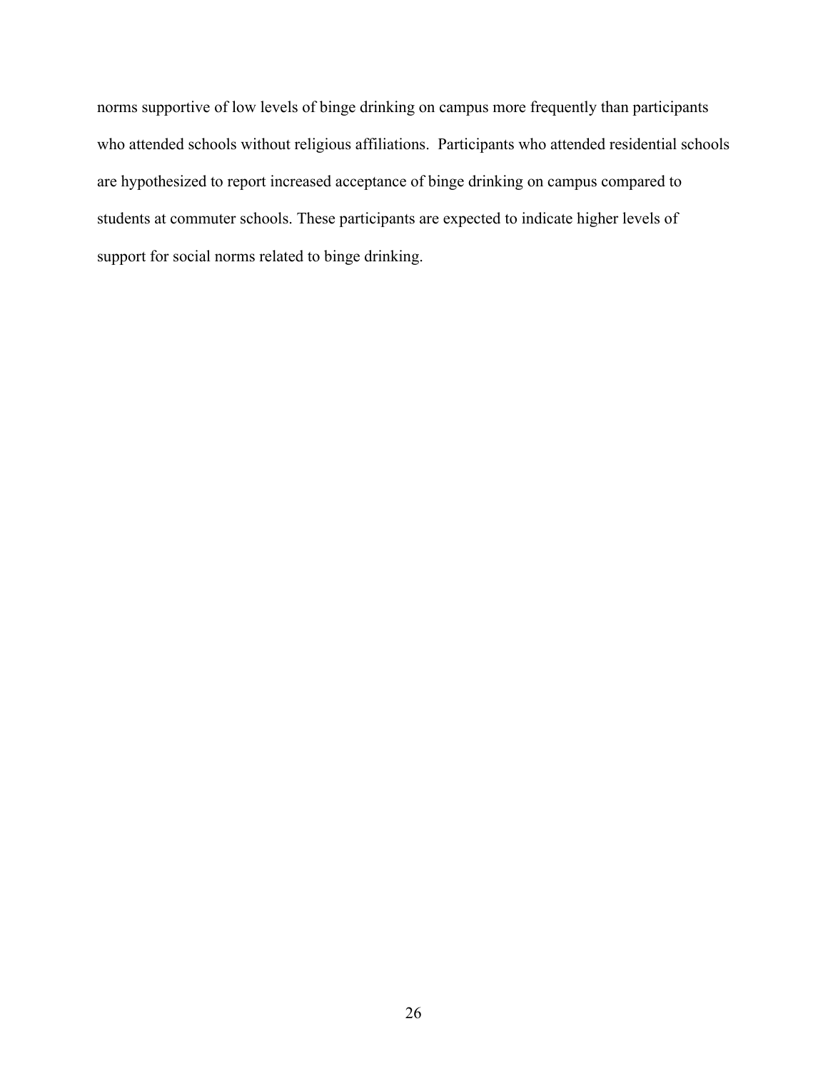norms supportive of low levels of binge drinking on campus more frequently than participants who attended schools without religious affiliations. Participants who attended residential schools are hypothesized to report increased acceptance of binge drinking on campus compared to students at commuter schools. These participants are expected to indicate higher levels of support for social norms related to binge drinking.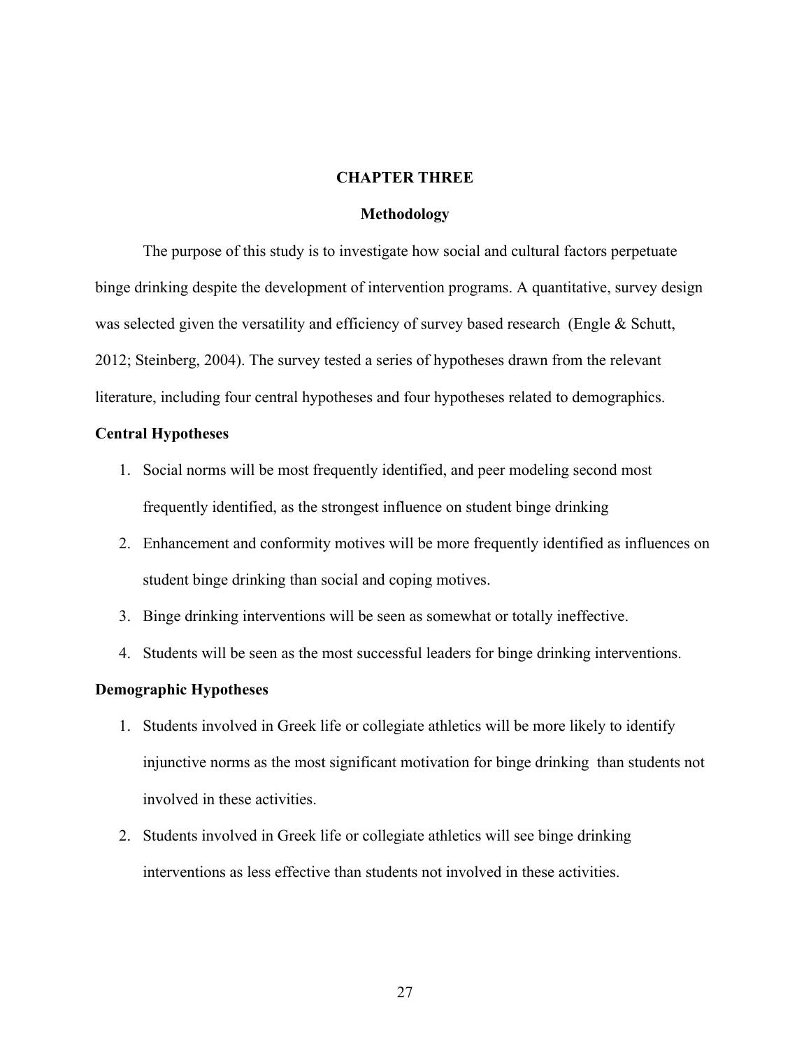# CHAPTER THREE

## Methodology

The purpose of this study is to investigate how social and cultural factors perpetuate binge drinking despite the development of intervention programs. A quantitative, survey design was selected given the versatility and efficiency of survey based research (Engle & Schutt, 2012; Steinberg, 2004). The survey tested a series of hypotheses drawn from the relevant literature, including four central hypotheses and four hypotheses related to demographics.

### Central Hypotheses

1. Social norms will be most frequently identified, and peer modeling second most frequently identified, as the strongest influence on student binge drinking
2. Enhancement and conformity motives will be more frequently identified as influences on student binge drinking than social and coping motives.
3. Binge drinking interventions will be seen as somewhat or totally ineffective.
4. Students will be seen as the most successful leaders for binge drinking interventions.

### Demographic Hypotheses

1. Students involved in Greek life or collegiate athletics will be more likely to identify injunctive norms as the most significant motivation for binge drinking than students not involved in these activities.
2. Students involved in Greek life or collegiate athletics will see binge drinking interventions as less effective than students not involved in these activities.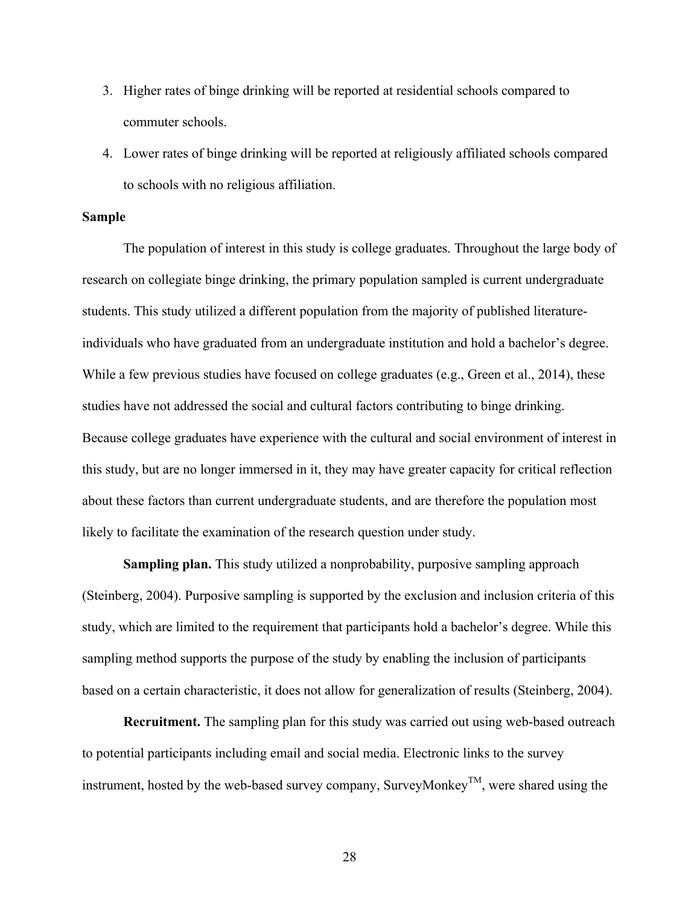3. Higher rates of binge drinking will be reported at residential schools compared to commuter schools.
4. Lower rates of binge drinking will be reported at religiously affiliated schools compared to schools with no religious affiliation.

## Sample

The population of interest in this study is college graduates. Throughout the large body of research on collegiate binge drinking, the primary population sampled is current undergraduate students. This study utilized a different population from the majority of published literature- individuals who have graduated from an undergraduate institution and hold a bachelor's degree. While a few previous studies have focused on college graduates (e.g., Green et al., 2014), these studies have not addressed the social and cultural factors contributing to binge drinking. Because college graduates have experience with the cultural and social environment of interest in this study, but are no longer immersed in it, they may have greater capacity for critical reflection about these factors than current undergraduate students, and are therefore the population most likely to facilitate the examination of the research question under study.

**Sampling plan.** This study utilized a nonprobability, purposive sampling approach (Steinberg, 2004). Purposive sampling is supported by the exclusion and inclusion criteria of this study, which are limited to the requirement that participants hold a bachelor's degree. While this sampling method supports the purpose of the study by enabling the inclusion of participants based on a certain characteristic, it does not allow for generalization of results (Steinberg, 2004).

**Recruitment.** The sampling plan for this study was carried out using web-based outreach to potential participants including email and social media. Electronic links to the survey instrument, hosted by the web-based survey company, SurveyMonkey™, were shared using the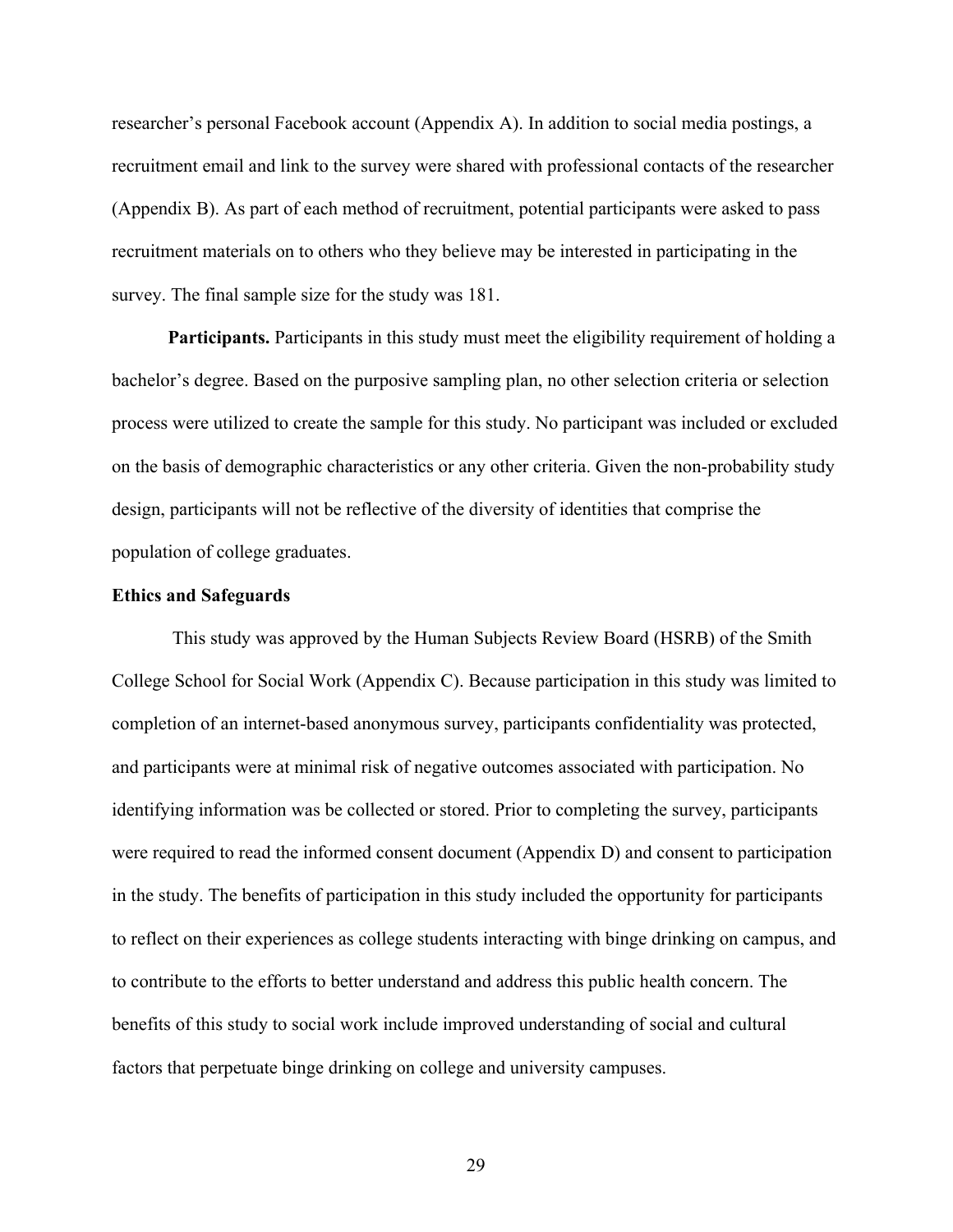researcher's personal Facebook account (Appendix A). In addition to social media postings, a recruitment email and link to the survey were shared with professional contacts of the researcher (Appendix B). As part of each method of recruitment, potential participants were asked to pass recruitment materials on to others who they believe may be interested in participating in the survey. The final sample size for the study was 181.

**Participants.** Participants in this study must meet the eligibility requirement of holding a bachelor's degree. Based on the purposive sampling plan, no other selection criteria or selection process were utilized to create the sample for this study. No participant was included or excluded on the basis of demographic characteristics or any other criteria. Given the non-probability study design, participants will not be reflective of the diversity of identities that comprise the population of college graduates.

### Ethics and Safeguards

This study was approved by the Human Subjects Review Board (HSRB) of the Smith College School for Social Work (Appendix C). Because participation in this study was limited to completion of an internet-based anonymous survey, participants confidentiality was protected, and participants were at minimal risk of negative outcomes associated with participation. No identifying information was be collected or stored. Prior to completing the survey, participants were required to read the informed consent document (Appendix D) and consent to participation in the study. The benefits of participation in this study included the opportunity for participants to reflect on their experiences as college students interacting with binge drinking on campus, and to contribute to the efforts to better understand and address this public health concern. The benefits of this study to social work include improved understanding of social and cultural factors that perpetuate binge drinking on college and university campuses.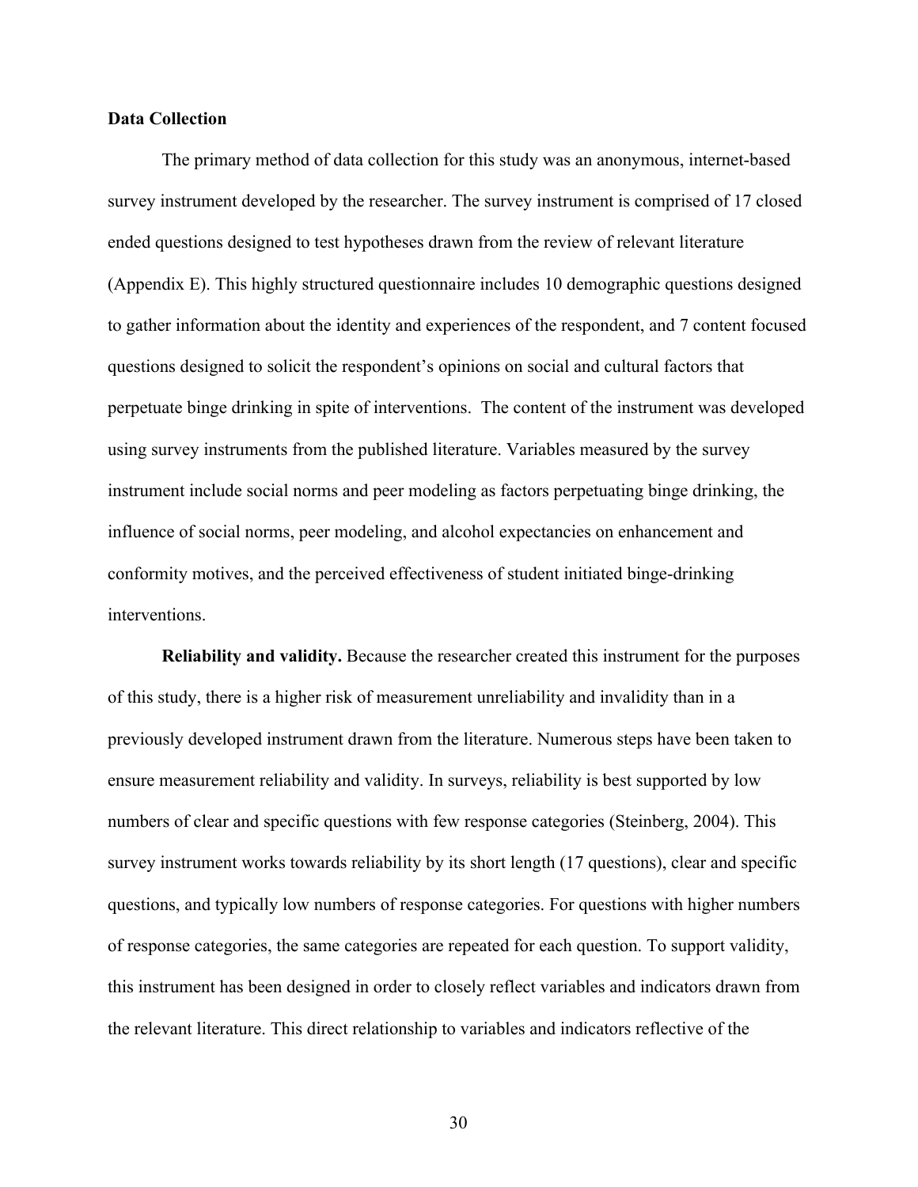**Data Collection**

The primary method of data collection for this study was an anonymous, internet-based survey instrument developed by the researcher. The survey instrument is comprised of 17 closed ended questions designed to test hypotheses drawn from the review of relevant literature (Appendix E). This highly structured questionnaire includes 10 demographic questions designed to gather information about the identity and experiences of the respondent, and 7 content focused questions designed to solicit the respondent's opinions on social and cultural factors that perpetuate binge drinking in spite of interventions. The content of the instrument was developed using survey instruments from the published literature. Variables measured by the survey instrument include social norms and peer modeling as factors perpetuating binge drinking, the influence of social norms, peer modeling, and alcohol expectancies on enhancement and conformity motives, and the perceived effectiveness of student initiated binge-drinking interventions.

**Reliability and validity.** Because the researcher created this instrument for the purposes of this study, there is a higher risk of measurement unreliability and invalidity than in a previously developed instrument drawn from the literature. Numerous steps have been taken to ensure measurement reliability and validity. In surveys, reliability is best supported by low numbers of clear and specific questions with few response categories (Steinberg, 2004). This survey instrument works towards reliability by its short length (17 questions), clear and specific questions, and typically low numbers of response categories. For questions with higher numbers of response categories, the same categories are repeated for each question. To support validity, this instrument has been designed in order to closely reflect variables and indicators drawn from the relevant literature. This direct relationship to variables and indicators reflective of the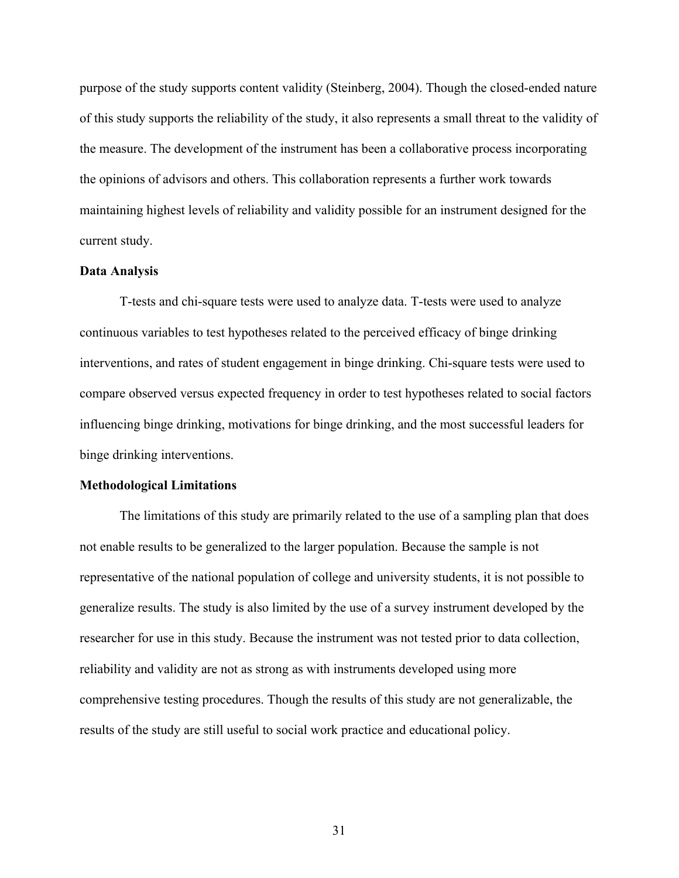purpose of the study supports content validity (Steinberg, 2004). Though the closed-ended nature of this study supports the reliability of the study, it also represents a small threat to the validity of the measure. The development of the instrument has been a collaborative process incorporating the opinions of advisors and others. This collaboration represents a further work towards maintaining highest levels of reliability and validity possible for an instrument designed for the current study.

**Data Analysis**

T-tests and chi-square tests were used to analyze data. T-tests were used to analyze continuous variables to test hypotheses related to the perceived efficacy of binge drinking interventions, and rates of student engagement in binge drinking. Chi-square tests were used to compare observed versus expected frequency in order to test hypotheses related to social factors influencing binge drinking, motivations for binge drinking, and the most successful leaders for binge drinking interventions.

**Methodological Limitations**

The limitations of this study are primarily related to the use of a sampling plan that does not enable results to be generalized to the larger population. Because the sample is not representative of the national population of college and university students, it is not possible to generalize results. The study is also limited by the use of a survey instrument developed by the researcher for use in this study. Because the instrument was not tested prior to data collection, reliability and validity are not as strong as with instruments developed using more comprehensive testing procedures. Though the results of this study are not generalizable, the results of the study are still useful to social work practice and educational policy.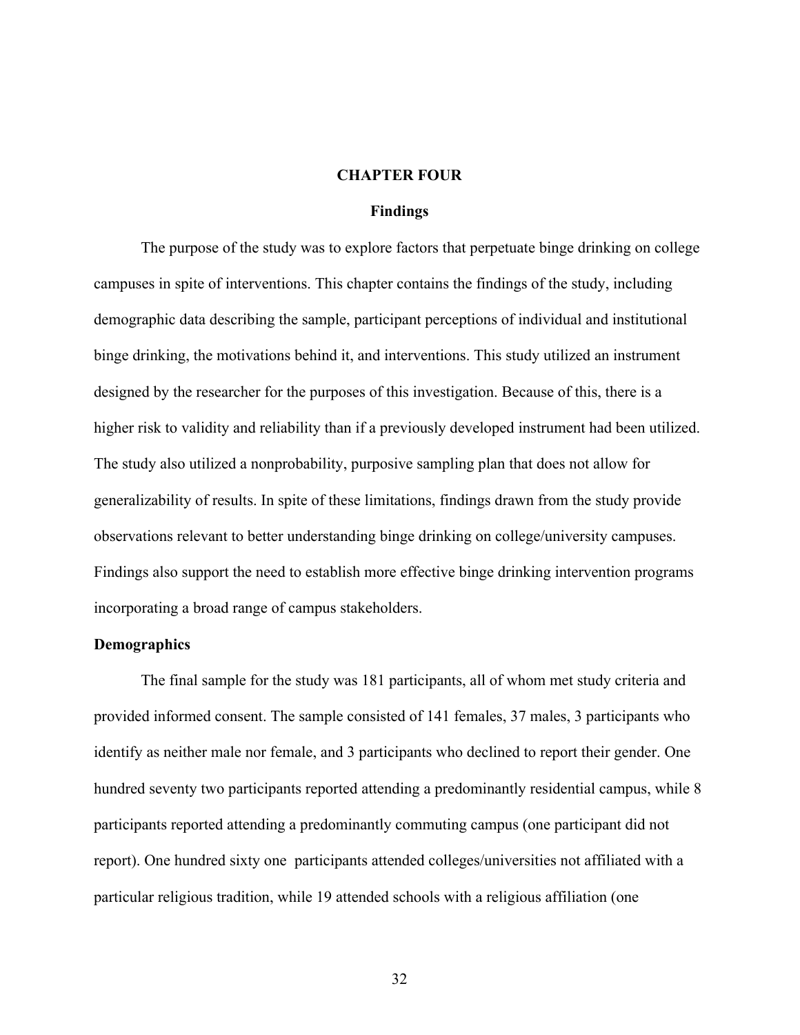# CHAPTER FOUR

## Findings

The purpose of the study was to explore factors that perpetuate binge drinking on college campuses in spite of interventions. This chapter contains the findings of the study, including demographic data describing the sample, participant perceptions of individual and institutional binge drinking, the motivations behind it, and interventions. This study utilized an instrument designed by the researcher for the purposes of this investigation. Because of this, there is a higher risk to validity and reliability than if a previously developed instrument had been utilized. The study also utilized a nonprobability, purposive sampling plan that does not allow for generalizability of results. In spite of these limitations, findings drawn from the study provide observations relevant to better understanding binge drinking on college/university campuses. Findings also support the need to establish more effective binge drinking intervention programs incorporating a broad range of campus stakeholders.

### Demographics

The final sample for the study was 181 participants, all of whom met study criteria and provided informed consent. The sample consisted of 141 females, 37 males, 3 participants who identify as neither male nor female, and 3 participants who declined to report their gender. One hundred seventy two participants reported attending a predominantly residential campus, while 8 participants reported attending a predominantly commuting campus (one participant did not report). One hundred sixty one participants attended colleges/universities not affiliated with a particular religious tradition, while 19 attended schools with a religious affiliation (one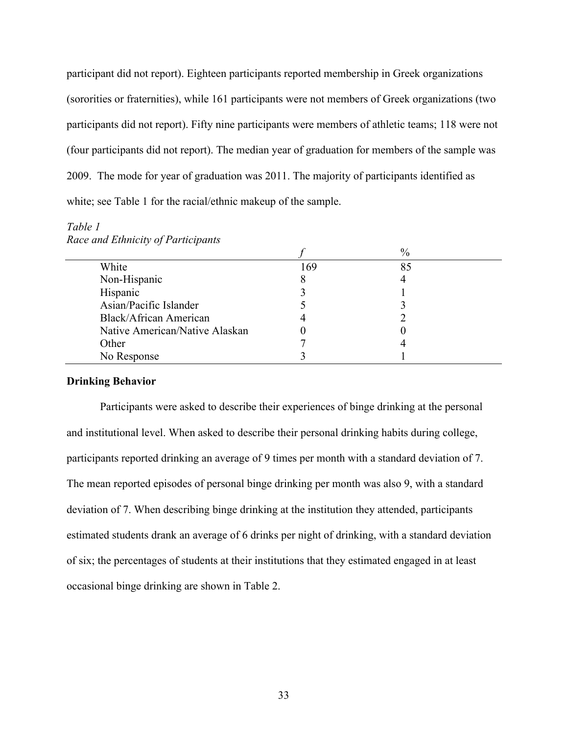participant did not report). Eighteen participants reported membership in Greek organizations (sororities or fraternities), while 161 participants were not members of Greek organizations (two participants did not report). Fifty nine participants were members of athletic teams; 118 were not (four participants did not report). The median year of graduation for members of the sample was 2009. The mode for year of graduation was 2011. The majority of participants identified as white; see Table 1 for the racial/ethnic makeup of the sample.

*Table 1*
*Race and Ethnicity of Participants*

| | *f* | % |
|---|---|---|
| White | 169 | 85 |
| Non-Hispanic | 8 | 4 |
| Hispanic | 3 | 1 |
| Asian/Pacific Islander | 5 | 3 |
| Black/African American | 4 | 2 |
| Native American/Native Alaskan | 0 | 0 |
| Other | 7 | 4 |
| No Response | 3 | 1 |

**Drinking Behavior**

Participants were asked to describe their experiences of binge drinking at the personal and institutional level. When asked to describe their personal drinking habits during college, participants reported drinking an average of 9 times per month with a standard deviation of 7. The mean reported episodes of personal binge drinking per month was also 9, with a standard deviation of 7. When describing binge drinking at the institution they attended, participants estimated students drank an average of 6 drinks per night of drinking, with a standard deviation of six; the percentages of students at their institutions that they estimated engaged in at least occasional binge drinking are shown in Table 2.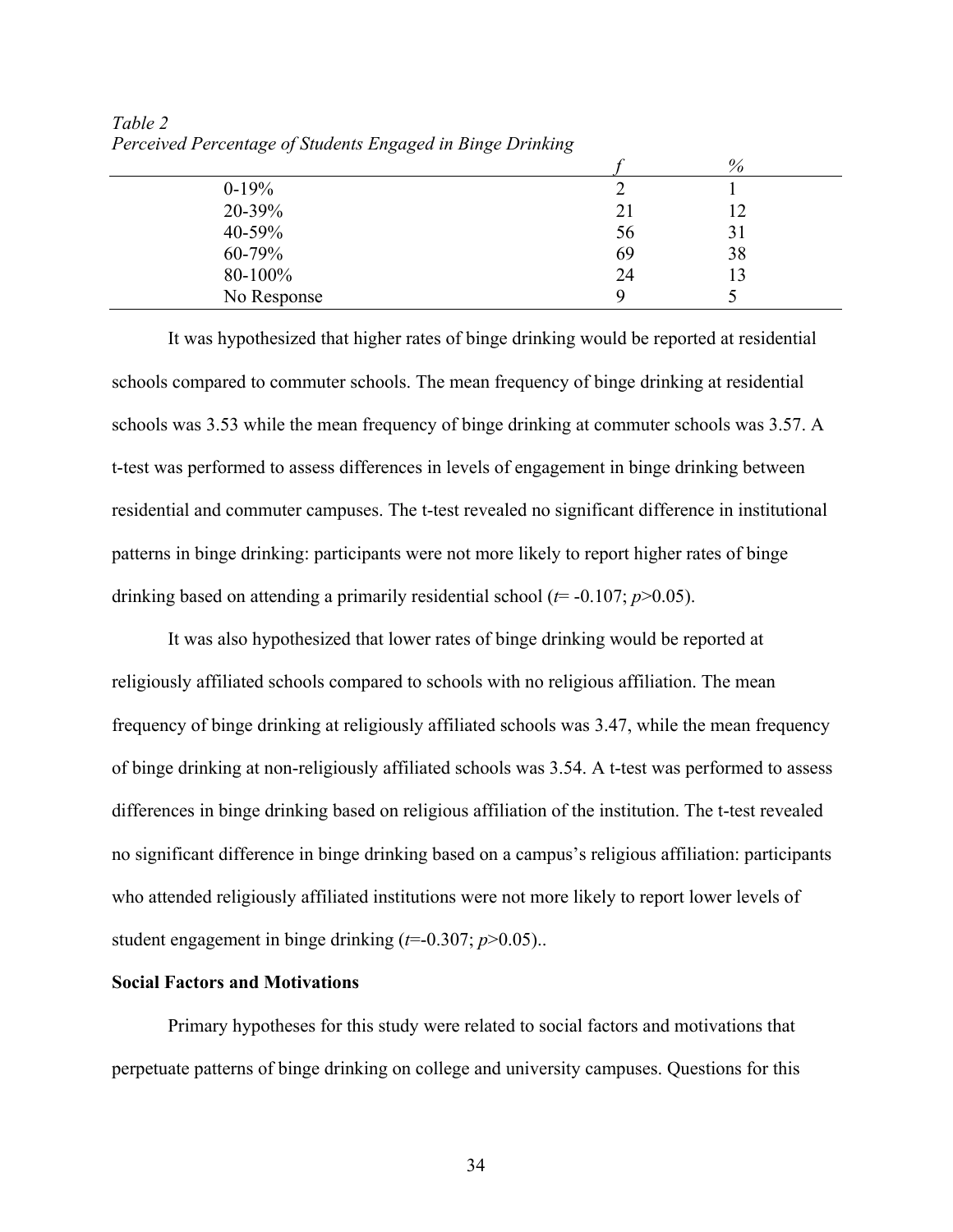*Table 2*
*Perceived Percentage of Students Engaged in Binge Drinking*

| | *f* | % |
|---|---|---|
| 0-19% | 2 | 1 |
| 20-39% | 21 | 12 |
| 40-59% | 56 | 31 |
| 60-79% | 69 | 38 |
| 80-100% | 24 | 13 |
| No Response | 9 | 5 |

It was hypothesized that higher rates of binge drinking would be reported at residential schools compared to commuter schools. The mean frequency of binge drinking at residential schools was 3.53 while the mean frequency of binge drinking at commuter schools was 3.57. A t-test was performed to assess differences in levels of engagement in binge drinking between residential and commuter campuses. The t-test revealed no significant difference in institutional patterns in binge drinking: participants were not more likely to report higher rates of binge drinking based on attending a primarily residential school ($t$= -0.107; $p$>0.05).

It was also hypothesized that lower rates of binge drinking would be reported at religiously affiliated schools compared to schools with no religious affiliation. The mean frequency of binge drinking at religiously affiliated schools was 3.47, while the mean frequency of binge drinking at non-religiously affiliated schools was 3.54. A t-test was performed to assess differences in binge drinking based on religious affiliation of the institution. The t-test revealed no significant difference in binge drinking based on a campus's religious affiliation: participants who attended religiously affiliated institutions were not more likely to report lower levels of student engagement in binge drinking ($t$=-0.307; $p$>0.05)..

**Social Factors and Motivations**

Primary hypotheses for this study were related to social factors and motivations that perpetuate patterns of binge drinking on college and university campuses. Questions for this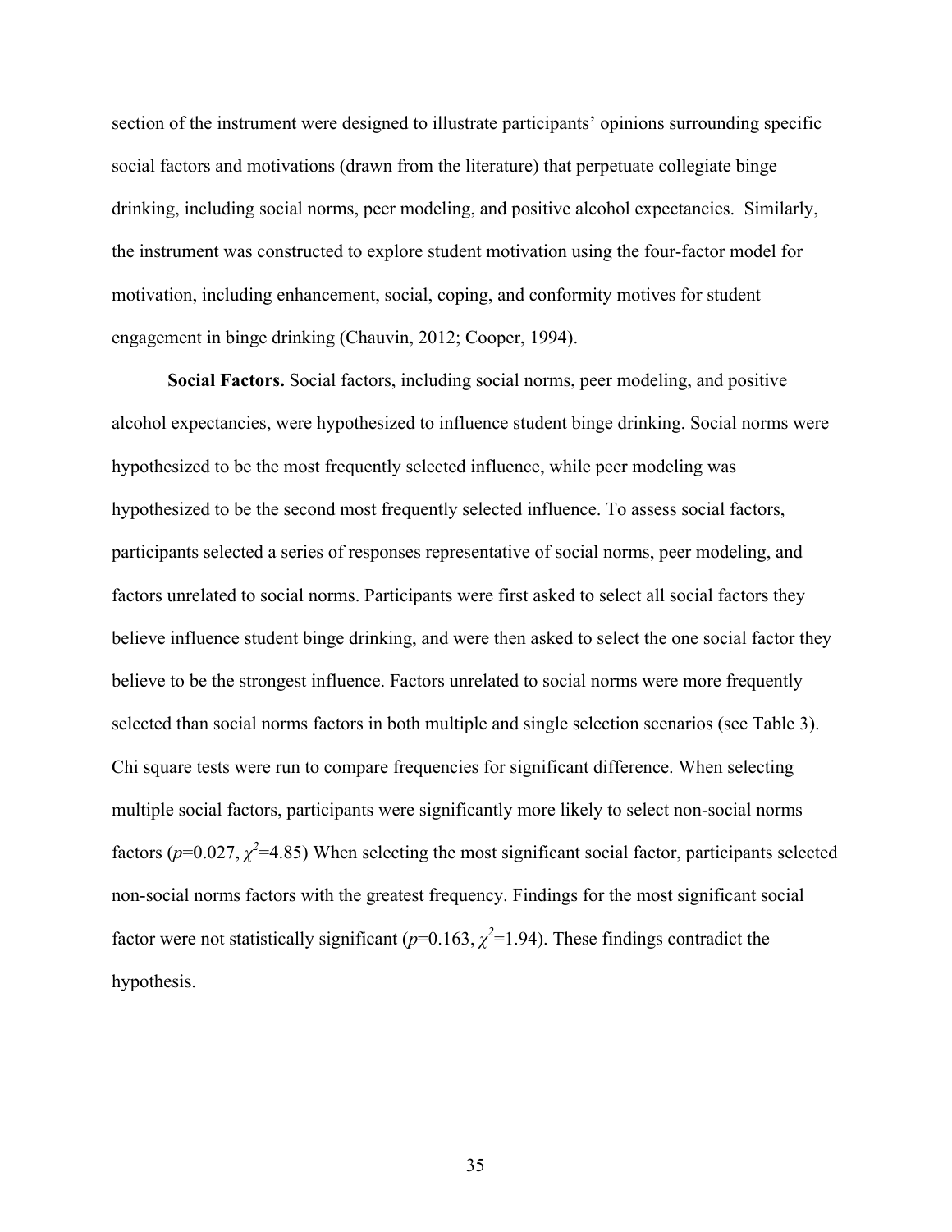section of the instrument were designed to illustrate participants' opinions surrounding specific social factors and motivations (drawn from the literature) that perpetuate collegiate binge drinking, including social norms, peer modeling, and positive alcohol expectancies. Similarly, the instrument was constructed to explore student motivation using the four-factor model for motivation, including enhancement, social, coping, and conformity motives for student engagement in binge drinking (Chauvin, 2012; Cooper, 1994).

**Social Factors.** Social factors, including social norms, peer modeling, and positive alcohol expectancies, were hypothesized to influence student binge drinking. Social norms were hypothesized to be the most frequently selected influence, while peer modeling was hypothesized to be the second most frequently selected influence. To assess social factors, participants selected a series of responses representative of social norms, peer modeling, and factors unrelated to social norms. Participants were first asked to select all social factors they believe influence student binge drinking, and were then asked to select the one social factor they believe to be the strongest influence. Factors unrelated to social norms were more frequently selected than social norms factors in both multiple and single selection scenarios (see Table 3). Chi square tests were run to compare frequencies for significant difference. When selecting multiple social factors, participants were significantly more likely to select non-social norms factors ($p$=0.027, $\chi^2$=4.85) When selecting the most significant social factor, participants selected non-social norms factors with the greatest frequency. Findings for the most significant social factor were not statistically significant ($p$=0.163, $\chi^2$=1.94). These findings contradict the hypothesis.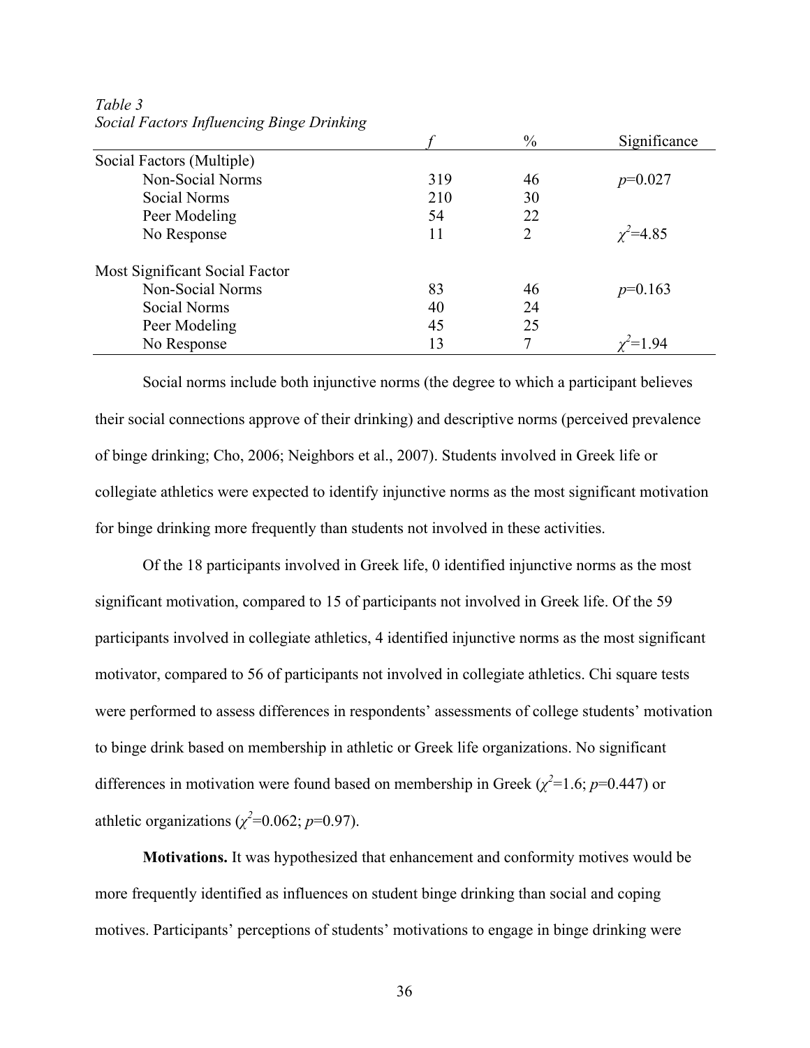*Table 3*
*Social Factors Influencing Binge Drinking*

| | *f* | % | Significance |
|---|---|---|---|
| Social Factors (Multiple) | | | |
| Non-Social Norms | 319 | 46 | $p$=0.027 |
| Social Norms | 210 | 30 | |
| Peer Modeling | 54 | 22 | |
| No Response | 11 | 2 | $\chi^2$=4.85 |
| | | | |
| Most Significant Social Factor | | | |
| Non-Social Norms | 83 | 46 | $p$=0.163 |
| Social Norms | 40 | 24 | |
| Peer Modeling | 45 | 25 | |
| No Response | 13 | 7 | $\chi^2$=1.94 |

Social norms include both injunctive norms (the degree to which a participant believes their social connections approve of their drinking) and descriptive norms (perceived prevalence of binge drinking; Cho, 2006; Neighbors et al., 2007). Students involved in Greek life or collegiate athletics were expected to identify injunctive norms as the most significant motivation for binge drinking more frequently than students not involved in these activities.

Of the 18 participants involved in Greek life, 0 identified injunctive norms as the most significant motivation, compared to 15 of participants not involved in Greek life. Of the 59 participants involved in collegiate athletics, 4 identified injunctive norms as the most significant motivator, compared to 56 of participants not involved in collegiate athletics. Chi square tests were performed to assess differences in respondents' assessments of college students' motivation to binge drink based on membership in athletic or Greek life organizations. No significant differences in motivation were found based on membership in Greek ($\chi^2$=1.6; $p$=0.447) or athletic organizations ($\chi^2$=0.062; $p$=0.97).

**Motivations.** It was hypothesized that enhancement and conformity motives would be more frequently identified as influences on student binge drinking than social and coping motives. Participants' perceptions of students' motivations to engage in binge drinking were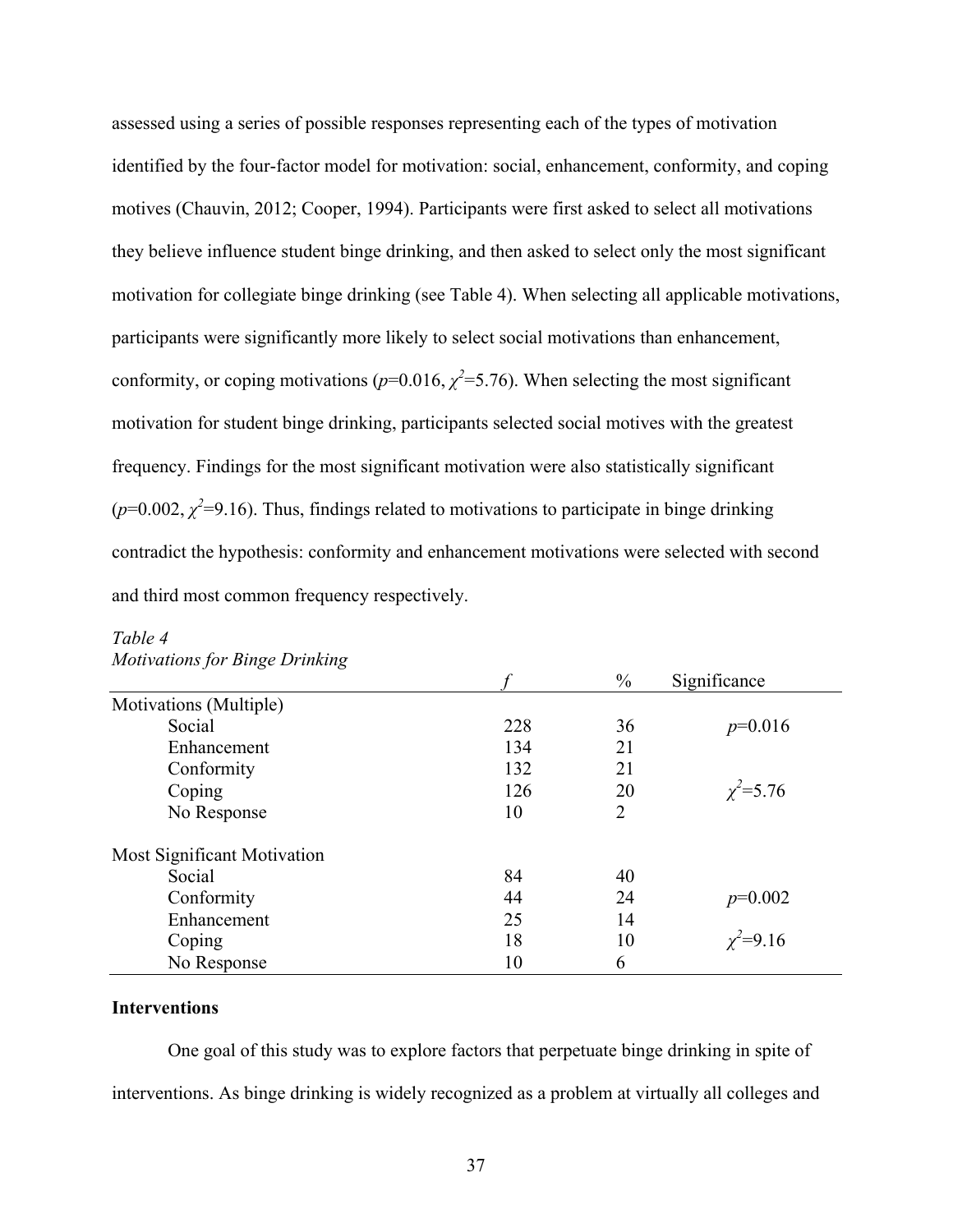assessed using a series of possible responses representing each of the types of motivation identified by the four-factor model for motivation: social, enhancement, conformity, and coping motives (Chauvin, 2012; Cooper, 1994). Participants were first asked to select all motivations they believe influence student binge drinking, and then asked to select only the most significant motivation for collegiate binge drinking (see Table 4). When selecting all applicable motivations, participants were significantly more likely to select social motivations than enhancement, conformity, or coping motivations ($p$=0.016, $\chi^2$=5.76). When selecting the most significant motivation for student binge drinking, participants selected social motives with the greatest frequency. Findings for the most significant motivation were also statistically significant ($p$=0.002, $\chi^2$=9.16). Thus, findings related to motivations to participate in binge drinking contradict the hypothesis: conformity and enhancement motivations were selected with second and third most common frequency respectively.

*Table 4*
*Motivations for Binge Drinking*

| | *f* | % | Significance |
|---|---|---|---|
| Motivations (Multiple) | | | |
| Social | 228 | 36 | $p$=0.016 |
| Enhancement | 134 | 21 | |
| Conformity | 132 | 21 | |
| Coping | 126 | 20 | $\chi^2$=5.76 |
| No Response | 10 | 2 | |
| Most Significant Motivation | | | |
| Social | 84 | 40 | |
| Conformity | 44 | 24 | $p$=0.002 |
| Enhancement | 25 | 14 | |
| Coping | 18 | 10 | $\chi^2$=9.16 |
| No Response | 10 | 6 | |

**Interventions**

One goal of this study was to explore factors that perpetuate binge drinking in spite of interventions. As binge drinking is widely recognized as a problem at virtually all colleges and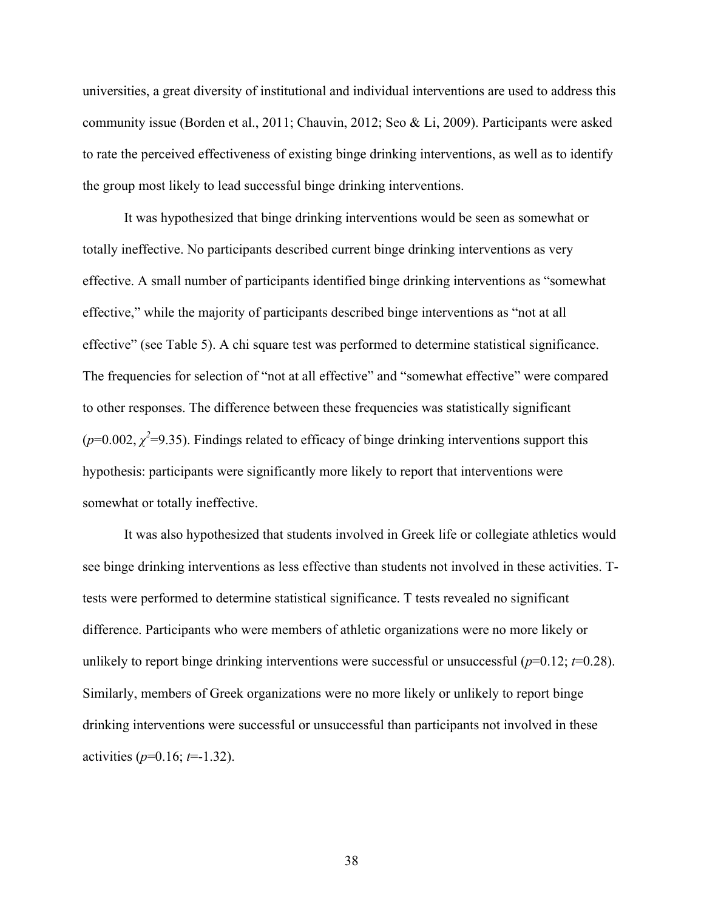universities, a great diversity of institutional and individual interventions are used to address this community issue (Borden et al., 2011; Chauvin, 2012; Seo & Li, 2009). Participants were asked to rate the perceived effectiveness of existing binge drinking interventions, as well as to identify the group most likely to lead successful binge drinking interventions.

It was hypothesized that binge drinking interventions would be seen as somewhat or totally ineffective. No participants described current binge drinking interventions as very effective. A small number of participants identified binge drinking interventions as "somewhat effective," while the majority of participants described binge interventions as "not at all effective" (see Table 5). A chi square test was performed to determine statistical significance. The frequencies for selection of "not at all effective" and "somewhat effective" were compared to other responses. The difference between these frequencies was statistically significant ($p$=0.002, $\chi^2$=9.35). Findings related to efficacy of binge drinking interventions support this hypothesis: participants were significantly more likely to report that interventions were somewhat or totally ineffective.

It was also hypothesized that students involved in Greek life or collegiate athletics would see binge drinking interventions as less effective than students not involved in these activities. T-tests were performed to determine statistical significance. T tests revealed no significant difference. Participants who were members of athletic organizations were no more likely or unlikely to report binge drinking interventions were successful or unsuccessful ($p$=0.12; $t$=0.28). Similarly, members of Greek organizations were no more likely or unlikely to report binge drinking interventions were successful or unsuccessful than participants not involved in these activities ($p$=0.16; $t$=-1.32).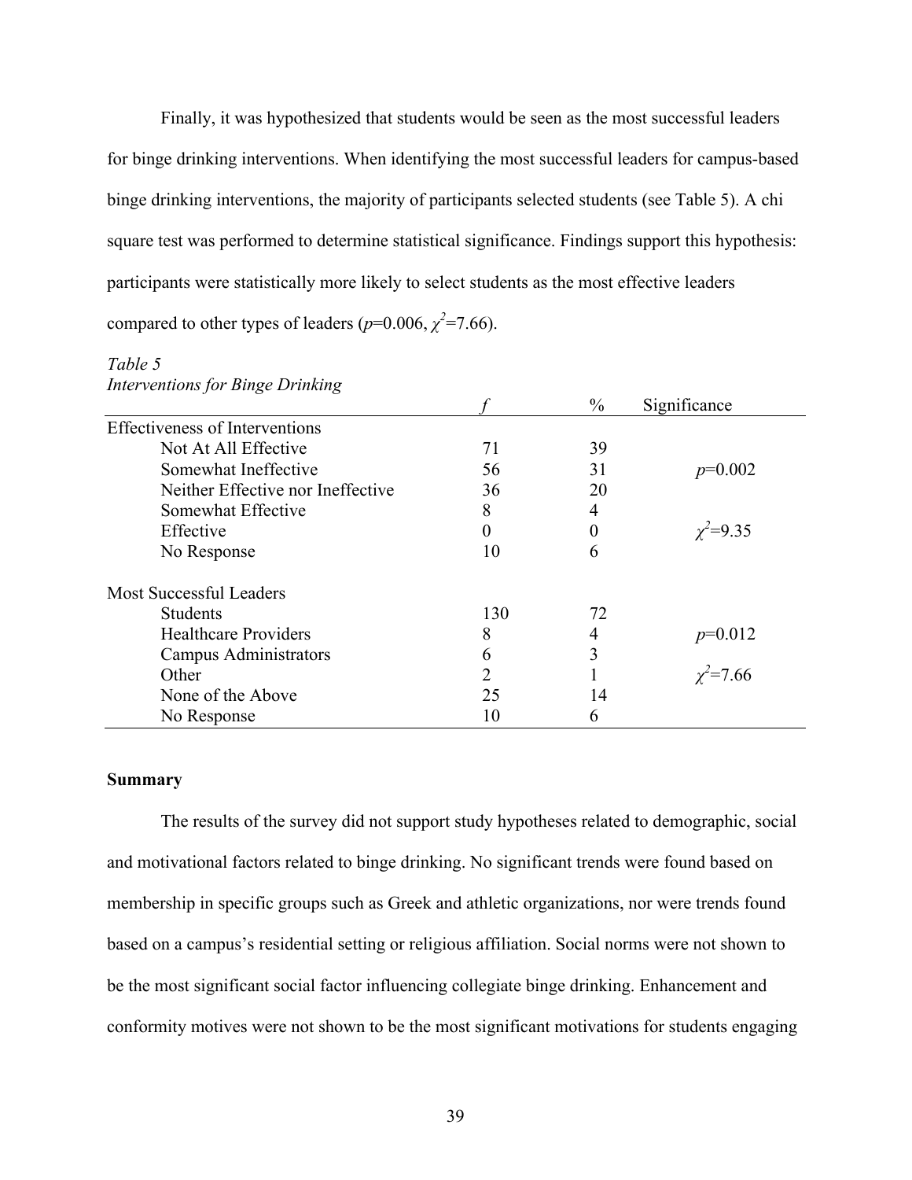Finally, it was hypothesized that students would be seen as the most successful leaders for binge drinking interventions. When identifying the most successful leaders for campus-based binge drinking interventions, the majority of participants selected students (see Table 5). A chi square test was performed to determine statistical significance. Findings support this hypothesis: participants were statistically more likely to select students as the most effective leaders compared to other types of leaders ($p$=0.006, $\chi^2$=7.66).

*Table 5*
*Interventions for Binge Drinking*

| | $f$ | % | Significance |
|---|---|---|---|
| Effectiveness of Interventions | | | |
| Not At All Effective | 71 | 39 | |
| Somewhat Ineffective | 56 | 31 | $p$=0.002 |
| Neither Effective nor Ineffective | 36 | 20 | |
| Somewhat Effective | 8 | 4 | |
| Effective | 0 | 0 | $\chi^2$=9.35 |
| No Response | 10 | 6 | |
| Most Successful Leaders | | | |
| Students | 130 | 72 | |
| Healthcare Providers | 8 | 4 | $p$=0.012 |
| Campus Administrators | 6 | 3 | |
| Other | 2 | 1 | $\chi^2$=7.66 |
| None of the Above | 25 | 14 | |
| No Response | 10 | 6 | |

**Summary**

The results of the survey did not support study hypotheses related to demographic, social and motivational factors related to binge drinking. No significant trends were found based on membership in specific groups such as Greek and athletic organizations, nor were trends found based on a campus's residential setting or religious affiliation. Social norms were not shown to be the most significant social factor influencing collegiate binge drinking. Enhancement and conformity motives were not shown to be the most significant motivations for students engaging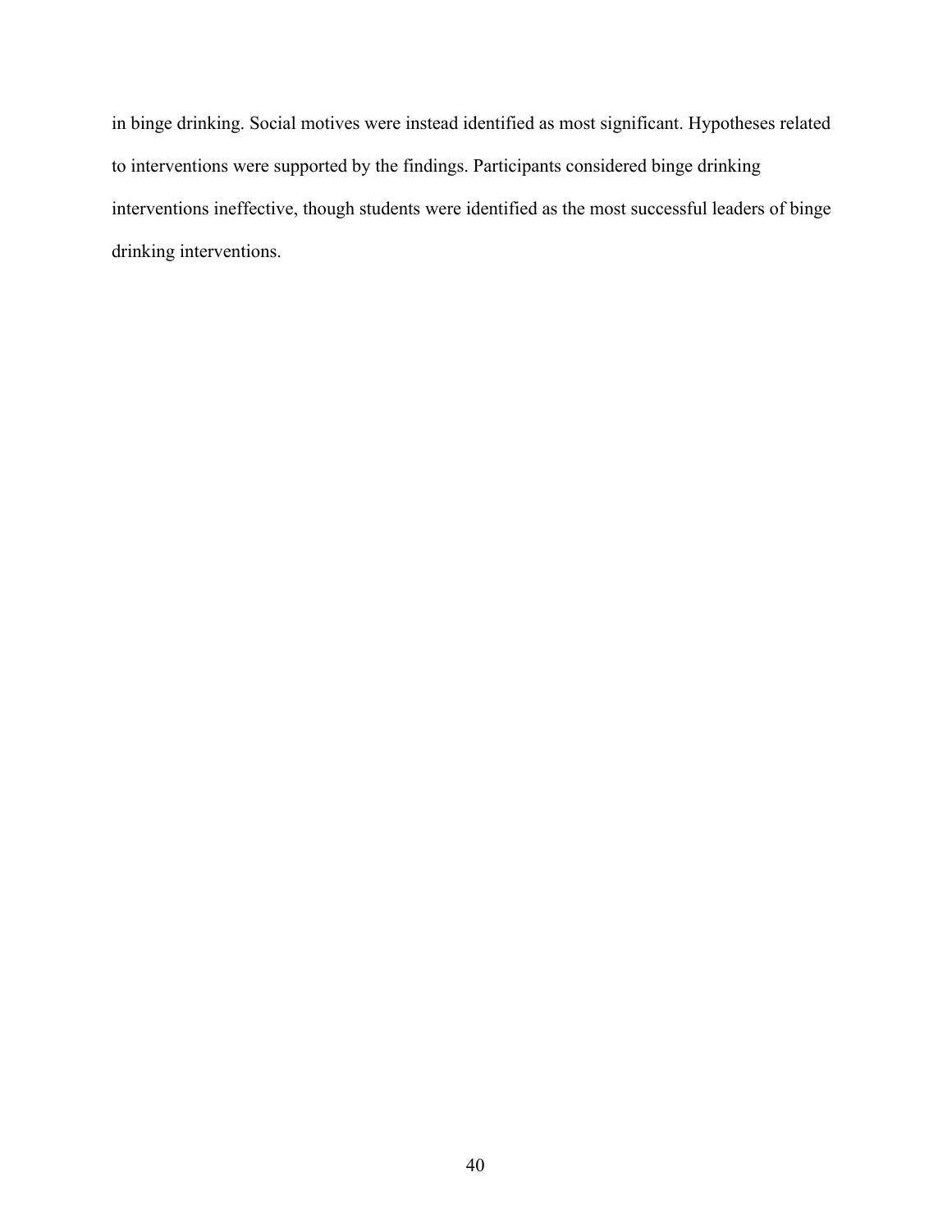in binge drinking. Social motives were instead identified as most significant. Hypotheses related to interventions were supported by the findings. Participants considered binge drinking interventions ineffective, though students were identified as the most successful leaders of binge drinking interventions.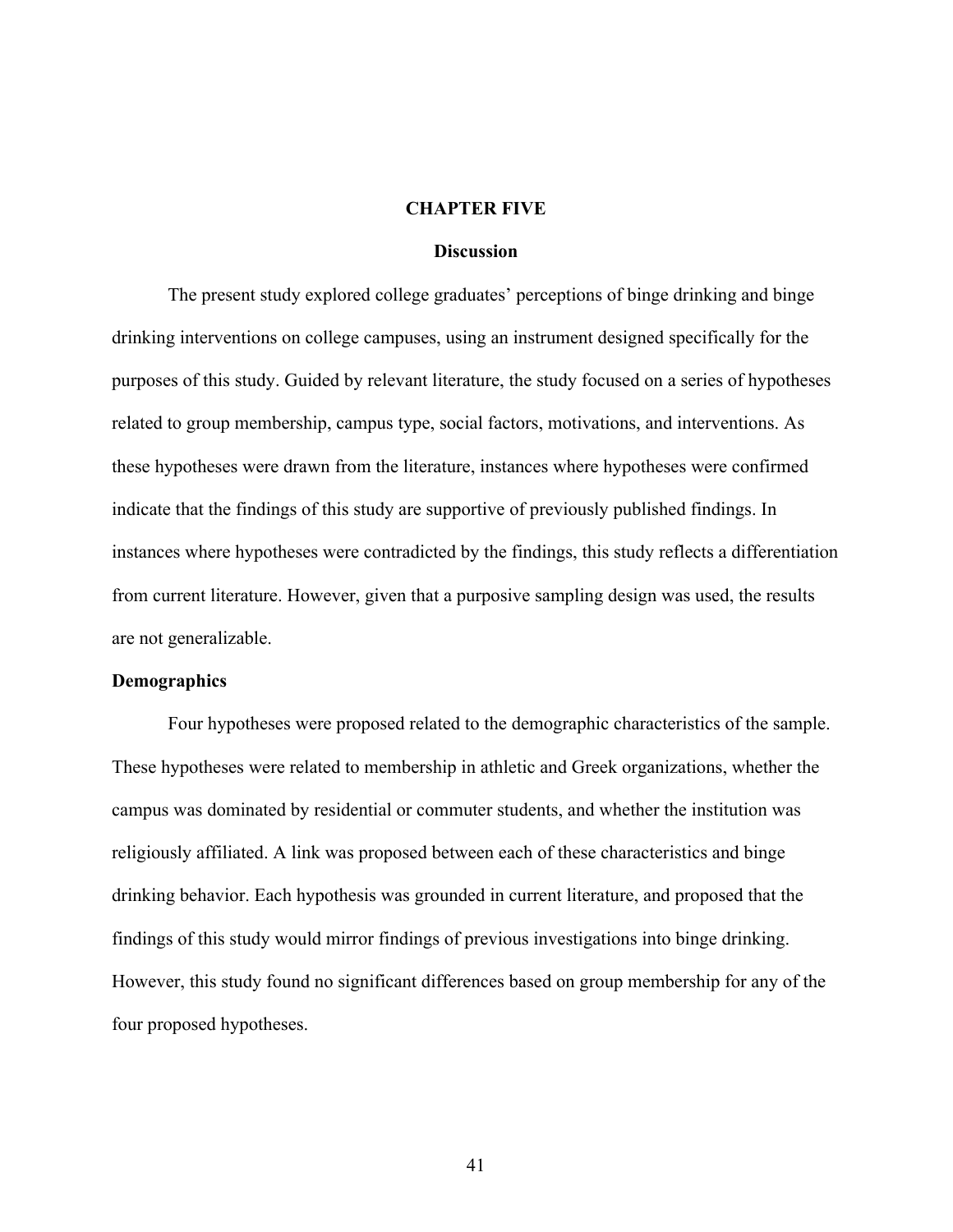# CHAPTER FIVE

## Discussion

The present study explored college graduates' perceptions of binge drinking and binge drinking interventions on college campuses, using an instrument designed specifically for the purposes of this study. Guided by relevant literature, the study focused on a series of hypotheses related to group membership, campus type, social factors, motivations, and interventions. As these hypotheses were drawn from the literature, instances where hypotheses were confirmed indicate that the findings of this study are supportive of previously published findings. In instances where hypotheses were contradicted by the findings, this study reflects a differentiation from current literature. However, given that a purposive sampling design was used, the results are not generalizable.

### Demographics

Four hypotheses were proposed related to the demographic characteristics of the sample. These hypotheses were related to membership in athletic and Greek organizations, whether the campus was dominated by residential or commuter students, and whether the institution was religiously affiliated. A link was proposed between each of these characteristics and binge drinking behavior. Each hypothesis was grounded in current literature, and proposed that the findings of this study would mirror findings of previous investigations into binge drinking. However, this study found no significant differences based on group membership for any of the four proposed hypotheses.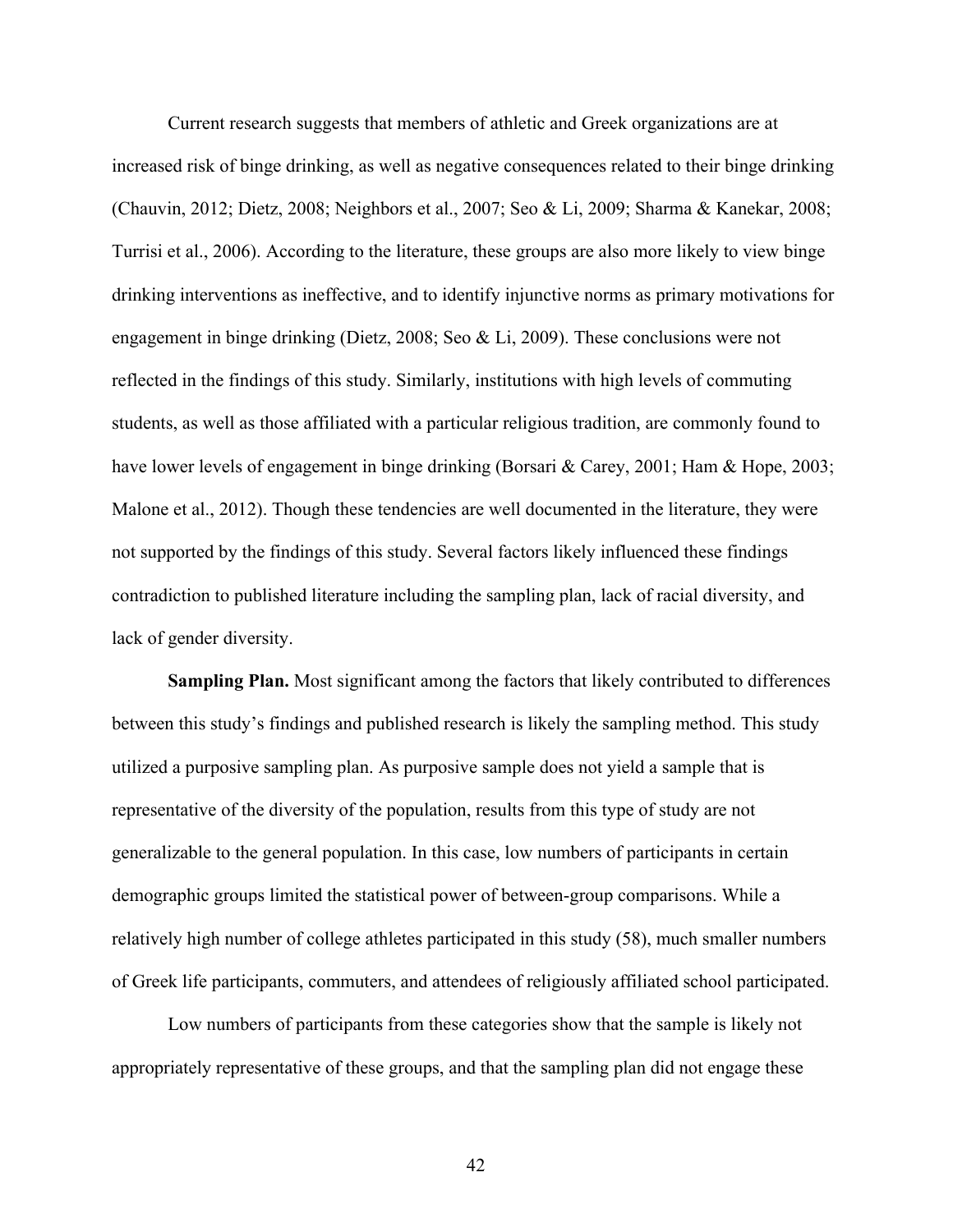Current research suggests that members of athletic and Greek organizations are at increased risk of binge drinking, as well as negative consequences related to their binge drinking (Chauvin, 2012; Dietz, 2008; Neighbors et al., 2007; Seo & Li, 2009; Sharma & Kanekar, 2008; Turrisi et al., 2006). According to the literature, these groups are also more likely to view binge drinking interventions as ineffective, and to identify injunctive norms as primary motivations for engagement in binge drinking (Dietz, 2008; Seo & Li, 2009). These conclusions were not reflected in the findings of this study. Similarly, institutions with high levels of commuting students, as well as those affiliated with a particular religious tradition, are commonly found to have lower levels of engagement in binge drinking (Borsari & Carey, 2001; Ham & Hope, 2003; Malone et al., 2012). Though these tendencies are well documented in the literature, they were not supported by the findings of this study. Several factors likely influenced these findings contradiction to published literature including the sampling plan, lack of racial diversity, and lack of gender diversity.

**Sampling Plan.** Most significant among the factors that likely contributed to differences between this study's findings and published research is likely the sampling method. This study utilized a purposive sampling plan. As purposive sample does not yield a sample that is representative of the diversity of the population, results from this type of study are not generalizable to the general population. In this case, low numbers of participants in certain demographic groups limited the statistical power of between-group comparisons. While a relatively high number of college athletes participated in this study (58), much smaller numbers of Greek life participants, commuters, and attendees of religiously affiliated school participated.

Low numbers of participants from these categories show that the sample is likely not appropriately representative of these groups, and that the sampling plan did not engage these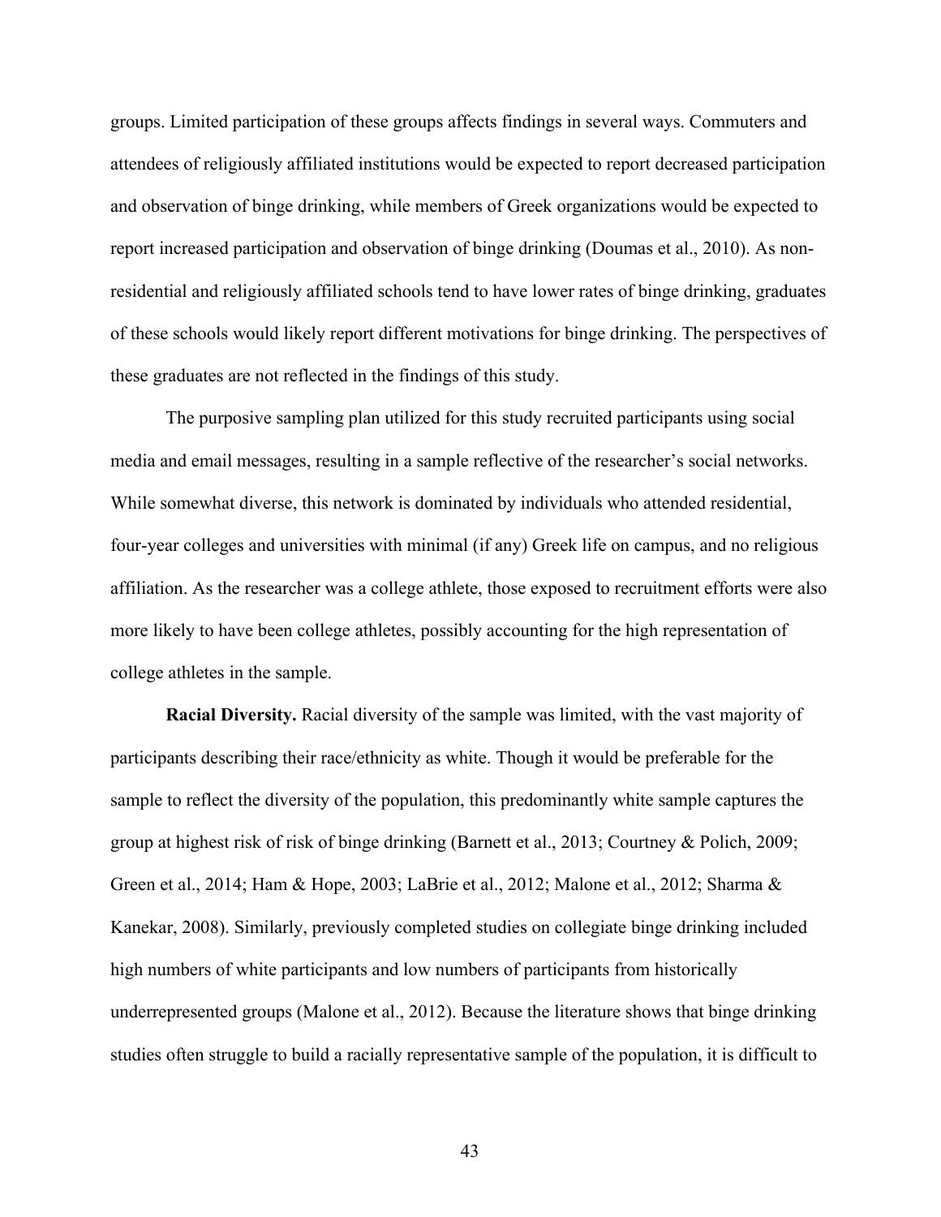groups. Limited participation of these groups affects findings in several ways. Commuters and attendees of religiously affiliated institutions would be expected to report decreased participation and observation of binge drinking, while members of Greek organizations would be expected to report increased participation and observation of binge drinking (Doumas et al., 2010). As non-residential and religiously affiliated schools tend to have lower rates of binge drinking, graduates of these schools would likely report different motivations for binge drinking. The perspectives of these graduates are not reflected in the findings of this study.

The purposive sampling plan utilized for this study recruited participants using social media and email messages, resulting in a sample reflective of the researcher's social networks. While somewhat diverse, this network is dominated by individuals who attended residential, four-year colleges and universities with minimal (if any) Greek life on campus, and no religious affiliation. As the researcher was a college athlete, those exposed to recruitment efforts were also more likely to have been college athletes, possibly accounting for the high representation of college athletes in the sample.

**Racial Diversity.** Racial diversity of the sample was limited, with the vast majority of participants describing their race/ethnicity as white. Though it would be preferable for the sample to reflect the diversity of the population, this predominantly white sample captures the group at highest risk of risk of binge drinking (Barnett et al., 2013; Courtney & Polich, 2009; Green et al., 2014; Ham & Hope, 2003; LaBrie et al., 2012; Malone et al., 2012; Sharma & Kanekar, 2008). Similarly, previously completed studies on collegiate binge drinking included high numbers of white participants and low numbers of participants from historically underrepresented groups (Malone et al., 2012). Because the literature shows that binge drinking studies often struggle to build a racially representative sample of the population, it is difficult to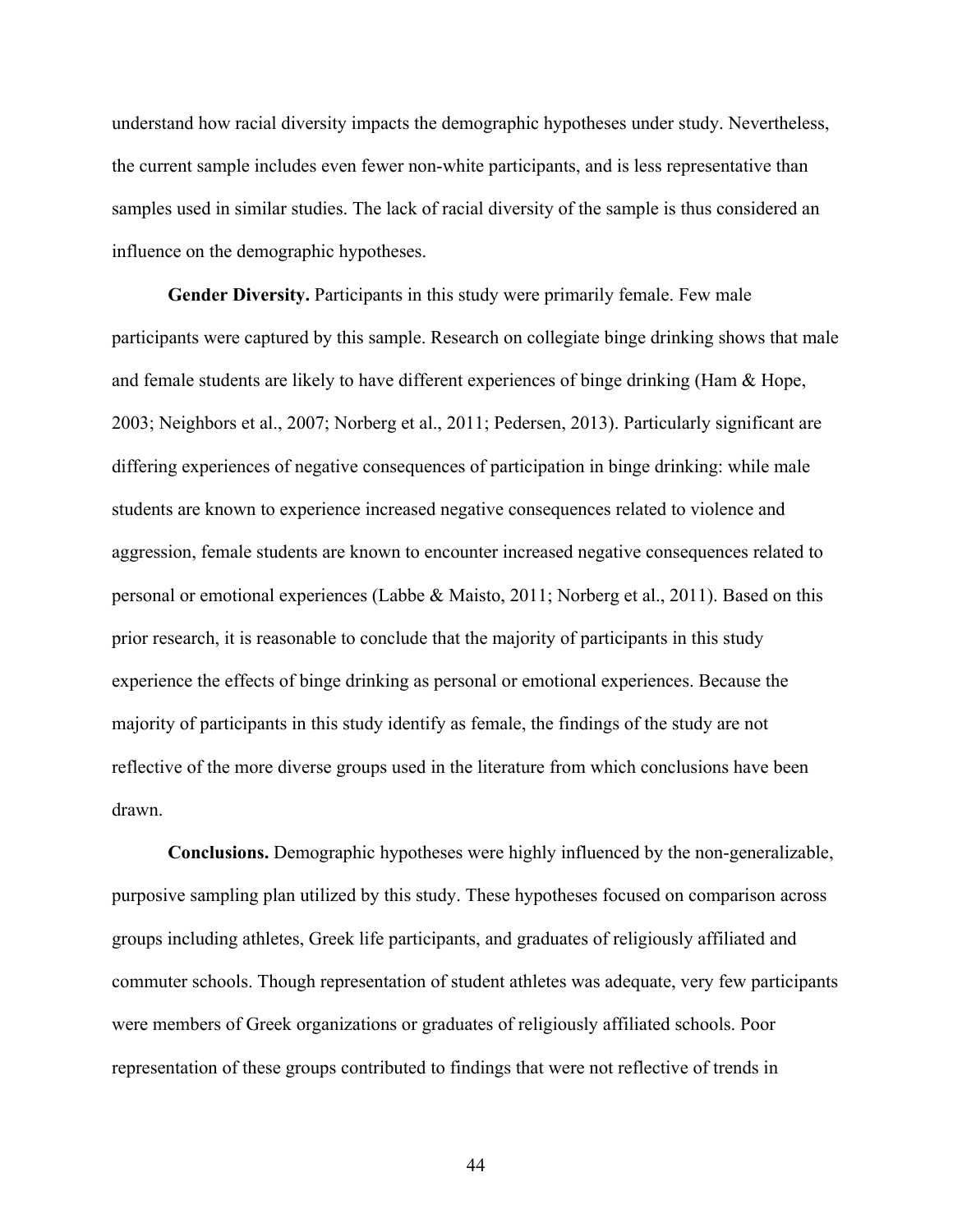understand how racial diversity impacts the demographic hypotheses under study. Nevertheless, the current sample includes even fewer non-white participants, and is less representative than samples used in similar studies. The lack of racial diversity of the sample is thus considered an influence on the demographic hypotheses.

**Gender Diversity.** Participants in this study were primarily female. Few male participants were captured by this sample. Research on collegiate binge drinking shows that male and female students are likely to have different experiences of binge drinking (Ham & Hope, 2003; Neighbors et al., 2007; Norberg et al., 2011; Pedersen, 2013). Particularly significant are differing experiences of negative consequences of participation in binge drinking: while male students are known to experience increased negative consequences related to violence and aggression, female students are known to encounter increased negative consequences related to personal or emotional experiences (Labbe & Maisto, 2011; Norberg et al., 2011). Based on this prior research, it is reasonable to conclude that the majority of participants in this study experience the effects of binge drinking as personal or emotional experiences. Because the majority of participants in this study identify as female, the findings of the study are not reflective of the more diverse groups used in the literature from which conclusions have been drawn.

**Conclusions.** Demographic hypotheses were highly influenced by the non-generalizable, purposive sampling plan utilized by this study. These hypotheses focused on comparison across groups including athletes, Greek life participants, and graduates of religiously affiliated and commuter schools. Though representation of student athletes was adequate, very few participants were members of Greek organizations or graduates of religiously affiliated schools. Poor representation of these groups contributed to findings that were not reflective of trends in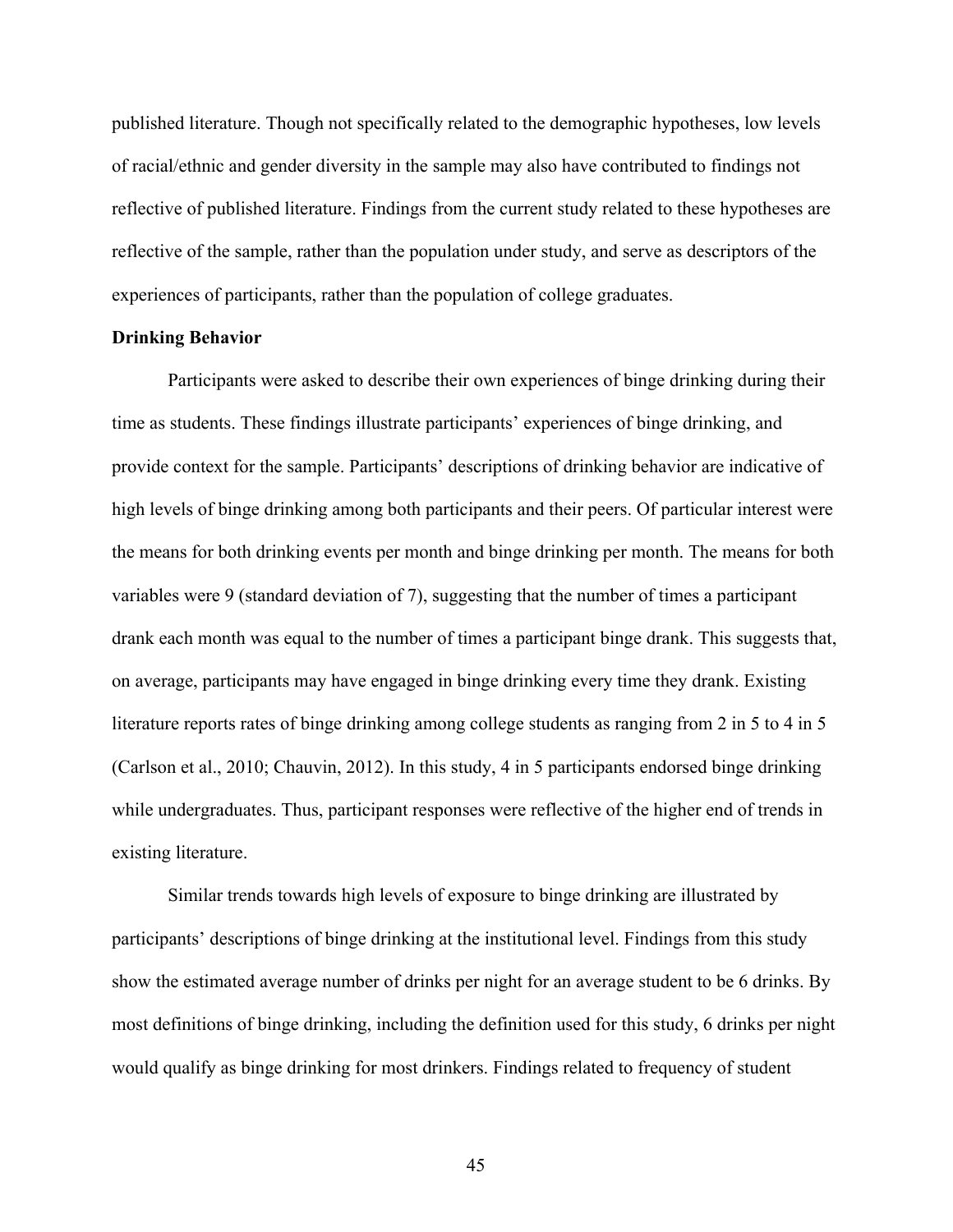published literature. Though not specifically related to the demographic hypotheses, low levels of racial/ethnic and gender diversity in the sample may also have contributed to findings not reflective of published literature. Findings from the current study related to these hypotheses are reflective of the sample, rather than the population under study, and serve as descriptors of the experiences of participants, rather than the population of college graduates.

**Drinking Behavior**

Participants were asked to describe their own experiences of binge drinking during their time as students. These findings illustrate participants' experiences of binge drinking, and provide context for the sample. Participants' descriptions of drinking behavior are indicative of high levels of binge drinking among both participants and their peers. Of particular interest were the means for both drinking events per month and binge drinking per month. The means for both variables were 9 (standard deviation of 7), suggesting that the number of times a participant drank each month was equal to the number of times a participant binge drank. This suggests that, on average, participants may have engaged in binge drinking every time they drank. Existing literature reports rates of binge drinking among college students as ranging from 2 in 5 to 4 in 5 (Carlson et al., 2010; Chauvin, 2012). In this study, 4 in 5 participants endorsed binge drinking while undergraduates. Thus, participant responses were reflective of the higher end of trends in existing literature.

Similar trends towards high levels of exposure to binge drinking are illustrated by participants' descriptions of binge drinking at the institutional level. Findings from this study show the estimated average number of drinks per night for an average student to be 6 drinks. By most definitions of binge drinking, including the definition used for this study, 6 drinks per night would qualify as binge drinking for most drinkers. Findings related to frequency of student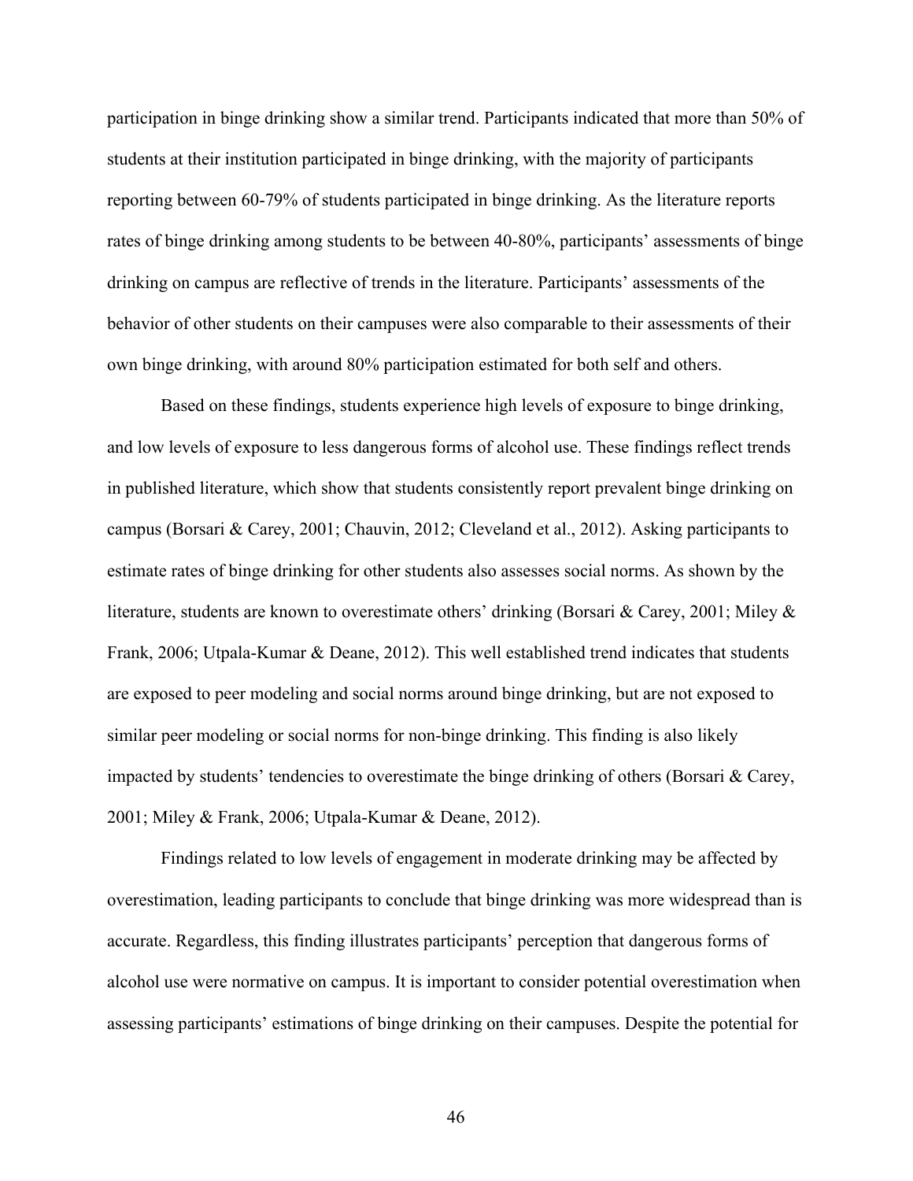participation in binge drinking show a similar trend. Participants indicated that more than 50% of students at their institution participated in binge drinking, with the majority of participants reporting between 60-79% of students participated in binge drinking. As the literature reports rates of binge drinking among students to be between 40-80%, participants' assessments of binge drinking on campus are reflective of trends in the literature. Participants' assessments of the behavior of other students on their campuses were also comparable to their assessments of their own binge drinking, with around 80% participation estimated for both self and others.

Based on these findings, students experience high levels of exposure to binge drinking, and low levels of exposure to less dangerous forms of alcohol use. These findings reflect trends in published literature, which show that students consistently report prevalent binge drinking on campus (Borsari & Carey, 2001; Chauvin, 2012; Cleveland et al., 2012). Asking participants to estimate rates of binge drinking for other students also assesses social norms. As shown by the literature, students are known to overestimate others' drinking (Borsari & Carey, 2001; Miley & Frank, 2006; Utpala-Kumar & Deane, 2012). This well established trend indicates that students are exposed to peer modeling and social norms around binge drinking, but are not exposed to similar peer modeling or social norms for non-binge drinking. This finding is also likely impacted by students' tendencies to overestimate the binge drinking of others (Borsari & Carey, 2001; Miley & Frank, 2006; Utpala-Kumar & Deane, 2012).

Findings related to low levels of engagement in moderate drinking may be affected by overestimation, leading participants to conclude that binge drinking was more widespread than is accurate. Regardless, this finding illustrates participants' perception that dangerous forms of alcohol use were normative on campus. It is important to consider potential overestimation when assessing participants' estimations of binge drinking on their campuses. Despite the potential for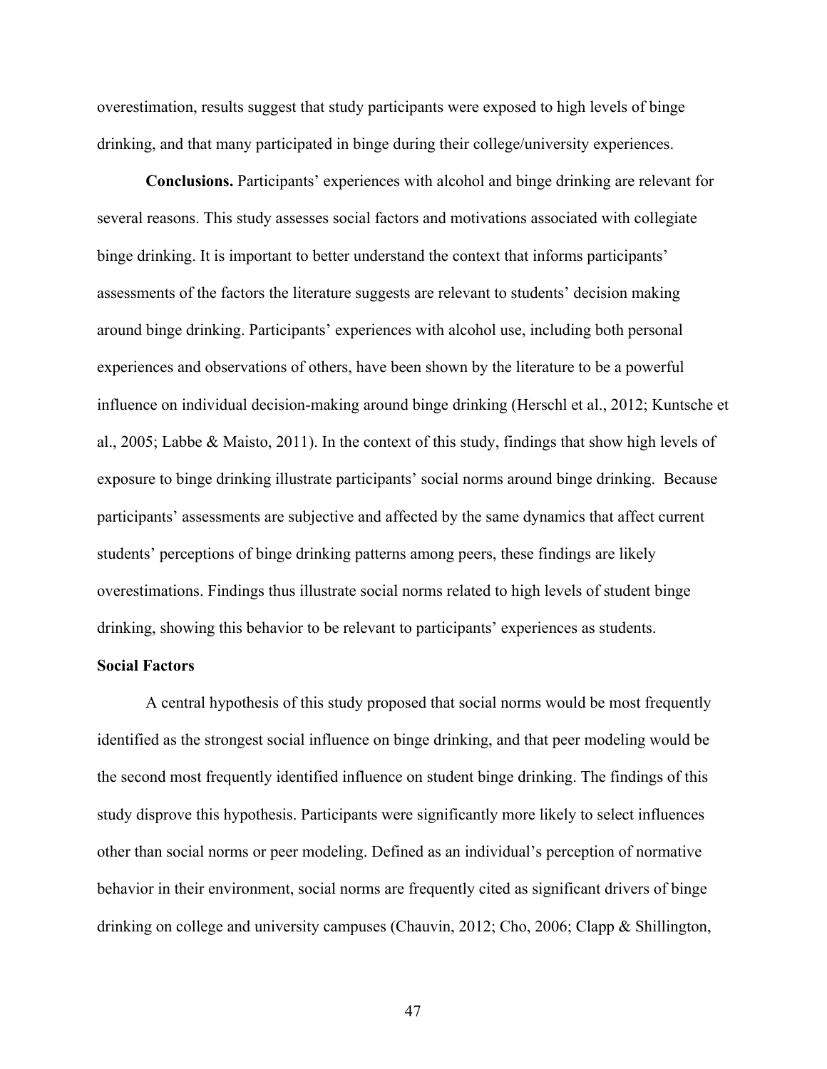overestimation, results suggest that study participants were exposed to high levels of binge drinking, and that many participated in binge during their college/university experiences.

**Conclusions.** Participants' experiences with alcohol and binge drinking are relevant for several reasons. This study assesses social factors and motivations associated with collegiate binge drinking. It is important to better understand the context that informs participants' assessments of the factors the literature suggests are relevant to students' decision making around binge drinking. Participants' experiences with alcohol use, including both personal experiences and observations of others, have been shown by the literature to be a powerful influence on individual decision-making around binge drinking (Herschl et al., 2012; Kuntsche et al., 2005; Labbe & Maisto, 2011). In the context of this study, findings that show high levels of exposure to binge drinking illustrate participants' social norms around binge drinking. Because participants' assessments are subjective and affected by the same dynamics that affect current students' perceptions of binge drinking patterns among peers, these findings are likely overestimations. Findings thus illustrate social norms related to high levels of student binge drinking, showing this behavior to be relevant to participants' experiences as students.

### Social Factors

A central hypothesis of this study proposed that social norms would be most frequently identified as the strongest social influence on binge drinking, and that peer modeling would be the second most frequently identified influence on student binge drinking. The findings of this study disprove this hypothesis. Participants were significantly more likely to select influences other than social norms or peer modeling. Defined as an individual's perception of normative behavior in their environment, social norms are frequently cited as significant drivers of binge drinking on college and university campuses (Chauvin, 2012; Cho, 2006; Clapp & Shillington,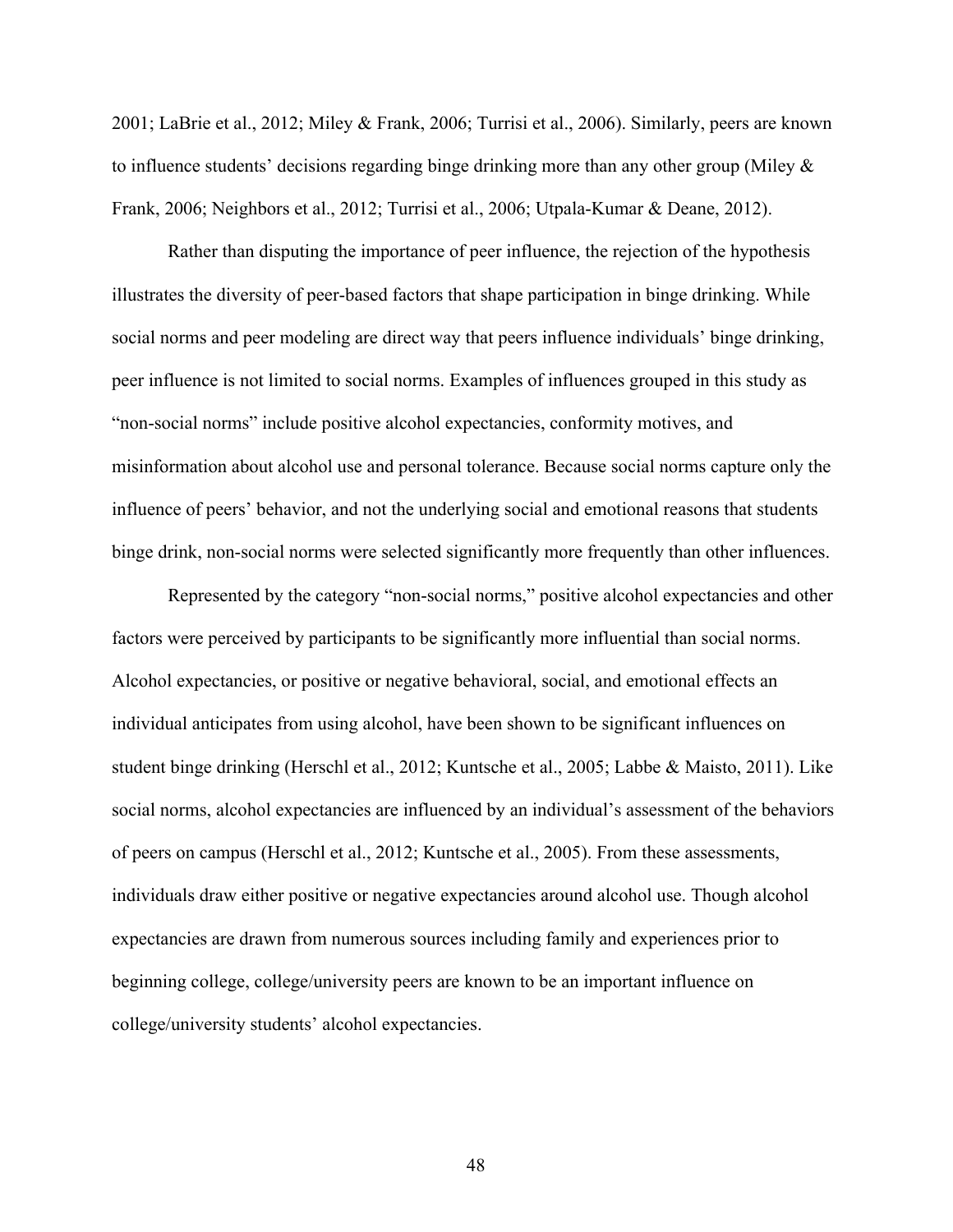2001; LaBrie et al., 2012; Miley & Frank, 2006; Turrisi et al., 2006). Similarly, peers are known to influence students' decisions regarding binge drinking more than any other group (Miley & Frank, 2006; Neighbors et al., 2012; Turrisi et al., 2006; Utpala-Kumar & Deane, 2012).

Rather than disputing the importance of peer influence, the rejection of the hypothesis illustrates the diversity of peer-based factors that shape participation in binge drinking. While social norms and peer modeling are direct way that peers influence individuals' binge drinking, peer influence is not limited to social norms. Examples of influences grouped in this study as "non-social norms" include positive alcohol expectancies, conformity motives, and misinformation about alcohol use and personal tolerance. Because social norms capture only the influence of peers' behavior, and not the underlying social and emotional reasons that students binge drink, non-social norms were selected significantly more frequently than other influences.

Represented by the category "non-social norms," positive alcohol expectancies and other factors were perceived by participants to be significantly more influential than social norms. Alcohol expectancies, or positive or negative behavioral, social, and emotional effects an individual anticipates from using alcohol, have been shown to be significant influences on student binge drinking (Herschl et al., 2012; Kuntsche et al., 2005; Labbe & Maisto, 2011). Like social norms, alcohol expectancies are influenced by an individual's assessment of the behaviors of peers on campus (Herschl et al., 2012; Kuntsche et al., 2005). From these assessments, individuals draw either positive or negative expectancies around alcohol use. Though alcohol expectancies are drawn from numerous sources including family and experiences prior to beginning college, college/university peers are known to be an important influence on college/university students' alcohol expectancies.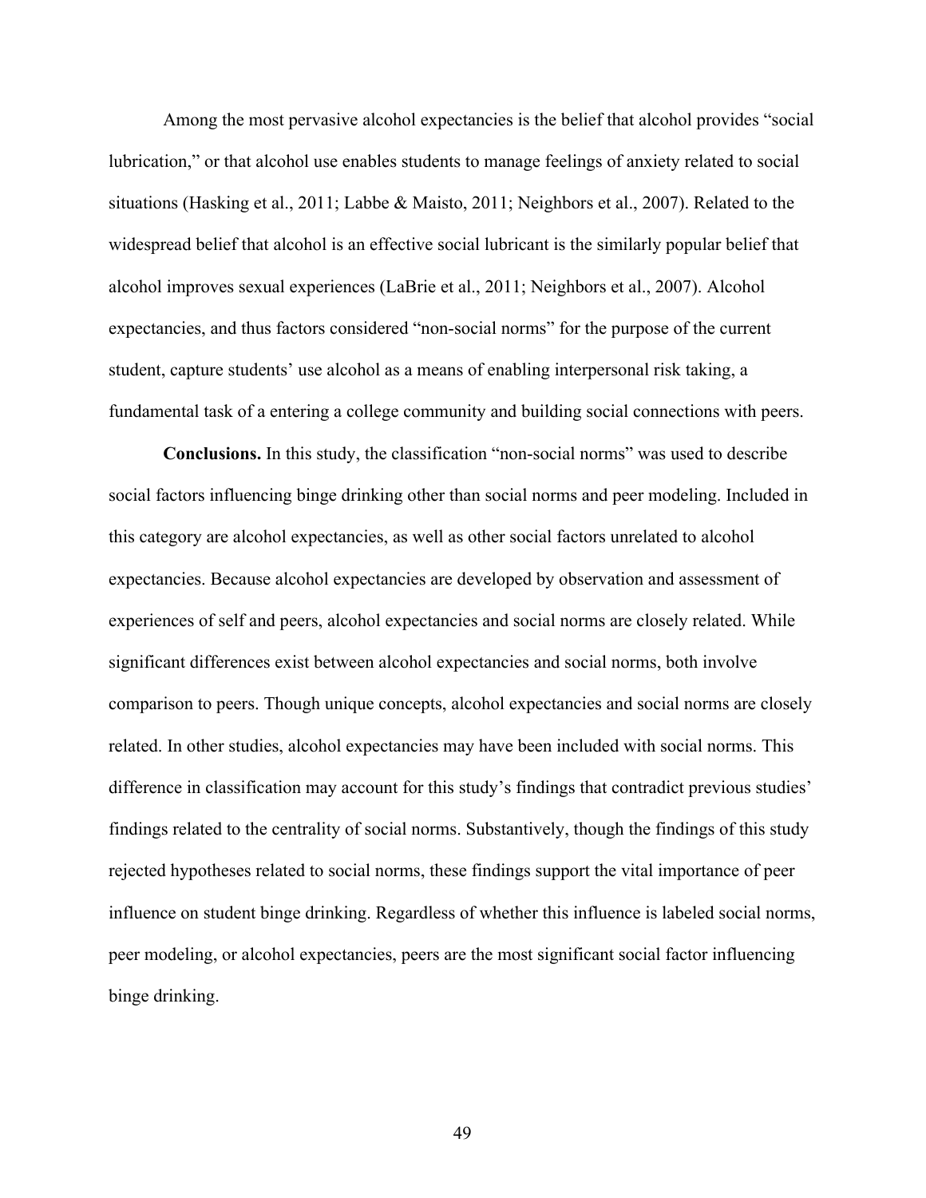Among the most pervasive alcohol expectancies is the belief that alcohol provides "social lubrication," or that alcohol use enables students to manage feelings of anxiety related to social situations (Hasking et al., 2011; Labbe & Maisto, 2011; Neighbors et al., 2007). Related to the widespread belief that alcohol is an effective social lubricant is the similarly popular belief that alcohol improves sexual experiences (LaBrie et al., 2011; Neighbors et al., 2007). Alcohol expectancies, and thus factors considered "non-social norms" for the purpose of the current student, capture students' use alcohol as a means of enabling interpersonal risk taking, a fundamental task of a entering a college community and building social connections with peers.

**Conclusions.** In this study, the classification "non-social norms" was used to describe social factors influencing binge drinking other than social norms and peer modeling. Included in this category are alcohol expectancies, as well as other social factors unrelated to alcohol expectancies. Because alcohol expectancies are developed by observation and assessment of experiences of self and peers, alcohol expectancies and social norms are closely related. While significant differences exist between alcohol expectancies and social norms, both involve comparison to peers. Though unique concepts, alcohol expectancies and social norms are closely related. In other studies, alcohol expectancies may have been included with social norms. This difference in classification may account for this study's findings that contradict previous studies' findings related to the centrality of social norms. Substantively, though the findings of this study rejected hypotheses related to social norms, these findings support the vital importance of peer influence on student binge drinking. Regardless of whether this influence is labeled social norms, peer modeling, or alcohol expectancies, peers are the most significant social factor influencing binge drinking.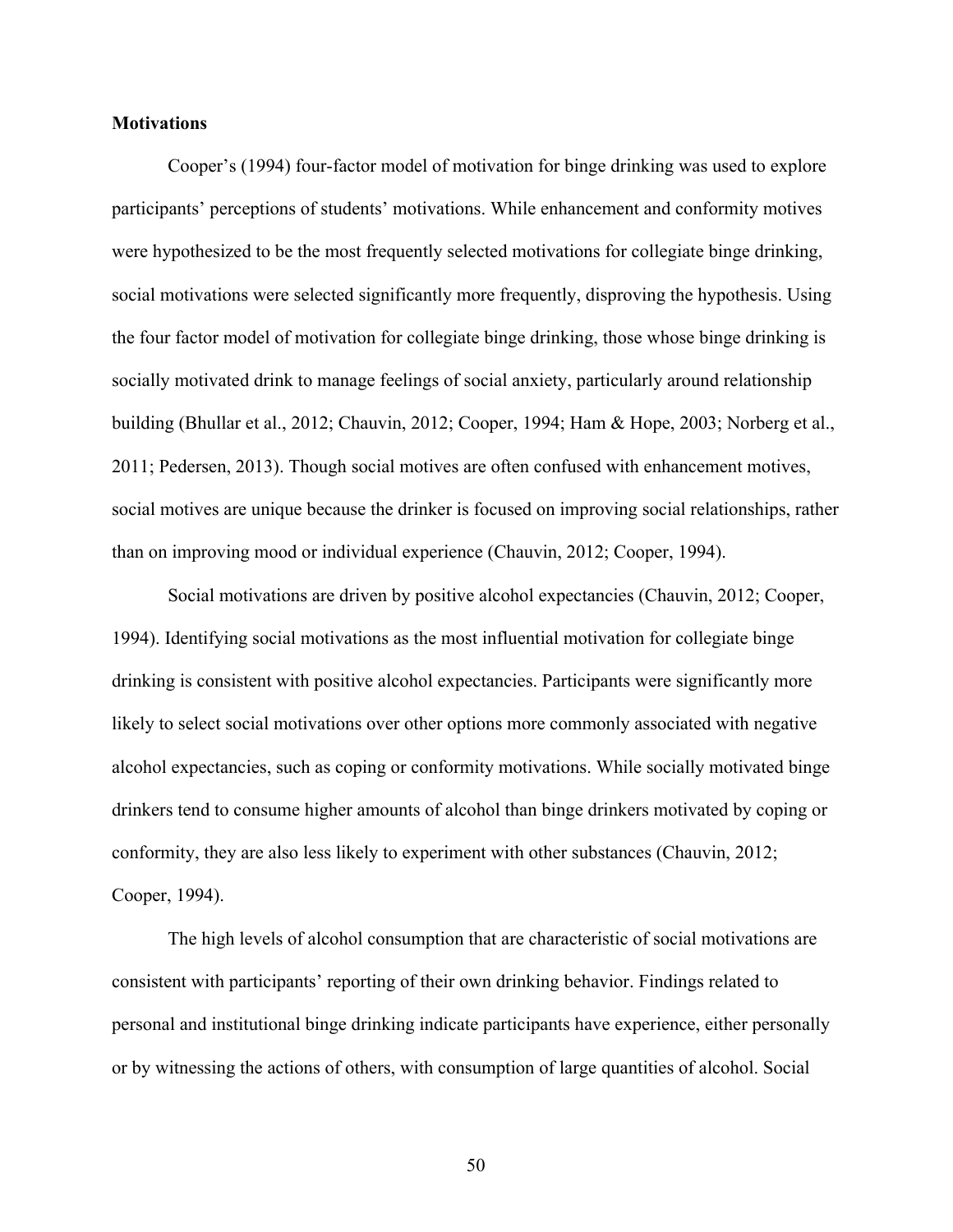**Motivations**

Cooper's (1994) four-factor model of motivation for binge drinking was used to explore participants' perceptions of students' motivations. While enhancement and conformity motives were hypothesized to be the most frequently selected motivations for collegiate binge drinking, social motivations were selected significantly more frequently, disproving the hypothesis. Using the four factor model of motivation for collegiate binge drinking, those whose binge drinking is socially motivated drink to manage feelings of social anxiety, particularly around relationship building (Bhullar et al., 2012; Chauvin, 2012; Cooper, 1994; Ham & Hope, 2003; Norberg et al., 2011; Pedersen, 2013). Though social motives are often confused with enhancement motives, social motives are unique because the drinker is focused on improving social relationships, rather than on improving mood or individual experience (Chauvin, 2012; Cooper, 1994).

Social motivations are driven by positive alcohol expectancies (Chauvin, 2012; Cooper, 1994). Identifying social motivations as the most influential motivation for collegiate binge drinking is consistent with positive alcohol expectancies. Participants were significantly more likely to select social motivations over other options more commonly associated with negative alcohol expectancies, such as coping or conformity motivations. While socially motivated binge drinkers tend to consume higher amounts of alcohol than binge drinkers motivated by coping or conformity, they are also less likely to experiment with other substances (Chauvin, 2012; Cooper, 1994).

The high levels of alcohol consumption that are characteristic of social motivations are consistent with participants' reporting of their own drinking behavior. Findings related to personal and institutional binge drinking indicate participants have experience, either personally or by witnessing the actions of others, with consumption of large quantities of alcohol. Social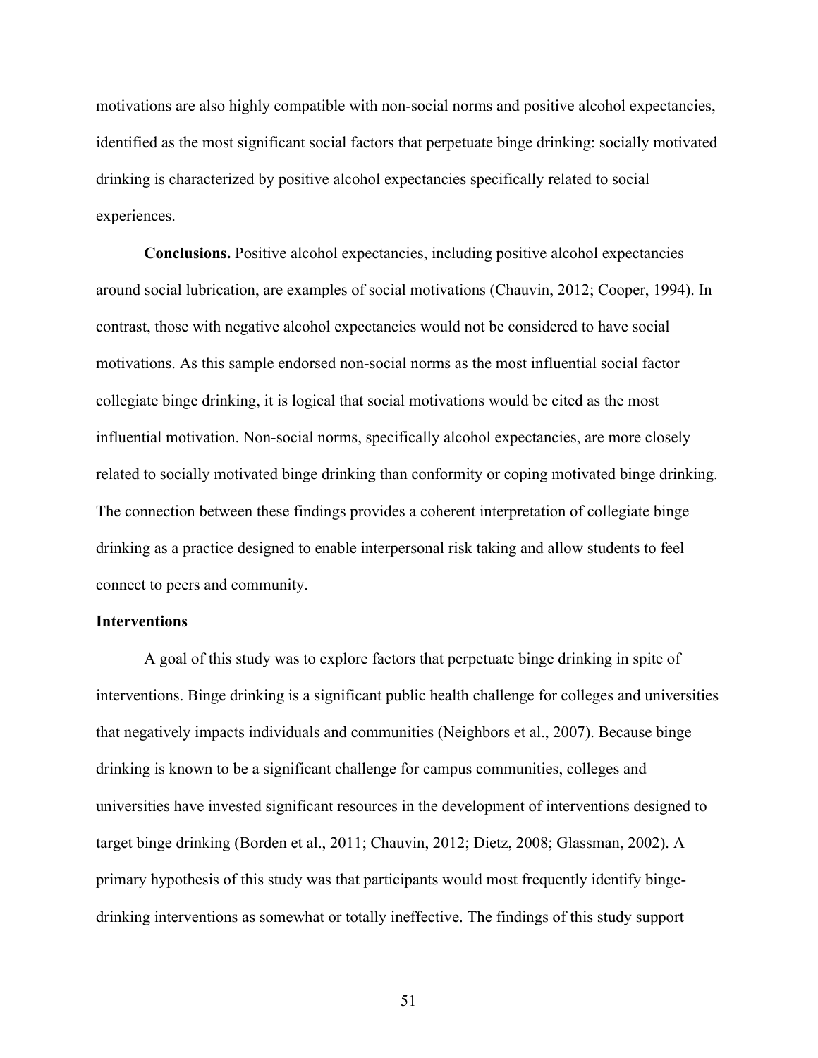motivations are also highly compatible with non-social norms and positive alcohol expectancies, identified as the most significant social factors that perpetuate binge drinking: socially motivated drinking is characterized by positive alcohol expectancies specifically related to social experiences.

**Conclusions.** Positive alcohol expectancies, including positive alcohol expectancies around social lubrication, are examples of social motivations (Chauvin, 2012; Cooper, 1994). In contrast, those with negative alcohol expectancies would not be considered to have social motivations. As this sample endorsed non-social norms as the most influential social factor collegiate binge drinking, it is logical that social motivations would be cited as the most influential motivation. Non-social norms, specifically alcohol expectancies, are more closely related to socially motivated binge drinking than conformity or coping motivated binge drinking. The connection between these findings provides a coherent interpretation of collegiate binge drinking as a practice designed to enable interpersonal risk taking and allow students to feel connect to peers and community.

### Interventions

A goal of this study was to explore factors that perpetuate binge drinking in spite of interventions. Binge drinking is a significant public health challenge for colleges and universities that negatively impacts individuals and communities (Neighbors et al., 2007). Because binge drinking is known to be a significant challenge for campus communities, colleges and universities have invested significant resources in the development of interventions designed to target binge drinking (Borden et al., 2011; Chauvin, 2012; Dietz, 2008; Glassman, 2002). A primary hypothesis of this study was that participants would most frequently identify binge-drinking interventions as somewhat or totally ineffective. The findings of this study support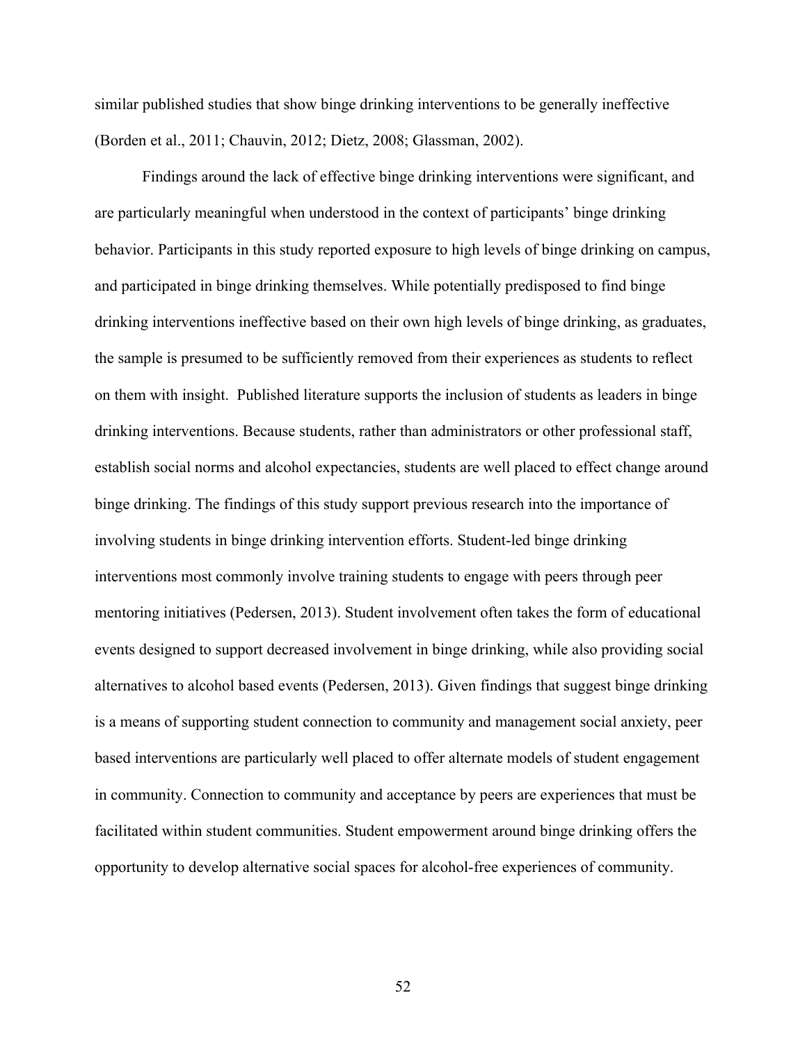similar published studies that show binge drinking interventions to be generally ineffective (Borden et al., 2011; Chauvin, 2012; Dietz, 2008; Glassman, 2002).

Findings around the lack of effective binge drinking interventions were significant, and are particularly meaningful when understood in the context of participants' binge drinking behavior. Participants in this study reported exposure to high levels of binge drinking on campus, and participated in binge drinking themselves. While potentially predisposed to find binge drinking interventions ineffective based on their own high levels of binge drinking, as graduates, the sample is presumed to be sufficiently removed from their experiences as students to reflect on them with insight. Published literature supports the inclusion of students as leaders in binge drinking interventions. Because students, rather than administrators or other professional staff, establish social norms and alcohol expectancies, students are well placed to effect change around binge drinking. The findings of this study support previous research into the importance of involving students in binge drinking intervention efforts. Student-led binge drinking interventions most commonly involve training students to engage with peers through peer mentoring initiatives (Pedersen, 2013). Student involvement often takes the form of educational events designed to support decreased involvement in binge drinking, while also providing social alternatives to alcohol based events (Pedersen, 2013). Given findings that suggest binge drinking is a means of supporting student connection to community and management social anxiety, peer based interventions are particularly well placed to offer alternate models of student engagement in community. Connection to community and acceptance by peers are experiences that must be facilitated within student communities. Student empowerment around binge drinking offers the opportunity to develop alternative social spaces for alcohol-free experiences of community.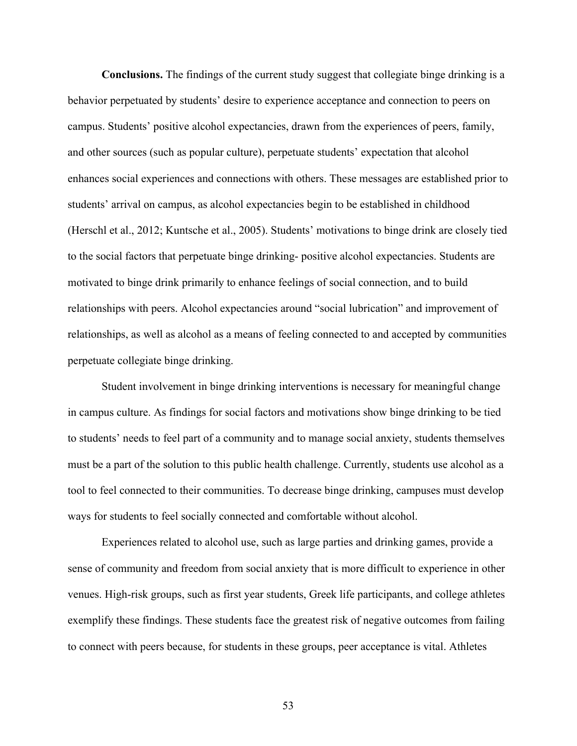**Conclusions.** The findings of the current study suggest that collegiate binge drinking is a behavior perpetuated by students' desire to experience acceptance and connection to peers on campus. Students' positive alcohol expectancies, drawn from the experiences of peers, family, and other sources (such as popular culture), perpetuate students' expectation that alcohol enhances social experiences and connections with others. These messages are established prior to students' arrival on campus, as alcohol expectancies begin to be established in childhood (Herschl et al., 2012; Kuntsche et al., 2005). Students' motivations to binge drink are closely tied to the social factors that perpetuate binge drinking- positive alcohol expectancies. Students are motivated to binge drink primarily to enhance feelings of social connection, and to build relationships with peers. Alcohol expectancies around "social lubrication" and improvement of relationships, as well as alcohol as a means of feeling connected to and accepted by communities perpetuate collegiate binge drinking.

Student involvement in binge drinking interventions is necessary for meaningful change in campus culture. As findings for social factors and motivations show binge drinking to be tied to students' needs to feel part of a community and to manage social anxiety, students themselves must be a part of the solution to this public health challenge. Currently, students use alcohol as a tool to feel connected to their communities. To decrease binge drinking, campuses must develop ways for students to feel socially connected and comfortable without alcohol.

Experiences related to alcohol use, such as large parties and drinking games, provide a sense of community and freedom from social anxiety that is more difficult to experience in other venues. High-risk groups, such as first year students, Greek life participants, and college athletes exemplify these findings. These students face the greatest risk of negative outcomes from failing to connect with peers because, for students in these groups, peer acceptance is vital. Athletes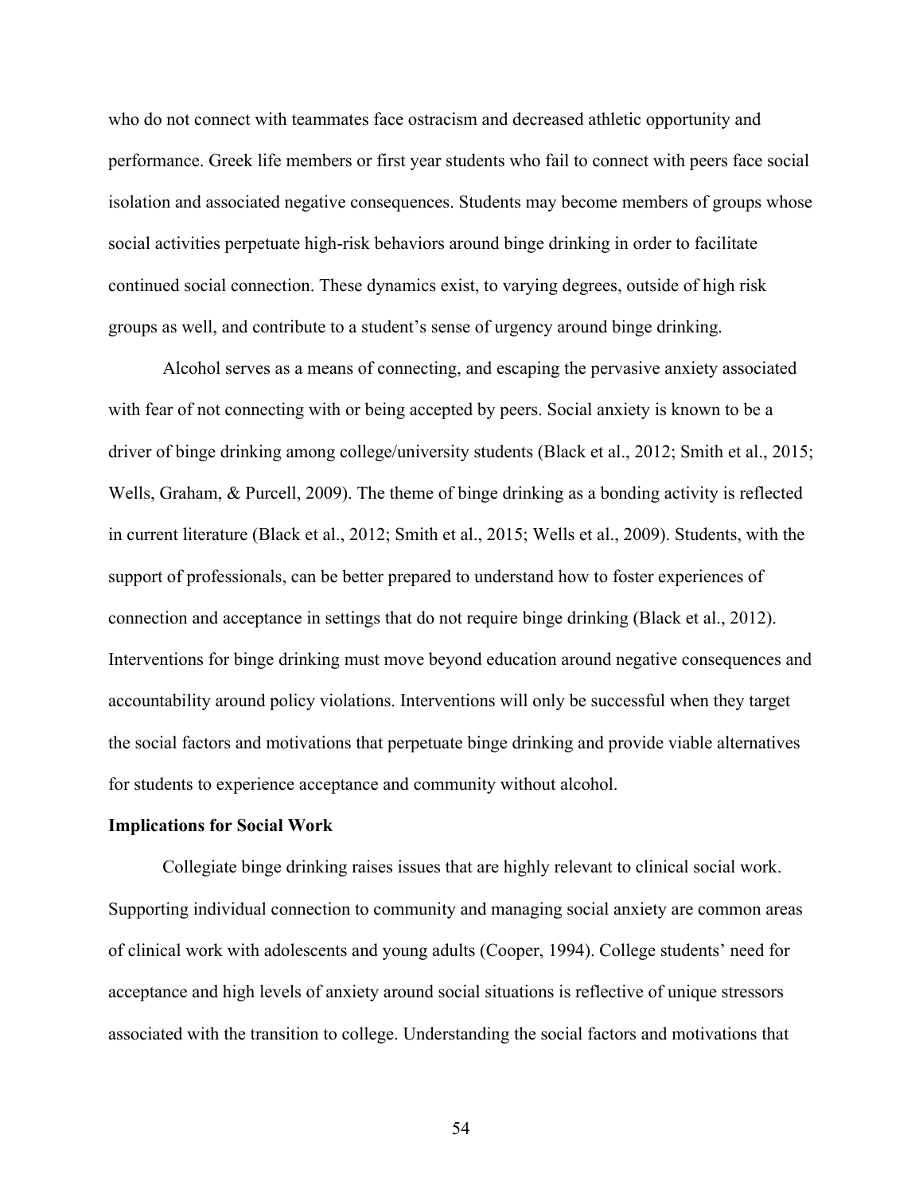who do not connect with teammates face ostracism and decreased athletic opportunity and performance. Greek life members or first year students who fail to connect with peers face social isolation and associated negative consequences. Students may become members of groups whose social activities perpetuate high-risk behaviors around binge drinking in order to facilitate continued social connection. These dynamics exist, to varying degrees, outside of high risk groups as well, and contribute to a student's sense of urgency around binge drinking.

Alcohol serves as a means of connecting, and escaping the pervasive anxiety associated with fear of not connecting with or being accepted by peers. Social anxiety is known to be a driver of binge drinking among college/university students (Black et al., 2012; Smith et al., 2015; Wells, Graham, & Purcell, 2009). The theme of binge drinking as a bonding activity is reflected in current literature (Black et al., 2012; Smith et al., 2015; Wells et al., 2009). Students, with the support of professionals, can be better prepared to understand how to foster experiences of connection and acceptance in settings that do not require binge drinking (Black et al., 2012). Interventions for binge drinking must move beyond education around negative consequences and accountability around policy violations. Interventions will only be successful when they target the social factors and motivations that perpetuate binge drinking and provide viable alternatives for students to experience acceptance and community without alcohol.

**Implications for Social Work**

Collegiate binge drinking raises issues that are highly relevant to clinical social work. Supporting individual connection to community and managing social anxiety are common areas of clinical work with adolescents and young adults (Cooper, 1994). College students' need for acceptance and high levels of anxiety around social situations is reflective of unique stressors associated with the transition to college. Understanding the social factors and motivations that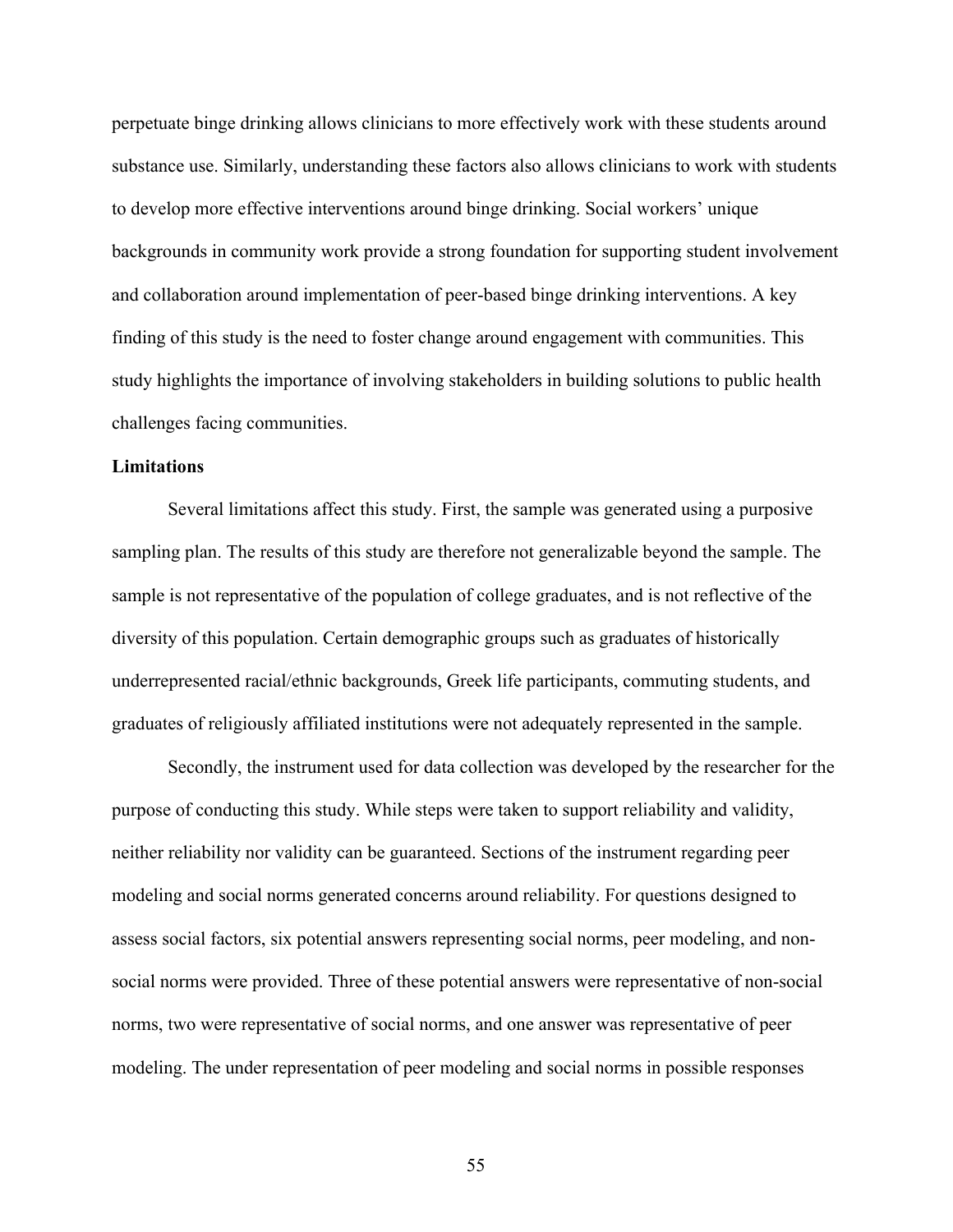perpetuate binge drinking allows clinicians to more effectively work with these students around substance use. Similarly, understanding these factors also allows clinicians to work with students to develop more effective interventions around binge drinking. Social workers' unique backgrounds in community work provide a strong foundation for supporting student involvement and collaboration around implementation of peer-based binge drinking interventions. A key finding of this study is the need to foster change around engagement with communities. This study highlights the importance of involving stakeholders in building solutions to public health challenges facing communities.

**Limitations**

Several limitations affect this study. First, the sample was generated using a purposive sampling plan. The results of this study are therefore not generalizable beyond the sample. The sample is not representative of the population of college graduates, and is not reflective of the diversity of this population. Certain demographic groups such as graduates of historically underrepresented racial/ethnic backgrounds, Greek life participants, commuting students, and graduates of religiously affiliated institutions were not adequately represented in the sample.

Secondly, the instrument used for data collection was developed by the researcher for the purpose of conducting this study. While steps were taken to support reliability and validity, neither reliability nor validity can be guaranteed. Sections of the instrument regarding peer modeling and social norms generated concerns around reliability. For questions designed to assess social factors, six potential answers representing social norms, peer modeling, and non-social norms were provided. Three of these potential answers were representative of non-social norms, two were representative of social norms, and one answer was representative of peer modeling. The under representation of peer modeling and social norms in possible responses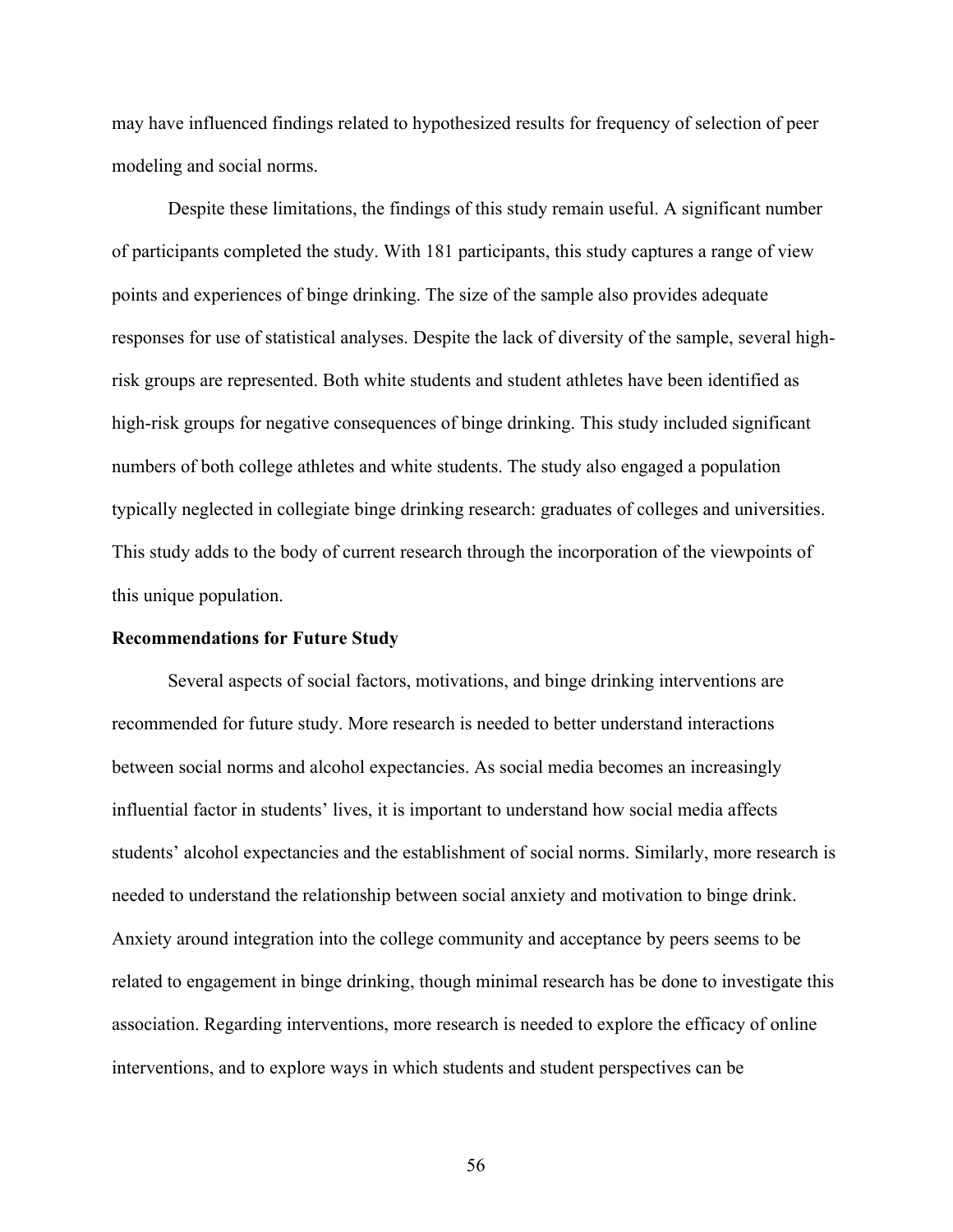may have influenced findings related to hypothesized results for frequency of selection of peer modeling and social norms.

Despite these limitations, the findings of this study remain useful. A significant number of participants completed the study. With 181 participants, this study captures a range of view points and experiences of binge drinking. The size of the sample also provides adequate responses for use of statistical analyses. Despite the lack of diversity of the sample, several high-risk groups are represented. Both white students and student athletes have been identified as high-risk groups for negative consequences of binge drinking. This study included significant numbers of both college athletes and white students. The study also engaged a population typically neglected in collegiate binge drinking research: graduates of colleges and universities. This study adds to the body of current research through the incorporation of the viewpoints of this unique population.

**Recommendations for Future Study**

Several aspects of social factors, motivations, and binge drinking interventions are recommended for future study. More research is needed to better understand interactions between social norms and alcohol expectancies. As social media becomes an increasingly influential factor in students' lives, it is important to understand how social media affects students' alcohol expectancies and the establishment of social norms. Similarly, more research is needed to understand the relationship between social anxiety and motivation to binge drink. Anxiety around integration into the college community and acceptance by peers seems to be related to engagement in binge drinking, though minimal research has be done to investigate this association. Regarding interventions, more research is needed to explore the efficacy of online interventions, and to explore ways in which students and student perspectives can be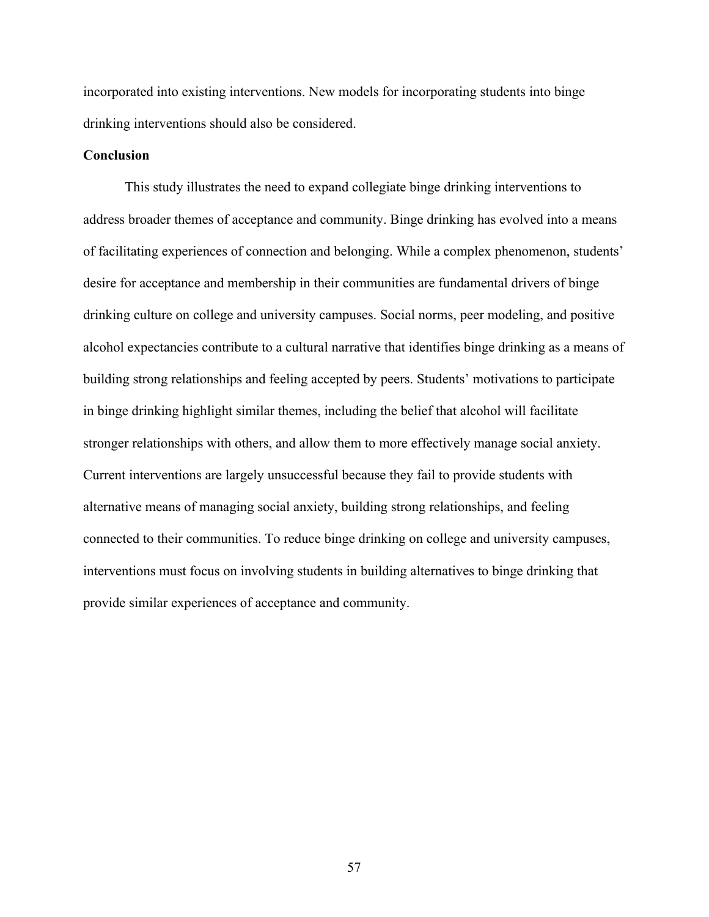incorporated into existing interventions. New models for incorporating students into binge drinking interventions should also be considered.

## Conclusion

This study illustrates the need to expand collegiate binge drinking interventions to address broader themes of acceptance and community. Binge drinking has evolved into a means of facilitating experiences of connection and belonging. While a complex phenomenon, students' desire for acceptance and membership in their communities are fundamental drivers of binge drinking culture on college and university campuses. Social norms, peer modeling, and positive alcohol expectancies contribute to a cultural narrative that identifies binge drinking as a means of building strong relationships and feeling accepted by peers. Students' motivations to participate in binge drinking highlight similar themes, including the belief that alcohol will facilitate stronger relationships with others, and allow them to more effectively manage social anxiety. Current interventions are largely unsuccessful because they fail to provide students with alternative means of managing social anxiety, building strong relationships, and feeling connected to their communities. To reduce binge drinking on college and university campuses, interventions must focus on involving students in building alternatives to binge drinking that provide similar experiences of acceptance and community.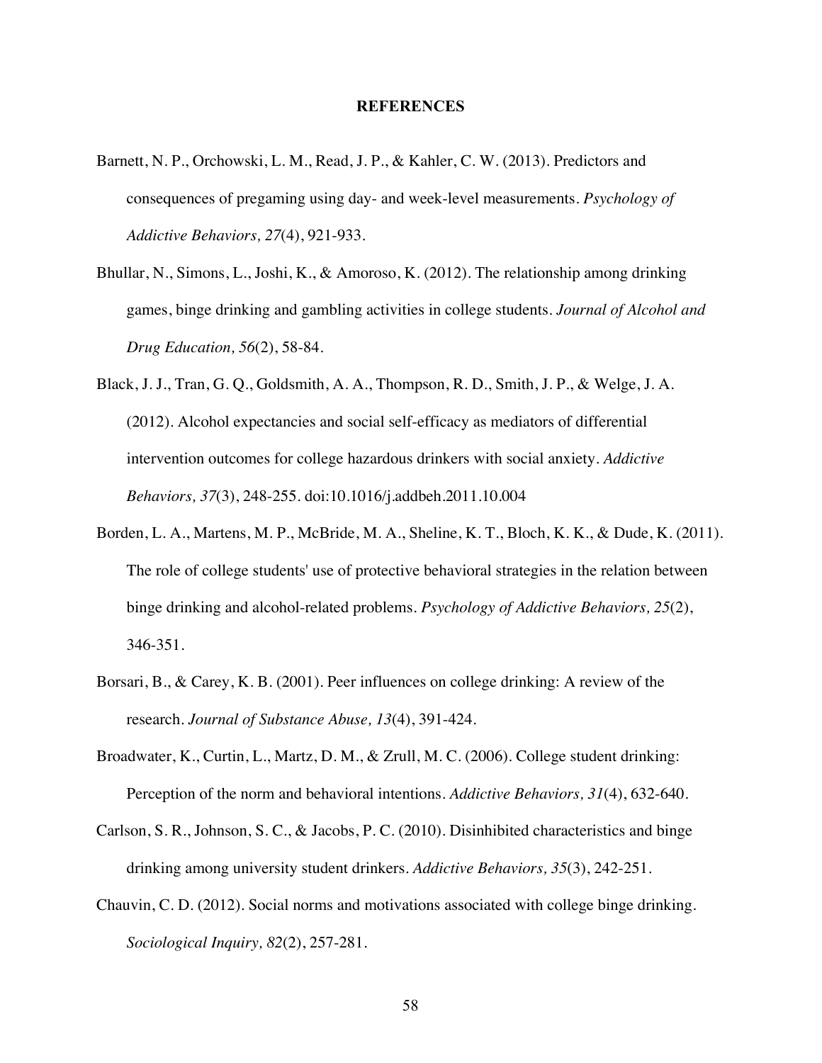# REFERENCES

Barnett, N. P., Orchowski, L. M., Read, J. P., & Kahler, C. W. (2013). Predictors and consequences of pregaming using day- and week-level measurements. *Psychology of Addictive Behaviors, 27*(4), 921-933.

Bhullar, N., Simons, L., Joshi, K., & Amoroso, K. (2012). The relationship among drinking games, binge drinking and gambling activities in college students. *Journal of Alcohol and Drug Education, 56*(2), 58-84.

Black, J. J., Tran, G. Q., Goldsmith, A. A., Thompson, R. D., Smith, J. P., & Welge, J. A. (2012). Alcohol expectancies and social self-efficacy as mediators of differential intervention outcomes for college hazardous drinkers with social anxiety. *Addictive Behaviors, 37*(3), 248-255. doi:10.1016/j.addbeh.2011.10.004

Borden, L. A., Martens, M. P., McBride, M. A., Sheline, K. T., Bloch, K. K., & Dude, K. (2011). The role of college students' use of protective behavioral strategies in the relation between binge drinking and alcohol-related problems. *Psychology of Addictive Behaviors, 25*(2), 346-351.

Borsari, B., & Carey, K. B. (2001). Peer influences on college drinking: A review of the research. *Journal of Substance Abuse, 13*(4), 391-424.

Broadwater, K., Curtin, L., Martz, D. M., & Zrull, M. C. (2006). College student drinking: Perception of the norm and behavioral intentions. *Addictive Behaviors, 31*(4), 632-640.

Carlson, S. R., Johnson, S. C., & Jacobs, P. C. (2010). Disinhibited characteristics and binge drinking among university student drinkers. *Addictive Behaviors, 35*(3), 242-251.

Chauvin, C. D. (2012). Social norms and motivations associated with college binge drinking. *Sociological Inquiry, 82*(2), 257-281.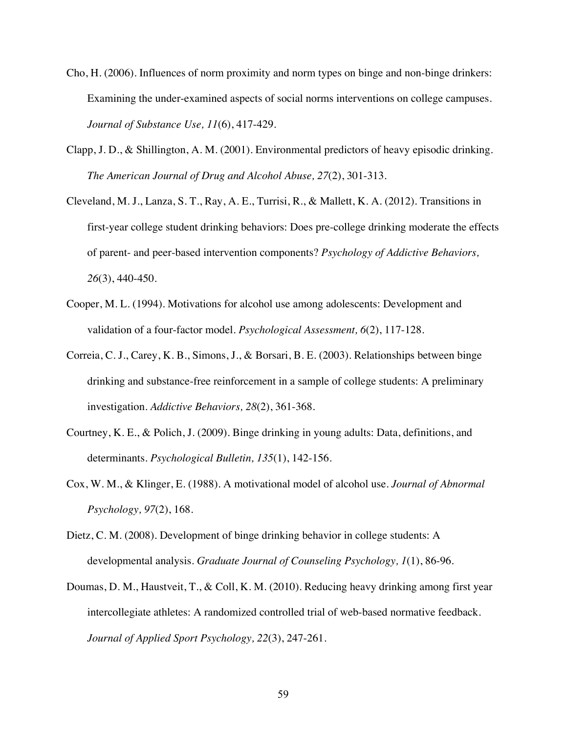Cho, H. (2006). Influences of norm proximity and norm types on binge and non-binge drinkers: Examining the under-examined aspects of social norms interventions on college campuses. *Journal of Substance Use, 11*(6), 417-429.

Clapp, J. D., & Shillington, A. M. (2001). Environmental predictors of heavy episodic drinking. *The American Journal of Drug and Alcohol Abuse, 27*(2), 301-313.

Cleveland, M. J., Lanza, S. T., Ray, A. E., Turrisi, R., & Mallett, K. A. (2012). Transitions in first-year college student drinking behaviors: Does pre-college drinking moderate the effects of parent- and peer-based intervention components? *Psychology of Addictive Behaviors, 26*(3), 440-450.

Cooper, M. L. (1994). Motivations for alcohol use among adolescents: Development and validation of a four-factor model. *Psychological Assessment, 6*(2), 117-128.

Correia, C. J., Carey, K. B., Simons, J., & Borsari, B. E. (2003). Relationships between binge drinking and substance-free reinforcement in a sample of college students: A preliminary investigation. *Addictive Behaviors, 28*(2), 361-368.

Courtney, K. E., & Polich, J. (2009). Binge drinking in young adults: Data, definitions, and determinants. *Psychological Bulletin, 135*(1), 142-156.

Cox, W. M., & Klinger, E. (1988). A motivational model of alcohol use. *Journal of Abnormal Psychology, 97*(2), 168.

Dietz, C. M. (2008). Development of binge drinking behavior in college students: A developmental analysis. *Graduate Journal of Counseling Psychology, 1*(1), 86-96.

Doumas, D. M., Haustveit, T., & Coll, K. M. (2010). Reducing heavy drinking among first year intercollegiate athletes: A randomized controlled trial of web-based normative feedback. *Journal of Applied Sport Psychology, 22*(3), 247-261.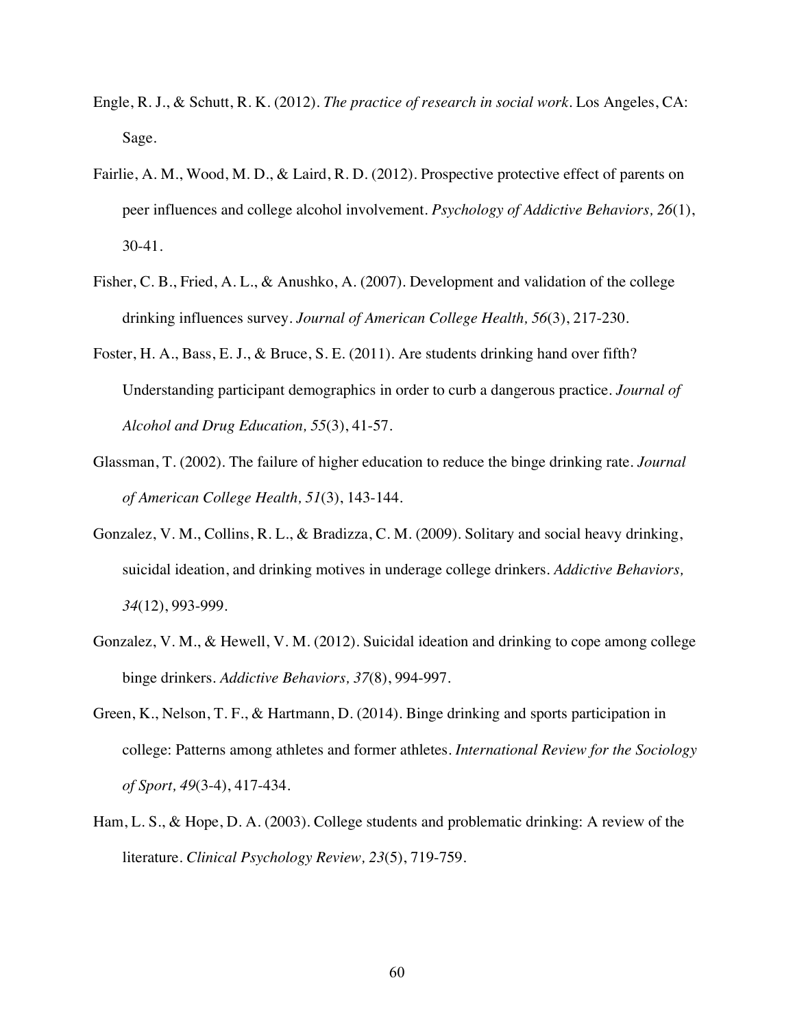Engle, R. J., & Schutt, R. K. (2012). *The practice of research in social work*. Los Angeles, CA: Sage.

Fairlie, A. M., Wood, M. D., & Laird, R. D. (2012). Prospective protective effect of parents on peer influences and college alcohol involvement. *Psychology of Addictive Behaviors, 26*(1), 30-41.

Fisher, C. B., Fried, A. L., & Anushko, A. (2007). Development and validation of the college drinking influences survey. *Journal of American College Health, 56*(3), 217-230.

Foster, H. A., Bass, E. J., & Bruce, S. E. (2011). Are students drinking hand over fifth? Understanding participant demographics in order to curb a dangerous practice. *Journal of Alcohol and Drug Education, 55*(3), 41-57.

Glassman, T. (2002). The failure of higher education to reduce the binge drinking rate. *Journal of American College Health, 51*(3), 143-144.

Gonzalez, V. M., Collins, R. L., & Bradizza, C. M. (2009). Solitary and social heavy drinking, suicidal ideation, and drinking motives in underage college drinkers. *Addictive Behaviors, 34*(12), 993-999.

Gonzalez, V. M., & Hewell, V. M. (2012). Suicidal ideation and drinking to cope among college binge drinkers. *Addictive Behaviors, 37*(8), 994-997.

Green, K., Nelson, T. F., & Hartmann, D. (2014). Binge drinking and sports participation in college: Patterns among athletes and former athletes. *International Review for the Sociology of Sport, 49*(3-4), 417-434.

Ham, L. S., & Hope, D. A. (2003). College students and problematic drinking: A review of the literature. *Clinical Psychology Review, 23*(5), 719-759.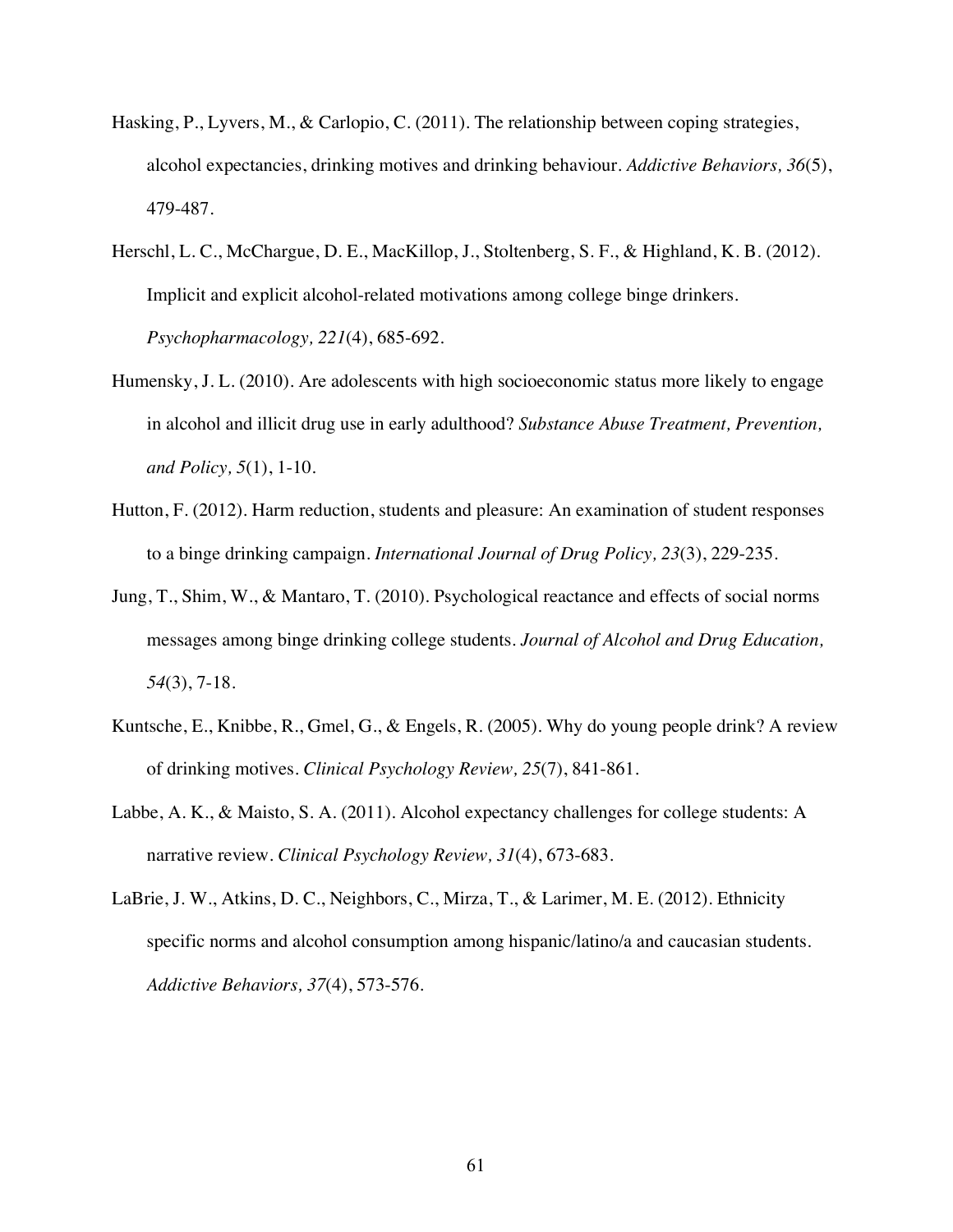Hasking, P., Lyvers, M., & Carlopio, C. (2011). The relationship between coping strategies, alcohol expectancies, drinking motives and drinking behaviour. *Addictive Behaviors, 36*(5), 479-487.

Herschl, L. C., McChargue, D. E., MacKillop, J., Stoltenberg, S. F., & Highland, K. B. (2012). Implicit and explicit alcohol-related motivations among college binge drinkers. *Psychopharmacology, 221*(4), 685-692.

Humensky, J. L. (2010). Are adolescents with high socioeconomic status more likely to engage in alcohol and illicit drug use in early adulthood? *Substance Abuse Treatment, Prevention, and Policy, 5*(1), 1-10.

Hutton, F. (2012). Harm reduction, students and pleasure: An examination of student responses to a binge drinking campaign. *International Journal of Drug Policy, 23*(3), 229-235.

Jung, T., Shim, W., & Mantaro, T. (2010). Psychological reactance and effects of social norms messages among binge drinking college students. *Journal of Alcohol and Drug Education, 54*(3), 7-18.

Kuntsche, E., Knibbe, R., Gmel, G., & Engels, R. (2005). Why do young people drink? A review of drinking motives. *Clinical Psychology Review, 25*(7), 841-861.

Labbe, A. K., & Maisto, S. A. (2011). Alcohol expectancy challenges for college students: A narrative review. *Clinical Psychology Review, 31*(4), 673-683.

LaBrie, J. W., Atkins, D. C., Neighbors, C., Mirza, T., & Larimer, M. E. (2012). Ethnicity specific norms and alcohol consumption among hispanic/latino/a and caucasian students. *Addictive Behaviors, 37*(4), 573-576.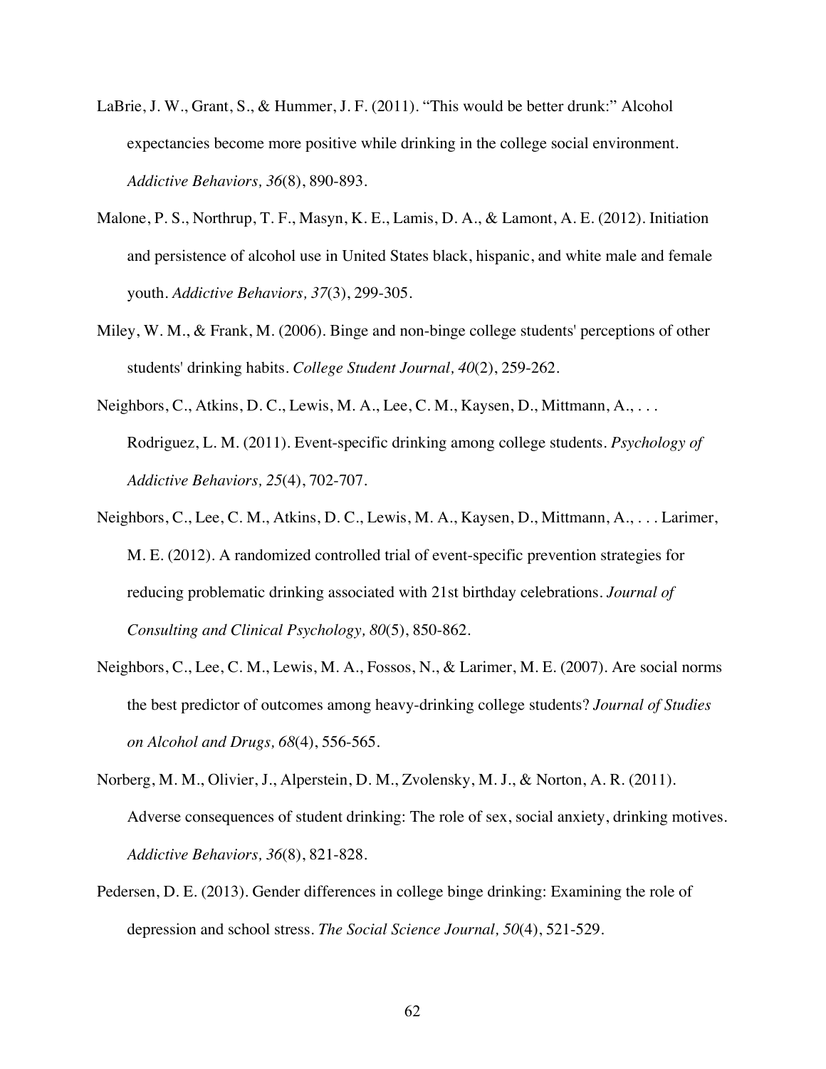LaBrie, J. W., Grant, S., & Hummer, J. F. (2011). “This would be better drunk:” Alcohol expectancies become more positive while drinking in the college social environment. *Addictive Behaviors, 36*(8), 890-893.

Malone, P. S., Northrup, T. F., Masyn, K. E., Lamis, D. A., & Lamont, A. E. (2012). Initiation and persistence of alcohol use in United States black, hispanic, and white male and female youth. *Addictive Behaviors, 37*(3), 299-305.

Miley, W. M., & Frank, M. (2006). Binge and non-binge college students' perceptions of other students' drinking habits. *College Student Journal, 40*(2), 259-262.

Neighbors, C., Atkins, D. C., Lewis, M. A., Lee, C. M., Kaysen, D., Mittmann, A., . . . Rodriguez, L. M. (2011). Event-specific drinking among college students. *Psychology of Addictive Behaviors, 25*(4), 702-707.

Neighbors, C., Lee, C. M., Atkins, D. C., Lewis, M. A., Kaysen, D., Mittmann, A., . . . Larimer, M. E. (2012). A randomized controlled trial of event-specific prevention strategies for reducing problematic drinking associated with 21st birthday celebrations. *Journal of Consulting and Clinical Psychology, 80*(5), 850-862.

Neighbors, C., Lee, C. M., Lewis, M. A., Fossos, N., & Larimer, M. E. (2007). Are social norms the best predictor of outcomes among heavy-drinking college students? *Journal of Studies on Alcohol and Drugs, 68*(4), 556-565.

Norberg, M. M., Olivier, J., Alperstein, D. M., Zvolensky, M. J., & Norton, A. R. (2011). Adverse consequences of student drinking: The role of sex, social anxiety, drinking motives. *Addictive Behaviors, 36*(8), 821-828.

Pedersen, D. E. (2013). Gender differences in college binge drinking: Examining the role of depression and school stress. *The Social Science Journal, 50*(4), 521-529.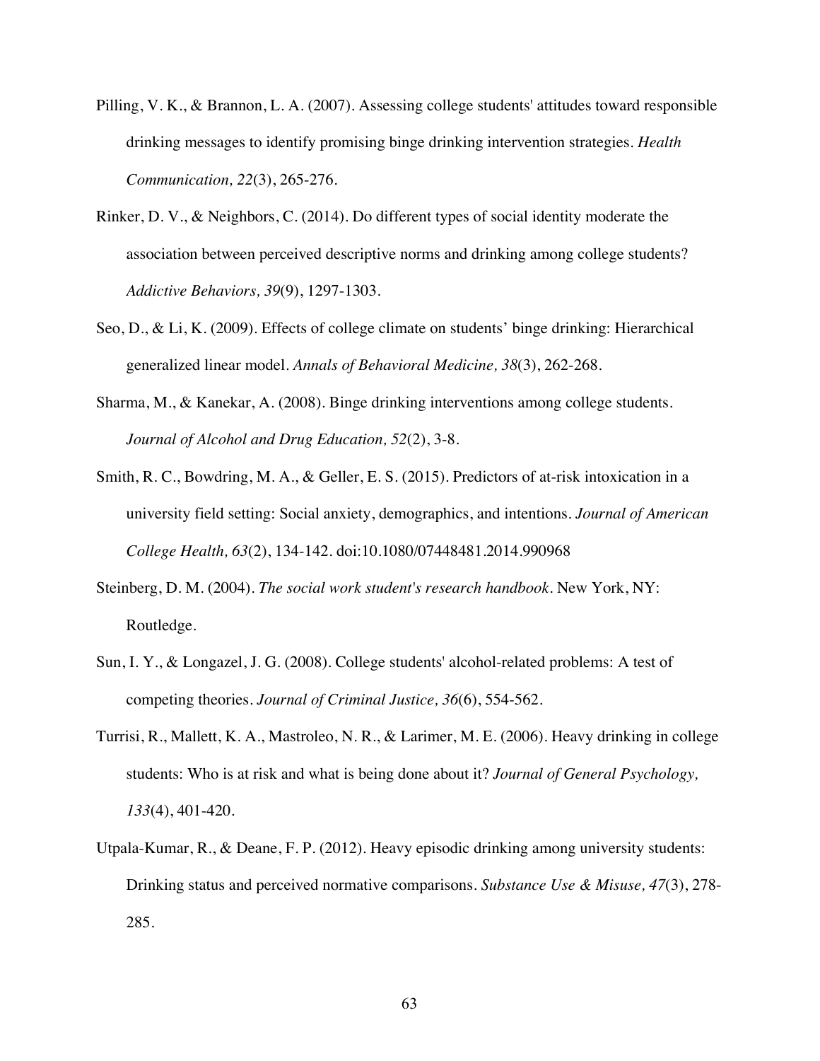Pilling, V. K., & Brannon, L. A. (2007). Assessing college students' attitudes toward responsible drinking messages to identify promising binge drinking intervention strategies. *Health Communication, 22*(3), 265-276.

Rinker, D. V., & Neighbors, C. (2014). Do different types of social identity moderate the association between perceived descriptive norms and drinking among college students? *Addictive Behaviors, 39*(9), 1297-1303.

Seo, D., & Li, K. (2009). Effects of college climate on students' binge drinking: Hierarchical generalized linear model. *Annals of Behavioral Medicine, 38*(3), 262-268.

Sharma, M., & Kanekar, A. (2008). Binge drinking interventions among college students. *Journal of Alcohol and Drug Education, 52*(2), 3-8.

Smith, R. C., Bowdring, M. A., & Geller, E. S. (2015). Predictors of at-risk intoxication in a university field setting: Social anxiety, demographics, and intentions. *Journal of American College Health, 63*(2), 134-142. doi:10.1080/07448481.2014.990968

Steinberg, D. M. (2004). *The social work student's research handbook*. New York, NY: Routledge.

Sun, I. Y., & Longazel, J. G. (2008). College students' alcohol-related problems: A test of competing theories. *Journal of Criminal Justice, 36*(6), 554-562.

Turrisi, R., Mallett, K. A., Mastroleo, N. R., & Larimer, M. E. (2006). Heavy drinking in college students: Who is at risk and what is being done about it? *Journal of General Psychology, 133*(4), 401-420.

Utpala-Kumar, R., & Deane, F. P. (2012). Heavy episodic drinking among university students: Drinking status and perceived normative comparisons. *Substance Use & Misuse, 47*(3), 278-285.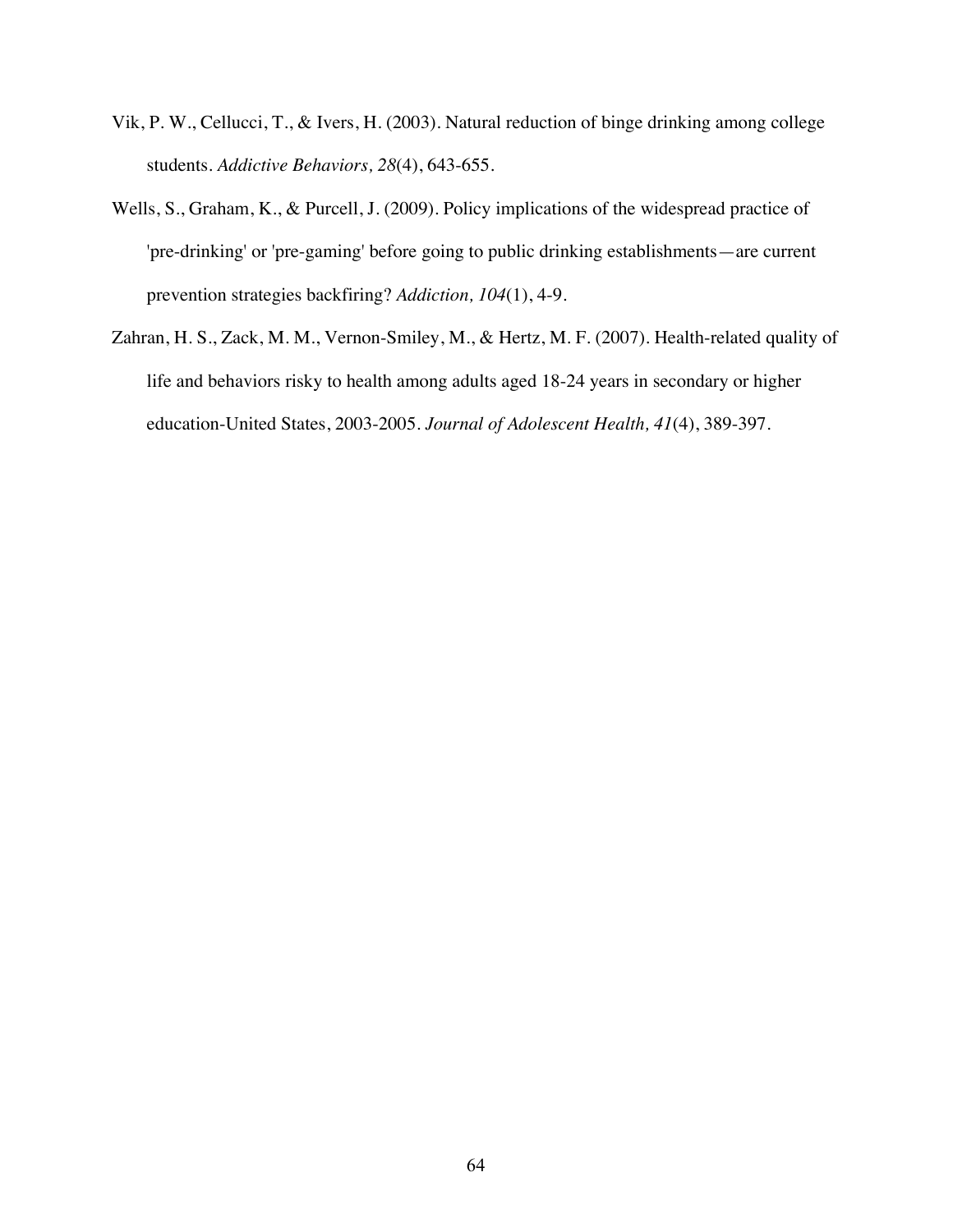Vik, P. W., Cellucci, T., & Ivers, H. (2003). Natural reduction of binge drinking among college students. *Addictive Behaviors, 28*(4), 643-655.

Wells, S., Graham, K., & Purcell, J. (2009). Policy implications of the widespread practice of 'pre-drinking' or 'pre-gaming' before going to public drinking establishments—are current prevention strategies backfiring? *Addiction, 104*(1), 4-9.

Zahran, H. S., Zack, M. M., Vernon-Smiley, M., & Hertz, M. F. (2007). Health-related quality of life and behaviors risky to health among adults aged 18-24 years in secondary or higher education-United States, 2003-2005. *Journal of Adolescent Health, 41*(4), 389-397.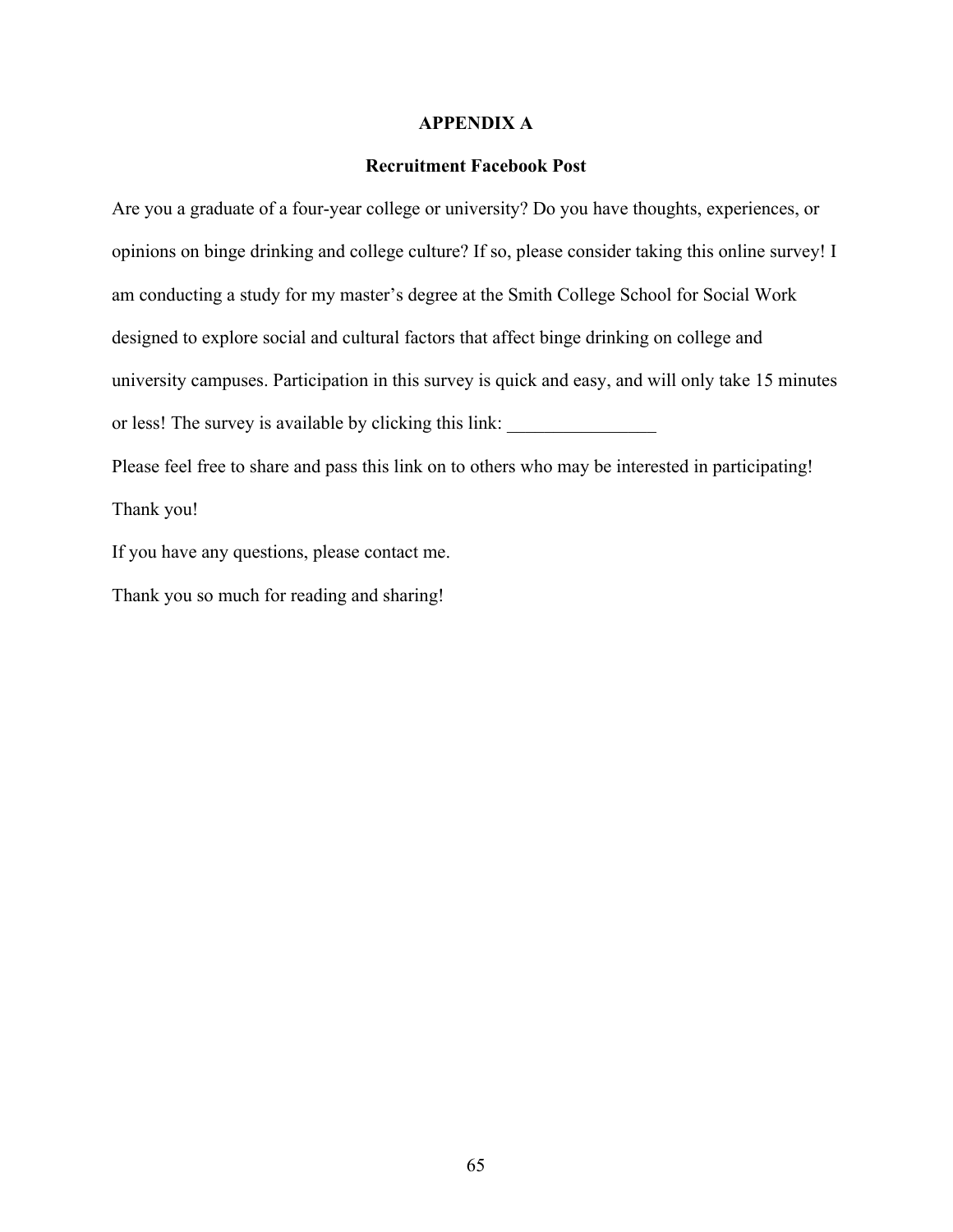# APPENDIX A

## Recruitment Facebook Post

Are you a graduate of a four-year college or university? Do you have thoughts, experiences, or opinions on binge drinking and college culture? If so, please consider taking this online survey! I am conducting a study for my master's degree at the Smith College School for Social Work designed to explore social and cultural factors that affect binge drinking on college and university campuses. Participation in this survey is quick and easy, and will only take 15 minutes or less! The survey is available by clicking this link: ________________

Please feel free to share and pass this link on to others who may be interested in participating!

Thank you!

If you have any questions, please contact me.

Thank you so much for reading and sharing!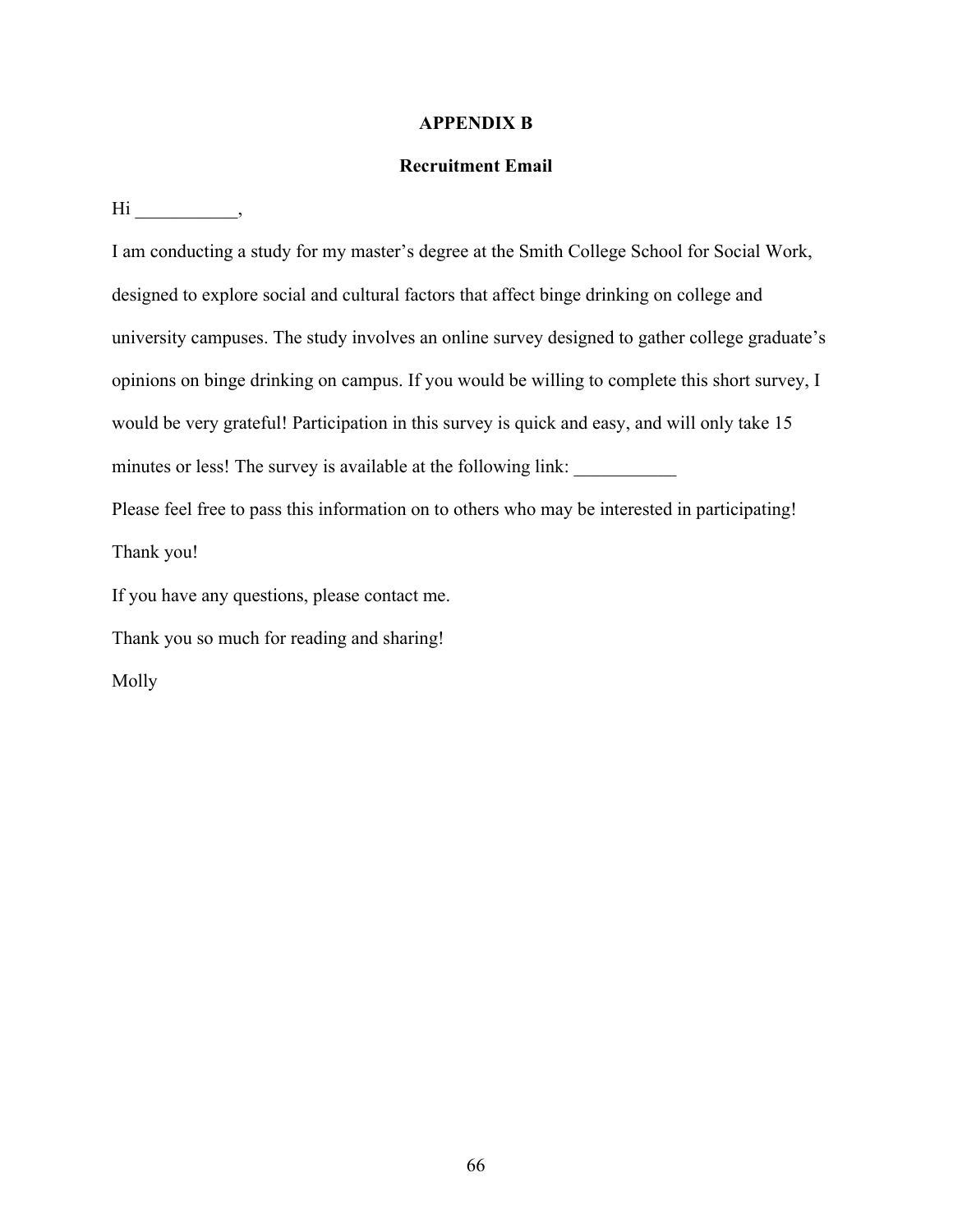## APPENDIX B

### Recruitment Email

Hi ___________,

I am conducting a study for my master's degree at the Smith College School for Social Work, designed to explore social and cultural factors that affect binge drinking on college and university campuses. The study involves an online survey designed to gather college graduate's opinions on binge drinking on campus. If you would be willing to complete this short survey, I would be very grateful! Participation in this survey is quick and easy, and will only take 15 minutes or less! The survey is available at the following link: ___________

Please feel free to pass this information on to others who may be interested in participating!

Thank you!

If you have any questions, please contact me.

Thank you so much for reading and sharing!

Molly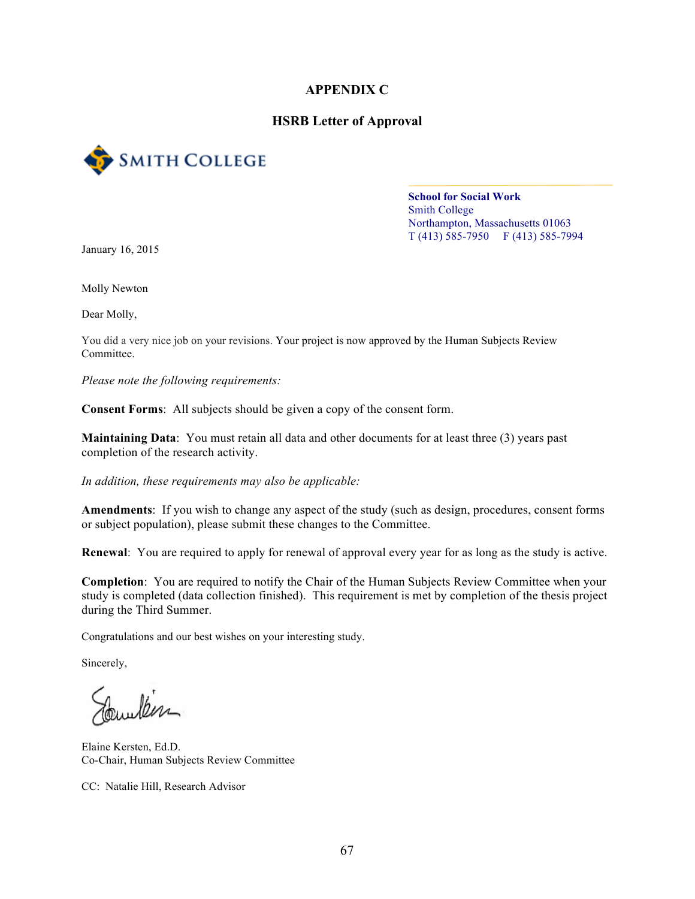# APPENDIX C

## HSRB Letter of Approval

SMITH COLLEGE

**School for Social Work**
Smith College
Northampton, Massachusetts 01063
T (413) 585-7950 F (413) 585-7994

January 16, 2015

Molly Newton

Dear Molly,

You did a very nice job on your revisions. Your project is now approved by the Human Subjects Review Committee.

*Please note the following requirements:*

**Consent Forms**: All subjects should be given a copy of the consent form.

**Maintaining Data**: You must retain all data and other documents for at least three (3) years past completion of the research activity.

*In addition, these requirements may also be applicable:*

**Amendments**: If you wish to change any aspect of the study (such as design, procedures, consent forms or subject population), please submit these changes to the Committee.

**Renewal**: You are required to apply for renewal of approval every year for as long as the study is active.

**Completion**: You are required to notify the Chair of the Human Subjects Review Committee when your study is completed (data collection finished). This requirement is met by completion of the thesis project during the Third Summer.

Congratulations and our best wishes on your interesting study.

Sincerely,

Elaine Kersten, Ed.D.
Co-Chair, Human Subjects Review Committee

CC: Natalie Hill, Research Advisor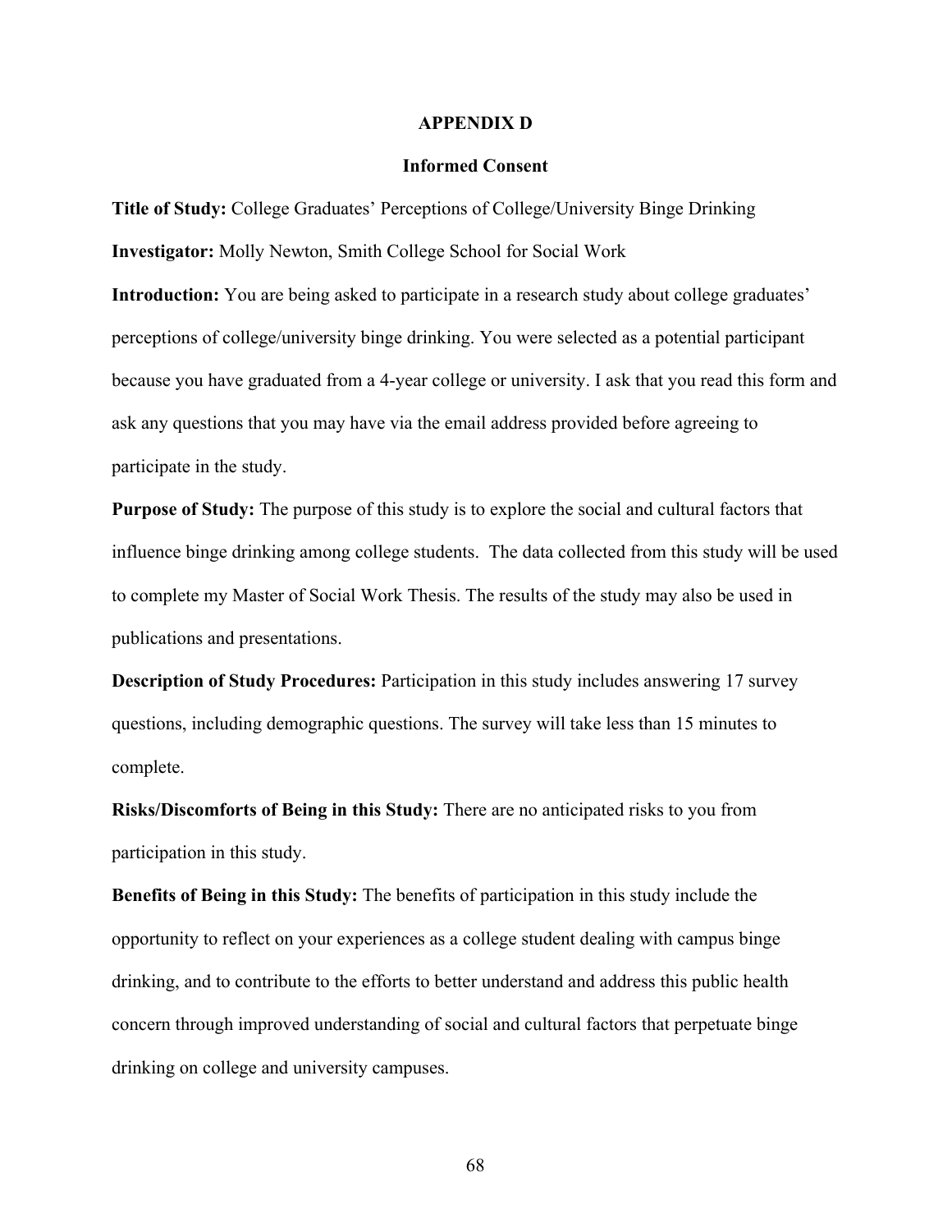## APPENDIX D

### Informed Consent

**Title of Study:** College Graduates' Perceptions of College/University Binge Drinking

**Investigator:** Molly Newton, Smith College School for Social Work

**Introduction:** You are being asked to participate in a research study about college graduates' perceptions of college/university binge drinking. You were selected as a potential participant because you have graduated from a 4-year college or university. I ask that you read this form and ask any questions that you may have via the email address provided before agreeing to participate in the study.

**Purpose of Study:** The purpose of this study is to explore the social and cultural factors that influence binge drinking among college students. The data collected from this study will be used to complete my Master of Social Work Thesis. The results of the study may also be used in publications and presentations.

**Description of Study Procedures:** Participation in this study includes answering 17 survey questions, including demographic questions. The survey will take less than 15 minutes to complete.

**Risks/Discomforts of Being in this Study:** There are no anticipated risks to you from participation in this study.

**Benefits of Being in this Study:** The benefits of participation in this study include the opportunity to reflect on your experiences as a college student dealing with campus binge drinking, and to contribute to the efforts to better understand and address this public health concern through improved understanding of social and cultural factors that perpetuate binge drinking on college and university campuses.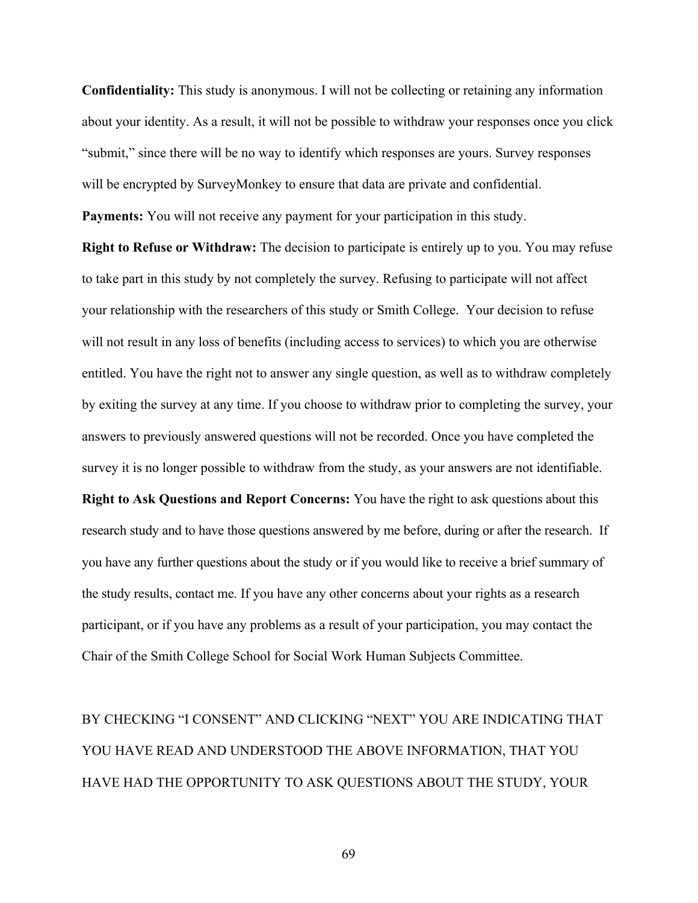**Confidentiality:** This study is anonymous. I will not be collecting or retaining any information about your identity. As a result, it will not be possible to withdraw your responses once you click "submit," since there will be no way to identify which responses are yours. Survey responses will be encrypted by SurveyMonkey to ensure that data are private and confidential.

**Payments:** You will not receive any payment for your participation in this study.

**Right to Refuse or Withdraw:** The decision to participate is entirely up to you. You may refuse to take part in this study by not completely the survey. Refusing to participate will not affect your relationship with the researchers of this study or Smith College. Your decision to refuse will not result in any loss of benefits (including access to services) to which you are otherwise entitled. You have the right not to answer any single question, as well as to withdraw completely by exiting the survey at any time. If you choose to withdraw prior to completing the survey, your answers to previously answered questions will not be recorded. Once you have completed the survey it is no longer possible to withdraw from the study, as your answers are not identifiable.

**Right to Ask Questions and Report Concerns:** You have the right to ask questions about this research study and to have those questions answered by me before, during or after the research. If you have any further questions about the study or if you would like to receive a brief summary of the study results, contact me. If you have any other concerns about your rights as a research participant, or if you have any problems as a result of your participation, you may contact the Chair of the Smith College School for Social Work Human Subjects Committee.

BY CHECKING "I CONSENT" AND CLICKING "NEXT" YOU ARE INDICATING THAT YOU HAVE READ AND UNDERSTOOD THE ABOVE INFORMATION, THAT YOU HAVE HAD THE OPPORTUNITY TO ASK QUESTIONS ABOUT THE STUDY, YOUR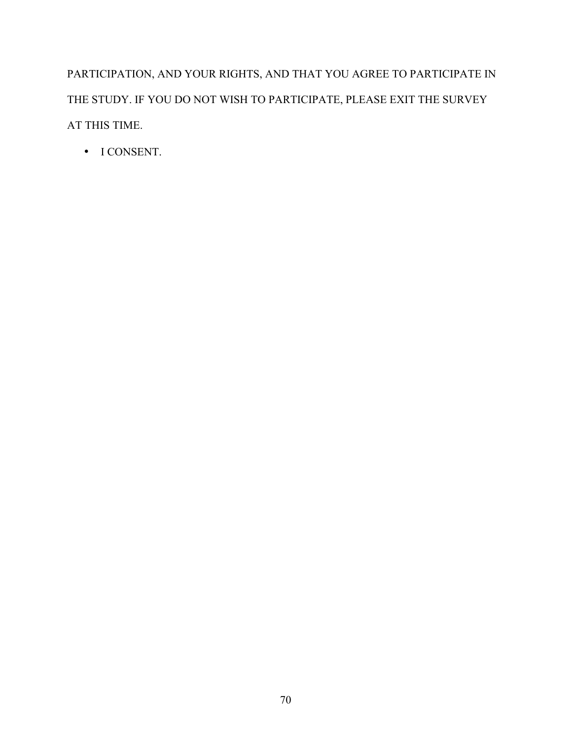PARTICIPATION, AND YOUR RIGHTS, AND THAT YOU AGREE TO PARTICIPATE IN THE STUDY. IF YOU DO NOT WISH TO PARTICIPATE, PLEASE EXIT THE SURVEY AT THIS TIME.

- I CONSENT.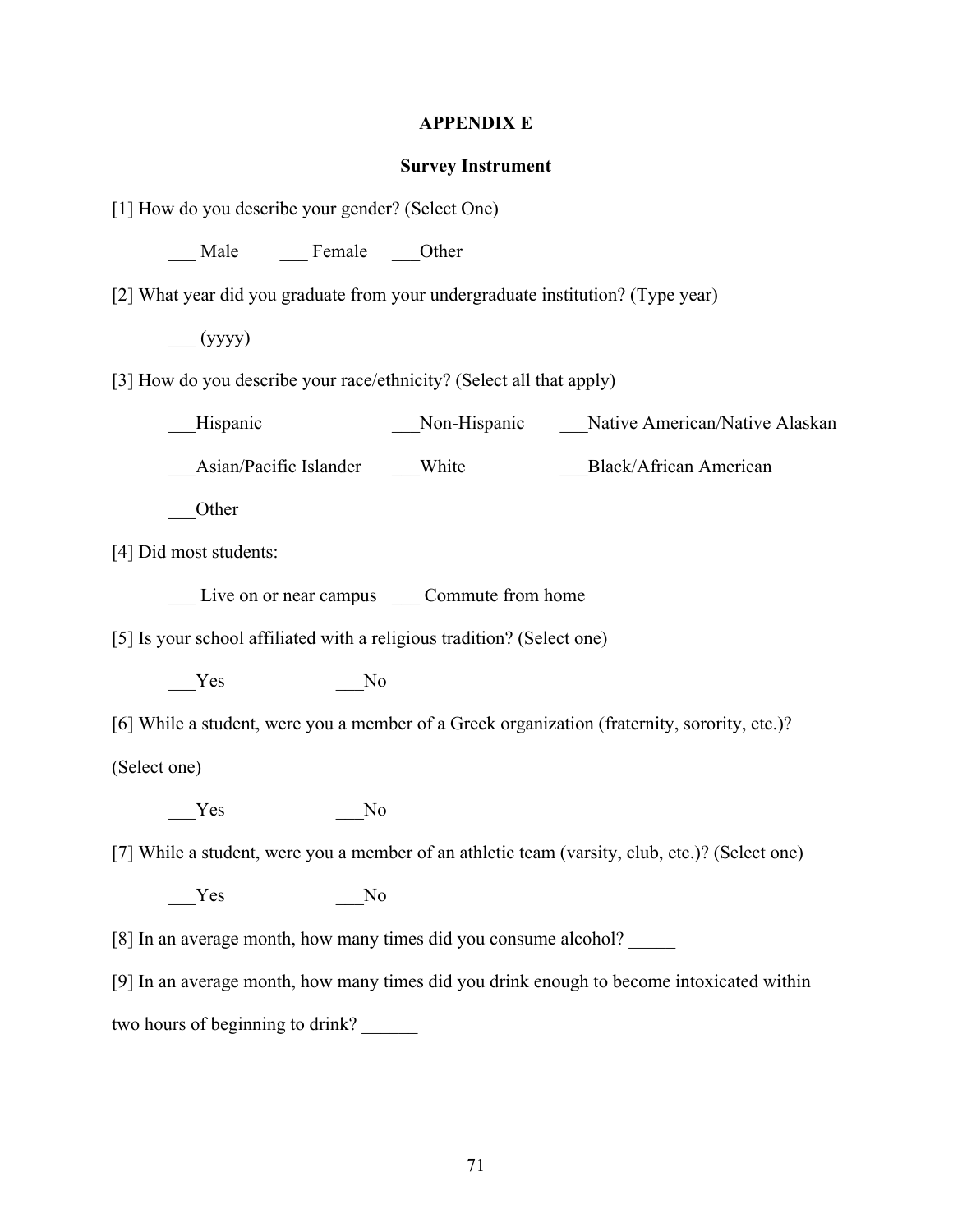# APPENDIX E

## Survey Instrument

[1] How do you describe your gender? (Select One)

___ Male ___ Female ___Other

[2] What year did you graduate from your undergraduate institution? (Type year)

___ (yyyy)

[3] How do you describe your race/ethnicity? (Select all that apply)

___Hispanic ___Non-Hispanic ___Native American/Native Alaskan

___Asian/Pacific Islander ___White ___Black/African American

___Other

[4] Did most students:

___ Live on or near campus ___ Commute from home

[5] Is your school affiliated with a religious tradition? (Select one)

___Yes ___No

[6] While a student, were you a member of a Greek organization (fraternity, sorority, etc.)? (Select one)

___Yes ___No

[7] While a student, were you a member of an athletic team (varsity, club, etc.)? (Select one)

___Yes ___No

[8] In an average month, how many times did you consume alcohol? _____

[9] In an average month, how many times did you drink enough to become intoxicated within two hours of beginning to drink? ______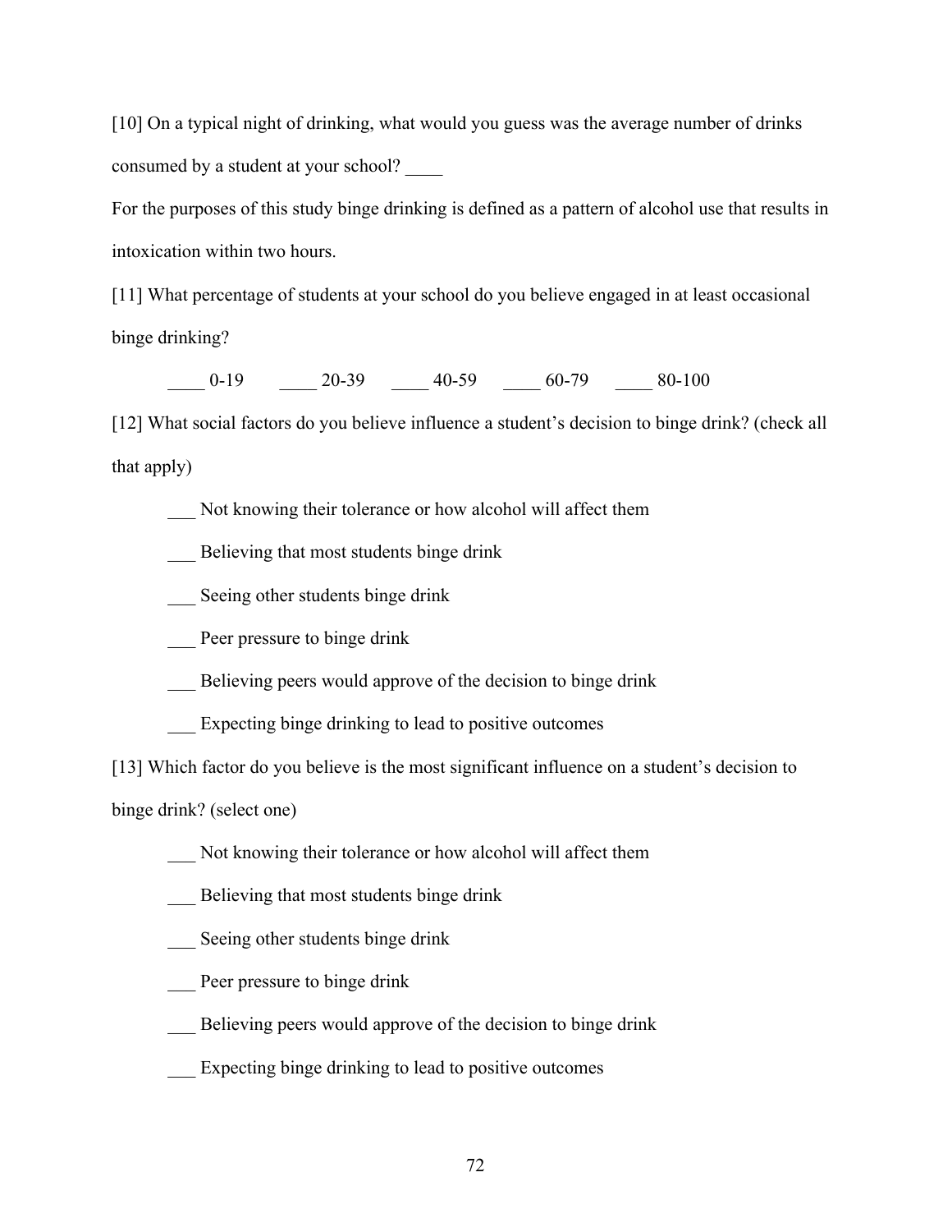[10] On a typical night of drinking, what would you guess was the average number of drinks consumed by a student at your school? ____

For the purposes of this study binge drinking is defined as a pattern of alcohol use that results in intoxication within two hours.

[11] What percentage of students at your school do you believe engaged in at least occasional binge drinking?

____ 0-19 ____ 20-39 ____ 40-59 ____ 60-79 ____ 80-100

[12] What social factors do you believe influence a student's decision to binge drink? (check all that apply)

___ Not knowing their tolerance or how alcohol will affect them

___ Believing that most students binge drink

___ Seeing other students binge drink

___ Peer pressure to binge drink

___ Believing peers would approve of the decision to binge drink

___ Expecting binge drinking to lead to positive outcomes

[13] Which factor do you believe is the most significant influence on a student's decision to binge drink? (select one)

___ Not knowing their tolerance or how alcohol will affect them

___ Believing that most students binge drink

___ Seeing other students binge drink

___ Peer pressure to binge drink

___ Believing peers would approve of the decision to binge drink

___ Expecting binge drinking to lead to positive outcomes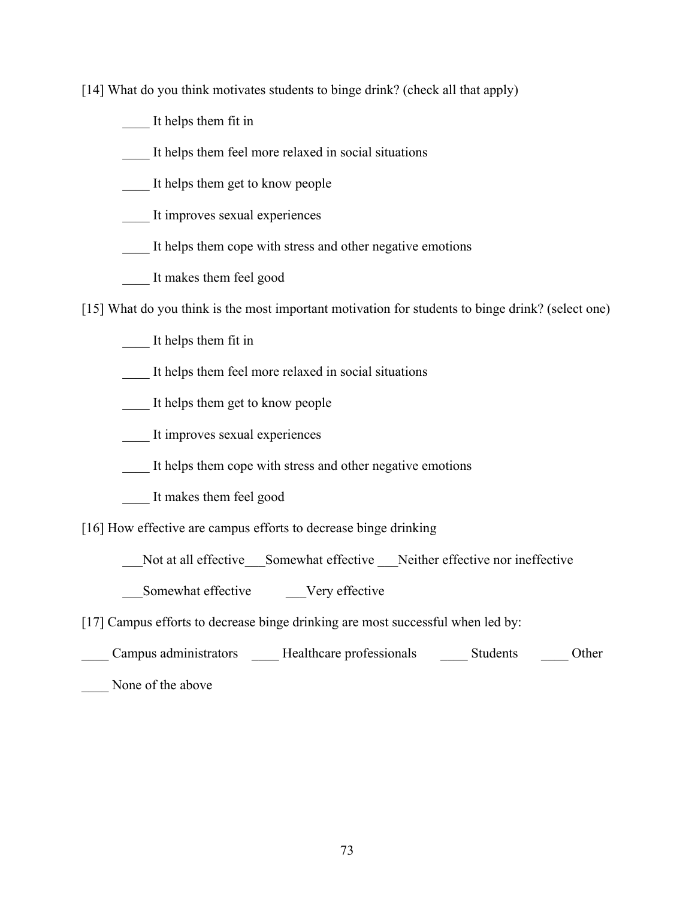[14] What do you think motivates students to binge drink? (check all that apply)

____ It helps them fit in

____ It helps them feel more relaxed in social situations

____ It helps them get to know people

____ It improves sexual experiences

____ It helps them cope with stress and other negative emotions

____ It makes them feel good

[15] What do you think is the most important motivation for students to binge drink? (select one)

____ It helps them fit in

____ It helps them feel more relaxed in social situations

____ It helps them get to know people

____ It improves sexual experiences

____ It helps them cope with stress and other negative emotions

____ It makes them feel good

[16] How effective are campus efforts to decrease binge drinking

___Not at all effective___Somewhat effective ___Neither effective nor ineffective

___Somewhat effective ___Very effective

[17] Campus efforts to decrease binge drinking are most successful when led by:

____ Campus administrators ____ Healthcare professionals ____ Students ____ Other

____ None of the above